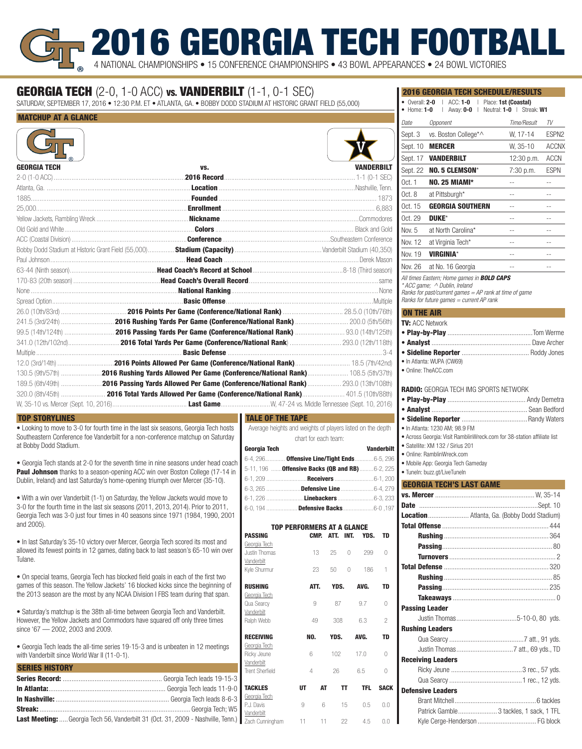# 2016 GEORGIA TECH FOOTBALL

4 NATIONAL CHAMPIONSHIPS • 15 CONFERENCE CHAMPIONSHIPS • 43 BOWL APPEARANCES • 24 BOWL VICTORIES

## GEORGIA TECH (2-0, 1-0 ACC) vs. VANDERBILT (1-1, 0-1 SEC)

SATURDAY, SEPTEMBER 17, 2016 • 12:30 P.M. ET • ATLANTA, GA. • BOBBY DODD STADIUM AT HISTORIC GRANT FIELD (55,000)

### MATCHUP AT A GLANCE

| GEORGIA TECH | vs. | VANDERBILT |
|---|---|---|
| 2-0 (1-0 ACC) | 2016 Record | 1-1 (0-1 SEC) |
| Atlanta, Ga. | Location | Nashville, Tenn. |
| 1885 | Founded | 1873 |
| 25,000 | Enrollment | 6,883 |
| Yellow Jackets, Rambling Wreck | Nickname | Commodores |
| Old Gold and White | Colors | Black and Gold |
| ACC (Coastal Division) | Conference | Southeastern Conference |
| Bobby Dodd Stadium at Historic Grant Field (55,000) | Stadium (Capacity) | Vanderbilt Stadium (40,350) |
| Paul Johnson | Head Coach | Derek Mason |
| 63-44 (Ninth season) | Head Coach's Record at School | 8-18 (Third season) |
| 170-83 (20th season) | Head Coach's Overall Record | same |
| None | National Ranking | None |
| Spread Option | Basic Offense | Multiple |
| 26.0 (10th/83rd) | 2016 Points Per Game (Conference/National Rank) | 28.5.0 (10th/76th) |
| 241.5 (3rd/24th) | 2016 Rushing Yards Per Game (Conference/National Rank) | 200.0 (5th/56th) |
| 99.5 (14th/124th) | 2016 Passing Yards Per Game (Conference/National Rank) | 93.0 (14th/125th) |
| 341.0 (12th/102nd) | 2016 Total Yards Per Game (Conference/National Rank) | 293.0 (12th/118th) |
| Multiple | Basic Defense | 3-4 |
| 12.0 (3rd/14th) | 2016 Points Allowed Per Game (Conference/National Rank) | 18.5 (7th/42nd) |
| 130.5 (9th/57th) | 2016 Rushing Yards Allowed Per Game (Conference/National Rank) | 108.5 (5th/37th) |
| 189.5 (6th/49th) | 2016 Passing Yards Allowed Per Game (Conference/National Rank) | 293.0 (13th/108th) |
| 320.0 (8th/45th) | 2016 Total Yards Allowed Per Game (Conference/National Rank) | 401.5 (10th/88th) |
| W, 35-10 vs. Mercer (Sept. 10, 2016) | Last Game | W, 47-24 vs. Middle Tennessee (Sept. 10, 2016) |

### TOP STORYLINES

• Looking to move to 3-0 for fourth time in the last six seasons, Georgia Tech hosts Southeastern Conference foe Vanderbilt for a non-conference matchup on Saturday at Bobby Dodd Stadium.

• Georgia Tech stands at 2-0 for the seventh time in nine seasons under head coach **Paul Johnson** thanks to a season-opening ACC win over Boston College (17-14 in Dublin, Ireland) and last Saturday's home-opening triumph over Mercer (35-10).

• With a win over Vanderbilt (1-1) on Saturday, the Yellow Jackets would move to 3-0 for the fourth time in the last six seasons (2011, 2013, 2014). Prior to 2011, Georgia Tech was 3-0 just four times in 40 seasons since 1971 (1984, 1990, 2001 and 2005).

• In last Saturday's 35-10 victory over Mercer, Georgia Tech scored its most and allowed its fewest points in 12 games, dating back to last season's 65-10 win over Tulane.

• On special teams, Georgia Tech has blocked field goals in each of the first two games of this season. The Yellow Jackets' 16 blocked kicks since the beginning of the 2013 season are the most by any NCAA Division I FBS team during that span.

• Saturday's matchup is the 38th all-time between Georgia Tech and Vanderbilt. However, the Yellow Jackets and Commodores have squared off only three times since '67 — 2002, 2003 and 2009.

• Georgia Tech leads the all-time series 19-15-3 and is unbeaten in 12 meetings with Vanderbilt since World War II (11-0-1).

### SERIES HISTORY

**Series Record:** Georgia Tech leads 19-15-3
**In Atlanta:** Georgia Tech leads 11-9-0
**In Nashville:** Georgia Tech leads 8-6-3
**Streak:** Georgia Tech; W5
**Last Meeting:** Georgia Tech 56, Vanderbilt 31 (Oct. 31, 2009 - Nashville, Tenn.)

### TALE OF THE TAPE

Average heights and weights of players listed on the depth chart for each team:

| Georgia Tech | | Vanderbilt |
|---|---|---|
| 6-4, 296 | Offensive Line/Tight Ends | 6-5, 296 |
| 5-11, 196 | Offensive Backs (QB and RB) | 6-2, 225 |
| 6-1, 209 | Receivers | 6-1, 200 |
| 6-3, 265 | Defensive Line | 6-4, 279 |
| 6-1, 226 | Linebackers | 6-3, 233 |
| 6-0, 194 | Defensive Backs | 6-0 ,197 |

### TOP PERFORMERS AT A GLANCE

| PASSING | CMP. | ATT. | INT. | YDS. | TD |
|---|---|---|---|---|---|
| Georgia Tech | | | | | |
| Justin Thomas | 13 | 25 | 0 | 299 | 0 |
| Vanderbilt | | | | | |
| Kyle Shurmur | 23 | 50 | 0 | 186 | 1 |

| RUSHING | ATT. | YDS. | AVG. | TD |
|---|---|---|---|---|
| Georgia Tech | | | | |
| Qua Searcy | 9 | 87 | 9.7 | 0 |
| Vanderbilt | | | | |
| Ralph Webb | 49 | 308 | 6.3 | 2 |

| RECEIVING | NO. | YDS. | AVG. | TD |
|---|---|---|---|---|
| Georgia Tech | | | | |
| Ricky Jeune | 6 | 102 | 17.0 | 0 |
| Vanderbilt | | | | |
| Trent Sherfield | 4 | 26 | 6.5 | 0 |

| TACKLES | UT | AT | TT | TFL | SACK |
|---|---|---|---|---|---|
| Georgia Tech | | | | | |
| P.J. Davis | 9 | 6 | 15 | 0.5 | 0.0 |
| Vanderbilt | | | | | |
| Zach Cunningham | 11 | 11 | 22 | 4.5 | 0.0 |

### 2016 GEORGIA TECH SCHEDULE/RESULTS

• Overall: **2-0** | ACC: **1-0** | Place: **1st (Coastal)**
• Home: **1-0** | Away: **0-0** | Neutral: **1-0** | Streak: **W1**

| Date | Opponent | Time/Result | TV |
|---|---|---|---|
| Sept. 3 | vs. Boston College*^ | W, 17-14 | ESPN2 |
| Sept. 10 | **MERCER** | W, 35-10 | ACCNX |
| Sept. 17 | **VANDERBILT** | 12:30 p.m. | ACCN |
| Sept. 22 | **NO. 5 CLEMSON*** | 7:30 p.m. | ESPN |
| Oct. 1 | **NO. 25 MIAMI*** | -- | -- |
| Oct. 8 | at Pittsburgh* | -- | -- |
| Oct. 15 | **GEORGIA SOUTHERN** | -- | -- |
| Oct. 29 | **DUKE*** | -- | -- |
| Nov. 5 | at North Carolina* | -- | -- |
| Nov. 12 | at Virginia Tech* | -- | -- |
| Nov. 19 | **VIRGINIA*** | -- | -- |
| Nov. 26 | at No. 16 Georgia | -- | -- |

*All times Eastern; Home games in **BOLD CAPS***
*\* ACC game; ^ Dublin, Ireland*
*Ranks for past/current games = AP rank at time of game*
*Ranks for future games = current AP rank*

### ON THE AIR

**TV:** ACC Network
• **Play-by-Play** Tom Werme
• **Analyst** Dave Archer
• **Sideline Reporter** Roddy Jones
• In Atlanta: WUPA (CW69)
• Online: TheACC.com

**RADIO:** GEORGIA TECH IMG SPORTS NETWORK
• **Play-by-Play** Andy Demetra
• **Analyst** Sean Bedford
• **Sideline Reporter** Randy Waters
• In Atlanta: 1230 AM; 98.9 FM
• Across Georgia: Visit RamblinWreck.com for 38-station affiliate list
• Satellite: XM 132 / Sirius 201
• Online: RamblinWreck.com
• Mobile App: Georgia Tech Gameday
• TuneIn: buzz.gt/LiveTuneIn

### GEORGIA TECH'S LAST GAME

**vs. Mercer** W, 35-14
**Date** Sept. 10
**Location** Atlanta, Ga. (Bobby Dodd Stadium)
**Total Offense** 444
**Rushing** 364
**Passing** 80
**Turnovers** 2
**Total Defense** 320
**Rushing** 85
**Passing** 235
**Takeaways** 0
**Passing Leader**
Justin Thomas 5-10-0, 80 yds.
**Rushing Leaders**
Qua Searcy 7 att., 91 yds.
Justin Thomas 7 att., 69 yds., TD
**Receiving Leaders**
Ricky Jeune 3 rec., 57 yds.
Qua Searcy 1 rec., 12 yds.
**Defensive Leaders**
Brant Mitchell 6 tackles
Patrick Gamble 3 tackles, 1 sack, 1 TFL
Kyle Cerge-Henderson FG block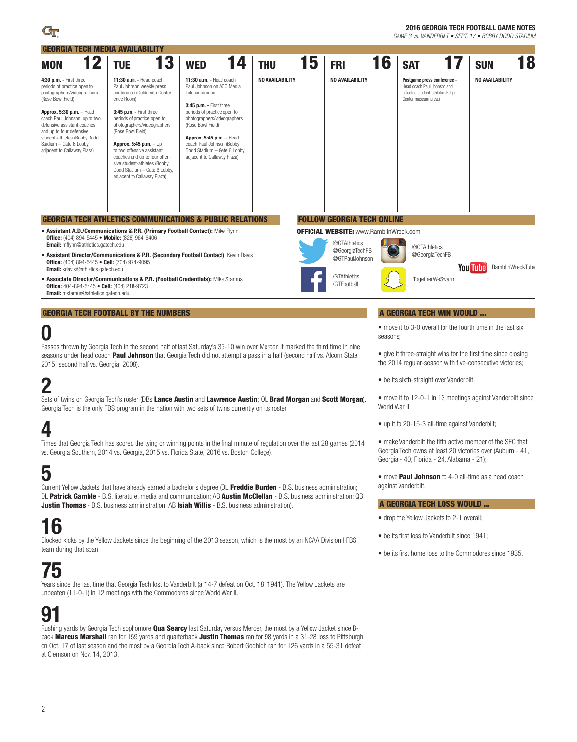## GEORGIA TECH MEDIA AVAILABILITY

| MON 12 | TUE 13 | WED 14 | THU 15 | FRI 16 | SAT 17 | SUN 18 |
|---|---|---|---|---|---|---|
| **4:30 p.m.** - First three periods of practice open to photographers/videographers (Rose Bowl Field)<br><br>**Approx. 5:30 p.m.** – Head coach Paul Johnson, up to two defensive assistant coaches and up to four defensive student-athletes (Bobby Dodd Stadium – Gate 6 Lobby, adjacent to Callaway Plaza) | **11:30 a.m.** - Head coach Paul Johnson weekly press conference (Goldsmith Conference Room)<br><br>**3:45 p.m.** - First three periods of practice open to photographers/videographers (Rose Bowl Field)<br><br>**Approx. 5:45 p.m.** – Up to two offensive assistant coaches and up to four offensive student-athletes (Bobby Dodd Stadium – Gate 6 Lobby, adjacent to Callaway Plaza) | **11:30 a.m.** - Head coach Paul Johnson on ACC Media Teleconference<br><br>**3:45 p.m.** - First three periods of practice open to photographers/videographers (Rose Bowl Field)<br><br>**Approx. 5:45 p.m.** – Head coach Paul Johnson (Bobby Dodd Stadium – Gate 6 Lobby, adjacent to Callaway Plaza) | **NO AVAILABILITY** | **NO AVAILABILITY** | **Postgame press conference** - Head coach Paul Johnson and selected student-athletes (Edge Center museum area.) | **NO AVAILABILITY** |

## GEORGIA TECH ATHLETICS COMMUNICATIONS & PUBLIC RELATIONS

- **Assistant A.D./Communications & P.R. (Primary Football Contact):** Mike Flynn
  **Office:** (404) 894-5445 • **Mobile:** (828) 964-6406
  **Email:** mflynn@athletics.gatech.edu
- **Assistant Director/Communications & P.R. (Secondary Football Contact)**: Kevin Davis
  **Office:** (404) 894-5445 • **Cell:** (704) 974-9095
  **Email:** kdavis@athletics.gatech.edu
- **Associate Director/Communications & P.R. (Football Credentials):** Mike Stamus
  **Office:** 404-894-5445 • **Cell:** (404) 218-9723
  **Email:** mstamus@athletics.gatech.edu

## FOLLOW GEORGIA TECH ONLINE

**OFFICIAL WEBSITE:** www.RamblinWreck.com

@GTAthletics
@GeorgiaTechFB
@GTPaulJohnson

@GTAthletics
@GeorgiaTechFB

RamblinWreckTube

/GTAthletics
/GTFootball

TogetherWeSwarm

## GEORGIA TECH FOOTBALL BY THE NUMBERS

# 0

Passes thrown by Georgia Tech in the second half of last Saturday's 35-10 win over Mercer. It marked the third time in nine seasons under head coach **Paul Johnson** that Georgia Tech did not attempt a pass in a half (second half vs. Alcorn State, 2015; second half vs. Georgia, 2008).

# 2

Sets of twins on Georgia Tech's roster (DBs **Lance Austin** and **Lawrence Austin**; OL **Brad Morgan** and **Scott Morgan**). Georgia Tech is the only FBS program in the nation with two sets of twins currently on its roster.

# 4

Times that Georgia Tech has scored the tying or winning points in the final minute of regulation over the last 28 games (2014 vs. Georgia Southern, 2014 vs. Georgia, 2015 vs. Florida State, 2016 vs. Boston College).

# 5

Current Yellow Jackets that have already earned a bachelor's degree (OL **Freddie Burden** - B.S. business administration; DL **Patrick Gamble** - B.S. literature, media and communication; AB **Austin McClellan** - B.S. business administration; QB **Justin Thomas** - B.S. business administration; AB **Isiah Willis** - B.S. business administration).

# 16

Blocked kicks by the Yellow Jackets since the beginning of the 2013 season, which is the most by an NCAA Division I FBS team during that span.

# 75

Years since the last time that Georgia Tech lost to Vanderbilt (a 14-7 defeat on Oct. 18, 1941). The Yellow Jackets are unbeaten (11-0-1) in 12 meetings with the Commodores since World War II.

# 91

Rushing yards by Georgia Tech sophomore **Qua Searcy** last Saturday versus Mercer, the most by a Yellow Jacket since B-back **Marcus Marshall** ran for 159 yards and quarterback **Justin Thomas** ran for 98 yards in a 31-28 loss to Pittsburgh on Oct. 17 of last season and the most by a Georgia Tech A-back since Robert Godhigh ran for 126 yards in a 55-31 defeat at Clemson on Nov. 14, 2013.

## A GEORGIA TECH WIN WOULD ...

- move it to 3-0 overall for the fourth time in the last six seasons;
- give it three-straight wins for the first time since closing the 2014 regular-season with five-consecutive victories;
- be its sixth-straight over Vanderbilt;
- move it to 12-0-1 in 13 meetings against Vanderbilt since World War II;
- up it to 20-15-3 all-time against Vanderbilt;
- make Vanderbilt the fifth active member of the SEC that Georgia Tech owns at least 20 victories over (Auburn - 41, Georgia - 40, Florida - 24, Alabama - 21);
- move **Paul Johnson** to 4-0 all-time as a head coach against Vanderbilt.

## A GEORGIA TECH LOSS WOULD ...

- drop the Yellow Jackets to 2-1 overall;
- be its first loss to Vanderbilt since 1941;
- be its first home loss to the Commodores since 1935.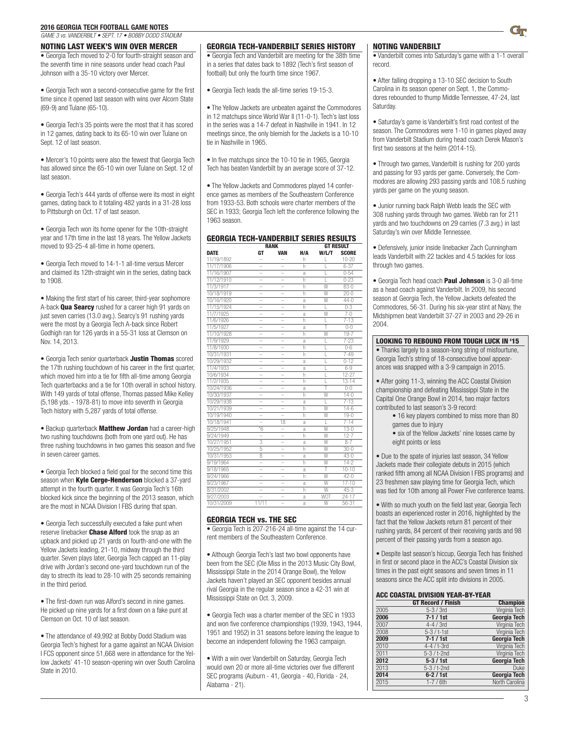## NOTING LAST WEEK'S WIN OVER MERCER

• Georgia Tech moved to 2-0 for fourth-straight season and the seventh time in nine seasons under head coach Paul Johnson with a 35-10 victory over Mercer.

• Georgia Tech won a second-consecutive game for the first time since it opened last season with wins over Alcorn State (69-9) and Tulane (65-10).

• Georgia Tech's 35 points were the most that it has scored in 12 games, dating back to its 65-10 win over Tulane on Sept. 12 of last season.

• Mercer's 10 points were also the fewest that Georgia Tech has allowed since the 65-10 win over Tulane on Sept. 12 of last season.

• Georgia Tech's 444 yards of offense were its most in eight games, dating back to it totaling 482 yards in a 31-28 loss to Pittsburgh on Oct. 17 of last season.

• Georgia Tech won its home opener for the 10th-straight year and 17th time in the last 18 years. The Yellow Jackets moved to 93-25-4 all-time in home openers.

• Georgia Tech moved to 14-1-1 all-time versus Mercer and claimed its 12th-straight win in the series, dating back to 1908.

• Making the first start of his career, third-year sophomore A-back **Qua Searcy** rushed for a career high 91 yards on just seven carries (13.0 avg.). Searcy's 91 rushing yards were the most by a Georgia Tech A-back since Robert Godhigh ran for 126 yards in a 55-31 loss at Clemson on Nov. 14, 2013.

• Georgia Tech senior quarterback **Justin Thomas** scored the 17th rushing touchdown of his career in the first quarter, which moved him into a tie for fifth all-time among Georgia Tech quarterbacks and a tie for 10th overall in school history. With 149 yards of total offense, Thomas passed Mike Kelley (5,198 yds. - 1978-81) to move into seventh in Georgia Tech history with 5,287 yards of total offense.

• Backup quarterback **Matthew Jordan** had a career-high two rushing touchdowns (both from one yard out). He has three rushing touchdowns in two games this season and five in seven career games.

• Georgia Tech blocked a field goal for the second time this season when **Kyle Cerge-Henderson** blocked a 37-yard attempt in the fourth quarter. It was Georgia Tech's 16th blocked kick since the beginning of the 2013 season, which are the most in NCAA Division I FBS during that span.

• Georgia Tech successfully executed a fake punt when reserve linebacker **Chase Alford** took the snap as an upback and picked up 21 yards on fourth-and-one with the Yellow Jackets leading, 21-10, midway through the third quarter. Seven plays later, Georgia Tech capped an 11-play drive with Jordan's second one-yard touchdown run of the day to strecth its lead to 28-10 with 25 seconds remaining in the third period.

• The first-down run was Alford's second in nine games. He picked up nine yards for a first down on a fake punt at Clemson on Oct. 10 of last season.

• The attendance of 49,992 at Bobby Dodd Stadium was Georgia Tech's highest for a game against an NCAA Division I FCS opponent since 51,668 were in attendance for the Yellow Jackets' 41-10 season-opening win over South Carolina State in 2010.

## GEORGIA TECH-VANDERBILT SERIES HISTORY

• Georgia Tech and Vanderbilt are meeting for the 38th time in a series that dates back to 1892 (Tech's first season of football) but only the fourth time since 1967.

• Georgia Tech leads the all-time series 19-15-3.

• The Yellow Jackets are unbeaten against the Commodores in 12 matchups since World War II (11-0-1). Tech's last loss in the series was a 14-7 defeat in Nashville in 1941. In 12 meetings since, the only blemish for the Jackets is a 10-10 tie in Nashville in 1965.

• In five matchups since the 10-10 tie in 1965, Georgia Tech has beaten Vanderbilt by an average score of 37-12.

• The Yellow Jackets and Commodores played 14 conference games as members of the Southeastern Conference from 1933-53. Both schools were charter members of the SEC in 1933; Georgia Tech left the conference following the 1963 season.

## GEORGIA TECH-VANDERBILT SERIES RESULTS

| | RANK | | | GT RESULT | |
|---|---|---|---|---|---|
| DATE | GT | VAN | H/A | W/L/T | SCORE |
| 11/19/1892 | – | – | h | L | 10-20 |
| 11/17/1906 | – | – | h | L | 6-37 |
| 11/16/1907 | – | – | a | L | 0-54 |
| 11/12/1910 | – | – | h | L | 0-23 |
| 11/3/1917 | – | – | h | W | 83-0 |
| 10/18/1919 | – | – | h | W | 20-0 |
| 10/16/1920 | – | – | a | W | 44-0 |
| 11/15/1924 | – | – | h | L | 0-3 |
| 11/7/1925 | – | – | a | W | 7-0 |
| 11/6/1926 | – | – | h | L | 7-13 |
| 11/5/1927 | – | – | a | T | 0-0 |
| 11/10/1928 | – | – | h | W | 19-7 |
| 11/9/1929 | – | – | a | L | 7-23 |
| 11/8/1930 | – | – | h | L | 0-6 |
| 10/31/1931 | – | – | h | L | 7-49 |
| 10/29/1932 | – | – | a | L | 0-12 |
| 11/4/1933 | – | – | a | L | 6-9 |
| 10/6/1934 | – | – | h | L | 12-27 |
| 11/2/1935 | – | – | h | L | 13-14 |
| 10/24/1936 | – | – | a | T | 0-0 |
| 10/30/1937 | – | – | h | W | 14-0 |
| 10/29/1938 | – | – | a | L | 7-13 |
| 10/21/1939 | – | – | h | W | 14-6 |
| 10/19/1940 | – | – | h | W | 19-0 |
| 10/18/1941 | – | 18 | a | L | 7-14 |
| 9/25/1948 | *6 | – | a | W | 13-0 |
| 9/24/1949 | – | – | h | W | 12-7 |
| 10/27/1951 | 3 | – | a | W | 8-7 |
| 10/25/1952 | 5 | – | h | W | 30-0 |
| 10/31/1953 | 8 | – | a | W | 43-0 |
| 9/19/1964 | – | – | h | W | 14-2 |
| 9/18/1965 | – | – | a | T | 10-10 |
| 9/24/1966 | – | – | h | W | 42-0 |
| 9/23/1967 | – | – | a | W | 17-10 |
| 8/31/2002 | – | – | h | W | 45-3 |
| 9/27/2003 | – | – | a | WOT | 24-17 |
| 10/31/2009 | 11/11 | – | a | W | 56-31 |

## GEORGIA TECH vs. THE SEC

• Georgia Tech is 207-216-24 all-time against the 14 current members of the Southeastern Conference.

• Although Georgia Tech's last two bowl opponents have been from the SEC (Ole Miss in the 2013 Music City Bowl, Mississippi State in the 2014 Orange Bowl), the Yellow Jackets haven't played an SEC opponent besides annual rival Georgia in the regular season since a 42-31 win at Mississippi State on Oct. 3, 2009.

• Georgia Tech was a charter member of the SEC in 1933 and won five conference championships (1939, 1943, 1944, 1951 and 1952) in 31 seasons before leaving the league to become an independent following the 1963 campaign.

• With a win over Vanderbilt on Saturday, Georgia Tech would own 20 or more all-time victories over five different SEC programs (Auburn - 41, Georgia - 40, Florida - 24, Alabama - 21).

## NOTING VANDERBILT

• Vanderbilt comes into Saturday's game with a 1-1 overall record.

• After falling dropping a 13-10 SEC decision to South Carolina in its season opener on Sept. 1, the Commodores rebounded to thump Middle Tennessee, 47-24, last Saturday.

• Saturday's game is Vanderbilt's first road contest of the season. The Commodores were 1-10 in games played away from Vanderbilt Stadium during head coach Derek Mason's first two seasons at the helm (2014-15).

• Through two games, Vanderbilt is rushing for 200 yards and passing for 93 yards per game. Conversely, the Commodores are allowing 293 passing yards and 108.5 rushing yards per game on the young season.

• Junior running back Ralph Webb leads the SEC with 308 rushing yards through two games. Webb ran for 211 yards and two touchdowns on 29 carries (7.3 avg.) in last Saturday's win over Middle Tennessee.

• Defensively, junior inside linebacker Zach Cunningham leads Vanderbilt with 22 tackles and 4.5 tackles for loss through two games.

• Georgia Tech head coach **Paul Johnson** is 3-0 all-time as a head coach against Vanderbilt. In 2009, his second season at Georgia Tech, the Yellow Jackets defeated the Commodores, 56-31. During his six-year stint at Navy, the Midshipmen beat Vanderbilt 37-27 in 2003 and 29-26 in 2004.

## LOOKING TO REBOUND FROM TOUGH LUCK IN '15

• Thanks largely to a season-long string of misfourtune, Georgia Tech's string of 18-consecutive bowl appearances was snapped with a 3-9 campaign in 2015.

• After going 11-3, winning the ACC Coastal Division championship and defeating Mississippi State in the Capital One Orange Bowl in 2014, two major factors contributed to last season's 3-9 record:

- 16 key players combined to miss more than 80 games due to injury
- six of the Yellow Jackets' nine losses came by eight points or less

• Due to the spate of injuries last season, 34 Yellow Jackets made their collegiate debuts in 2015 (which ranked fifth among all NCAA Division I FBS programs) and 23 freshmen saw playing time for Georgia Tech, which was tied for 10th among all Power Five conference teams.

• With so much youth on the field last year, Georgia Tech boasts an experienced roster in 2016, highlighted by the fact that the Yellow Jackets return 81 percent of their rushing yards, 84 percent of their receiving yards and 98 percent of their passing yards from a season ago.

• Despite last season's hiccup, Georgia Tech has finished in first or second place in the ACC's Coastal Division six times in the past eight seasons and seven times in 11 seasons since the ACC split into divisions in 2005.

## ACC COASTAL DIVISION YEAR-BY-YEAR

| | GT Record / Finish | Champion |
|---|---|---|
| 2005 | 5-3 / 3rd | Virginia Tech |
| **2006** | **7-1 / 1st** | **Georgia Tech** |
| 2007 | 4-4 / 3rd | Virginia Tech |
| 2008 | 5-3 / t-1st | Virginia Tech |
| **2009** | **7-1 / 1st** | **Georgia Tech** |
| 2010 | 4-4 / t-3rd | Virginia Tech |
| 2011 | 5-3 / t-2nd | Virginia Tech |
| **2012** | **5-3 / 1st** | **Georgia Tech** |
| 2013 | 5-3 / t-2nd | Duke |
| **2014** | **6-2 / 1st** | **Georgia Tech** |
| 2015 | 1-7 / 6th | North Carolina |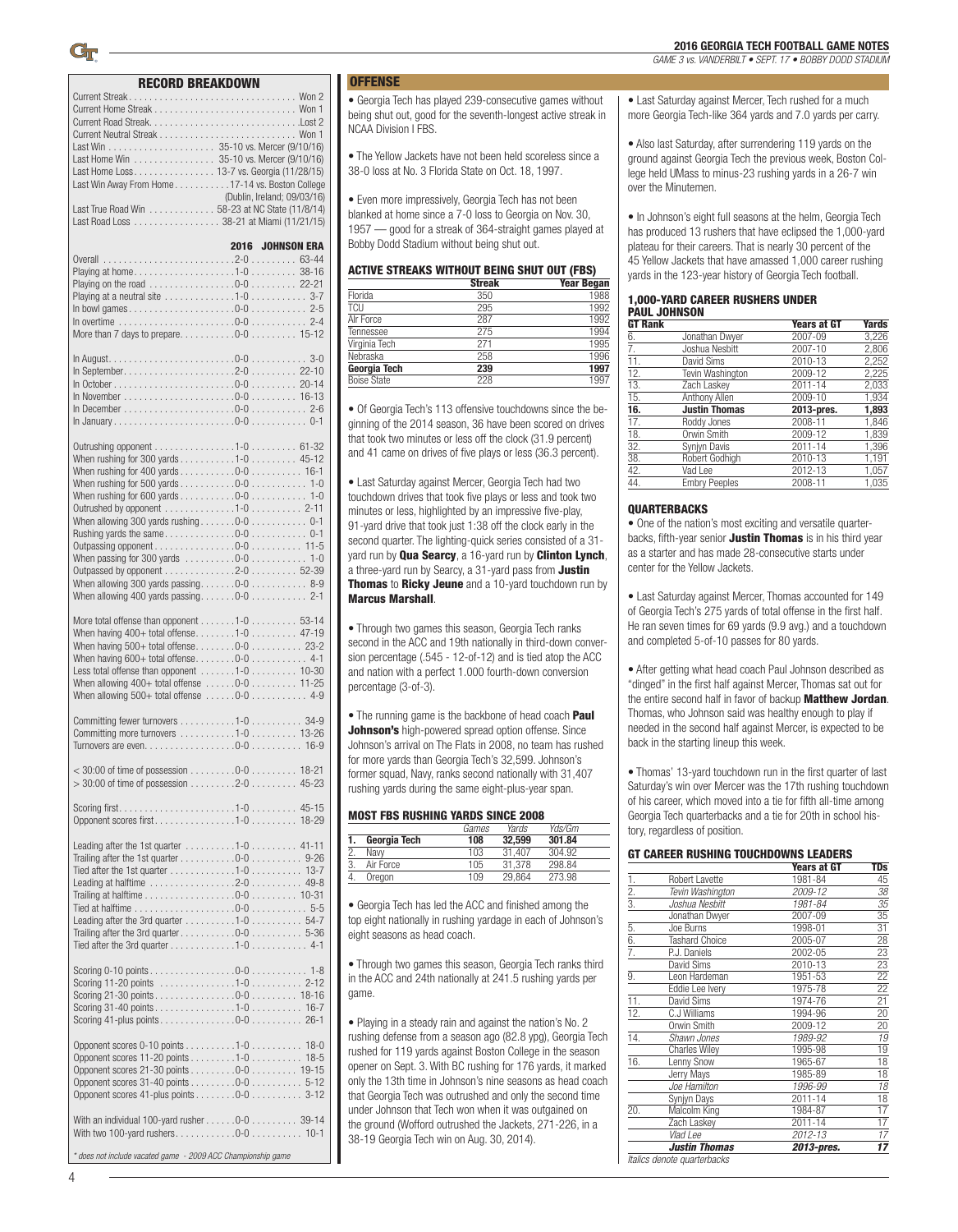## RECORD BREAKDOWN

| | |
|---|---|
| Current Streak | Won 2 |
| Current Home Streak | Won 1 |
| Current Road Streak | Lost 2 |
| Current Neutral Streak | Won 1 |
| Last Win | 35-10 vs. Mercer (9/10/16) |
| Last Home Win | 35-10 vs. Mercer (9/10/16) |
| Last Home Loss | 13-7 vs. Georgia (11/28/15) |
| Last Win Away From Home | 17-14 vs. Boston College (Dublin, Ireland; 09/03/16) |
| Last True Road Win | 58-23 at NC State (11/8/14) |
| Last Road Loss | 38-21 at Miami (11/21/15) |

| | 2016 | JOHNSON ERA |
|---|---|---|
| Overall | 2-0 | 63-44 |
| Playing at home | 1-0 | 38-16 |
| Playing on the road | 0-0 | 22-21 |
| Playing at a neutral site | 1-0 | 3-7 |
| In bowl games | 0-0 | 2-5 |
| In overtime | 0-0 | 2-4 |
| More than 7 days to prepare | 0-0 | 15-12 |
| In August | 0-0 | 3-0 |
| In September | 2-0 | 22-10 |
| In October | 0-0 | 20-14 |
| In November | 0-0 | 16-13 |
| In December | 0-0 | 2-6 |
| In January | 0-0 | 0-1 |
| Outrushing opponent | 1-0 | 61-32 |
| When rushing for 300 yards | 1-0 | 45-12 |
| When rushing for 400 yards | 0-0 | 16-1 |
| When rushing for 500 yards | 0-0 | 1-0 |
| When rushing for 600 yards | 0-0 | 1-0 |
| Outrushed by opponent | 1-0 | 2-11 |
| When allowing 300 yards rushing | 0-0 | 0-1 |
| Rushing yards the same | 0-0 | 0-1 |
| Outpassing opponent | 0-0 | 11-5 |
| When passing for 300 yards | 0-0 | 1-0 |
| Outpassed by opponent | 2-0 | 52-39 |
| When allowing 300 yards passing | 0-0 | 8-9 |
| When allowing 400 yards passing | 0-0 | 2-1 |
| More total offense than opponent | 1-0 | 53-14 |
| When having 400+ total offense | 1-0 | 47-19 |
| When having 500+ total offense | 0-0 | 23-2 |
| When having 600+ total offense | 0-0 | 4-1 |
| Less total offense than opponent | 1-0 | 10-30 |
| When allowing 400+ total offense | 0-0 | 11-25 |
| When allowing 500+ total offense | 0-0 | 4-9 |
| Committing fewer turnovers | 1-0 | 34-9 |
| Committing more turnovers | 1-0 | 13-26 |
| Turnovers are even | 0-0 | 16-9 |
| < 30:00 of time of possession | 0-0 | 18-21 |
| > 30:00 of time of possession | 2-0 | 45-23 |
| Scoring first | 1-0 | 45-15 |
| Opponent scores first | 1-0 | 18-29 |
| Leading after the 1st quarter | 1-0 | 41-11 |
| Trailing after the 1st quarter | 0-0 | 9-26 |
| Tied after the 1st quarter | 1-0 | 13-7 |
| Leading at halftime | 2-0 | 49-8 |
| Trailing at halftime | 0-0 | 10-31 |
| Tied at halftime | 0-0 | 5-5 |
| Leading after the 3rd quarter | 1-0 | 54-7 |
| Trailing after the 3rd quarter | 0-0 | 5-36 |
| Tied after the 3rd quarter | 1-0 | 4-1 |
| Scoring 0-10 points | 0-0 | 1-8 |
| Scoring 11-20 points | 1-0 | 2-12 |
| Scoring 21-30 points | 0-0 | 18-16 |
| Scoring 31-40 points | 1-0 | 16-7 |
| Scoring 41-plus points | 0-0 | 26-1 |
| Opponent scores 0-10 points | 1-0 | 18-0 |
| Opponent scores 11-20 points | 1-0 | 18-5 |
| Opponent scores 21-30 points | 0-0 | 19-15 |
| Opponent scores 31-40 points | 0-0 | 5-12 |
| Opponent scores 41-plus points | 0-0 | 3-12 |
| With an individual 100-yard rusher | 0-0 | 39-14 |
| With two 100-yard rushers | 0-0 | 10-1 |

* does not include vacated game - 2009 ACC Championship game

## OFFENSE

• Georgia Tech has played 239-consecutive games without being shut out, good for the seventh-longest active streak in NCAA Division I FBS.

• The Yellow Jackets have not been held scoreless since a 38-0 loss at No. 3 Florida State on Oct. 18, 1997.

• Even more impressively, Georgia Tech has not been blanked at home since a 7-0 loss to Georgia on Nov. 30, 1957 — good for a streak of 364-straight games played at Bobby Dodd Stadium without being shut out.

### ACTIVE STREAKS WITHOUT BEING SHUT OUT (FBS)

| | Streak | Year Began |
|---|---|---|
| Florida | 350 | 1988 |
| TCU | 295 | 1992 |
| Air Force | 287 | 1992 |
| Tennessee | 275 | 1994 |
| Virginia Tech | 271 | 1995 |
| Nebraska | 258 | 1996 |
| **Georgia Tech** | **239** | **1997** |
| Boise State | 228 | 1997 |

• Of Georgia Tech's 113 offensive touchdowns since the beginning of the 2014 season, 36 have been scored on drives that took two minutes or less off the clock (31.9 percent) and 41 came on drives of five plays or less (36.3 percent).

• Last Saturday against Mercer, Georgia Tech had two touchdown drives that took five plays or less and took two minutes or less, highlighted by an impressive five-play, 91-yard drive that just took 1:38 off the clock early in the second quarter. The lighting-quick series consisted of a 31-yard run by **Qua Searcy**, a 16-yard run by **Clinton Lynch**, a three-yard run by Searcy, a 31-yard pass from **Justin Thomas** to **Ricky Jeune** and a 10-yard touchdown run by **Marcus Marshall**.

• Through two games this season, Georgia Tech ranks second in the ACC and 19th nationally in third-down conversion percentage (.545 - 12-of-12) and is tied atop the ACC and nation with a perfect 1.000 fourth-down conversion percentage (3-of-3).

• The running game is the backbone of head coach **Paul Johnson's** high-powered spread option offense. Since Johnson's arrival on The Flats in 2008, no team has rushed for more yards than Georgia Tech's 32,599. Johnson's former squad, Navy, ranks second nationally with 31,407 rushing yards during the same eight-plus-year span.

### MOST FBS RUSHING YARDS SINCE 2008

| | | Games | Yards | Yds/Gm |
|---|---|---|---|---|
| **1.** | **Georgia Tech** | **108** | **32,599** | **301.84** |
| 2. | Navy | 103 | 31,407 | 304.92 |
| 3. | Air Force | 105 | 31,378 | 298.84 |
| 4. | Oregon | 109 | 29,864 | 273.98 |

• Georgia Tech has led the ACC and finished among the top eight nationally in rushing yardage in each of Johnson's eight seasons as head coach.

• Through two games this season, Georgia Tech ranks third in the ACC and 24th nationally at 241.5 rushing yards per game.

• Playing in a steady rain and against the nation's No. 2 rushing defense from a season ago (82.8 ypg), Georgia Tech rushed for 119 yards against Boston College in the season opener on Sept. 3. With BC rushing for 176 yards, it marked only the 13th time in Johnson's nine seasons as head coach that Georgia Tech was outrushed and only the second time under Johnson that Tech won when it was outgained on the ground (Wofford outrushed the Jackets, 271-226, in a 38-19 Georgia Tech win on Aug. 30, 2014).

• Last Saturday against Mercer, Tech rushed for a much more Georgia Tech-like 364 yards and 7.0 yards per carry.

• Also last Saturday, after surrendering 119 yards on the ground against Georgia Tech the previous week, Boston College held UMass to minus-23 rushing yards in a 26-7 win over the Minutemen.

• In Johnson's eight full seasons at the helm, Georgia Tech has produced 13 rushers that have eclipsed the 1,000-yard plateau for their careers. That is nearly 30 percent of the 45 Yellow Jackets that have amassed 1,000 career rushing yards in the 123-year history of Georgia Tech football.

### 1,000-YARD CAREER RUSHERS UNDER PAUL JOHNSON

| GT Rank | | Years at GT | Yards |
|---|---|---|---|
| 6. | Jonathan Dwyer | 2007-09 | 3,226 |
| 7. | Joshua Nesbitt | 2007-10 | 2,806 |
| 11. | David Sims | 2010-13 | 2,252 |
| 12. | Tevin Washington | 2009-12 | 2,225 |
| 13. | Zach Laskey | 2011-14 | 2,033 |
| 15. | Anthony Allen | 2009-10 | 1,934 |
| **16.** | **Justin Thomas** | **2013-pres.** | **1,893** |
| 17. | Roddy Jones | 2008-11 | 1,846 |
| 18. | Orwin Smith | 2009-12 | 1,839 |
| 32. | Synjyn Davis | 2011-14 | 1,396 |
| 38. | Robert Godhigh | 2010-13 | 1,191 |
| 42. | Vad Lee | 2012-13 | 1,057 |
| 44. | Embry Peeples | 2008-11 | 1,035 |

### QUARTERBACKS

• One of the nation's most exciting and versatile quarterbacks, fifth-year senior **Justin Thomas** is in his third year as a starter and has made 28-consecutive starts under center for the Yellow Jackets.

• Last Saturday against Mercer, Thomas accounted for 149 of Georgia Tech's 275 yards of total offense in the first half. He ran seven times for 69 yards (9.9 avg.) and a touchdown and completed 5-of-10 passes for 80 yards.

• After getting what head coach Paul Johnson described as "dinged" in the first half against Mercer, Thomas sat out for the entire second half in favor of backup **Matthew Jordan**. Thomas, who Johnson said was healthy enough to play if needed in the second half against Mercer, is expected to be back in the starting lineup this week.

• Thomas' 13-yard touchdown run in the first quarter of last Saturday's win over Mercer was the 17th rushing touchdown of his career, which moved into a tie for fifth all-time among Georgia Tech quarterbacks and a tie for 20th in school history, regardless of position.

### GT CAREER RUSHING TOUCHDOWNS LEADERS

| | | Years at GT | TDs |
|---|---|---|---|
| 1. | Robert Lavette | 1981-84 | 45 |
| 2. | *Tevin Washington* | *2009-12* | *38* |
| 3. | *Joshua Nesbitt* | *1981-84* | *35* |
| | Jonathan Dwyer | 2007-09 | 35 |
| 5. | Joe Burns | 1998-01 | 31 |
| 6. | Tashard Choice | 2005-07 | 28 |
| 7. | P.J. Daniels | 2002-05 | 23 |
| | David Sims | 2010-13 | 23 |
| 9. | Leon Hardeman | 1951-53 | 22 |
| | Eddie Lee Ivery | 1975-78 | 22 |
| 11. | David Sims | 1974-76 | 21 |
| 12. | C.J Williams | 1994-96 | 20 |
| | Orwin Smith | 2009-12 | 20 |
| 14. | *Shawn Jones* | *1989-92* | *19* |
| | Charles Wiley | 1995-98 | 19 |
| 16. | Lenny Snow | 1965-67 | 18 |
| | Jerry Mays | 1985-89 | 18 |
| | *Joe Hamilton* | *1996-99* | *18* |
| | Synjyn Days | 2011-14 | 18 |
| 20. | Malcolm King | 1984-87 | 17 |
| | Zach Laskey | 2011-14 | 17 |
| | *Vlad Lee* | *2012-13* | *17* |
| | ***Justin Thomas*** | ***2013-pres.*** | ***17*** |

*Italics denote quarterbacks*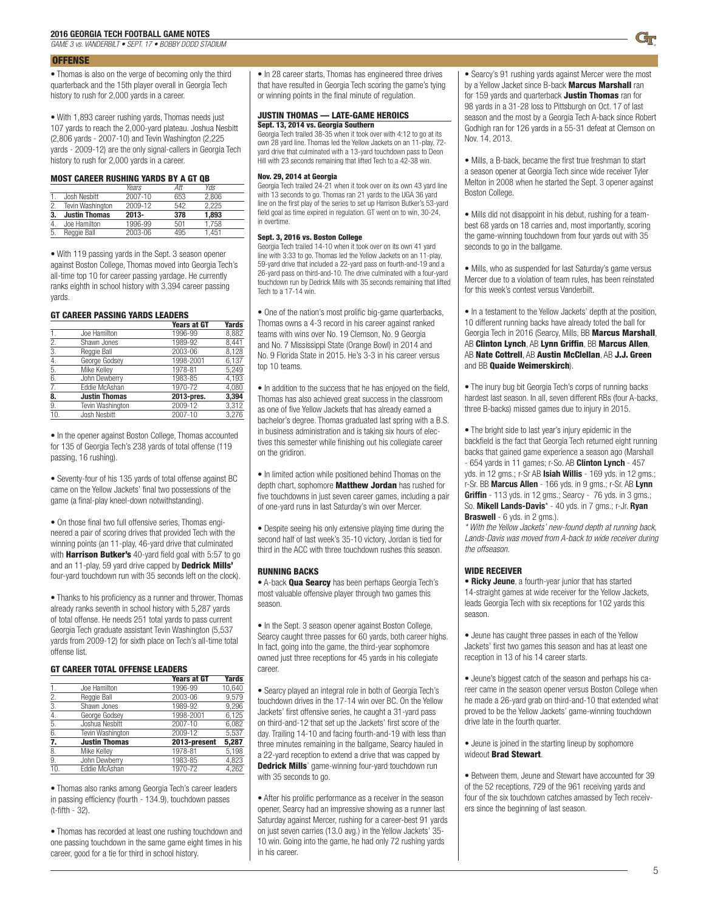## OFFENSE

• Thomas is also on the verge of becoming only the third quarterback and the 15th player overall in Georgia Tech history to rush for 2,000 yards in a career.

• With 1,893 career rushing yards, Thomas needs just 107 yards to reach the 2,000-yard plateau. Joshua Nesbitt (2,806 yards - 2007-10) and Tevin Washington (2,225 yards - 2009-12) are the only signal-callers in Georgia Tech history to rush for 2,000 yards in a career.

### MOST CAREER RUSHING YARDS BY A GT QB

| | | Years | Att | Yds |
|---|---|---|---|---|
| 1. | Josh Nesbitt | 2007-10 | 653 | 2,806 |
| 2. | Tevin Washington | 2009-12 | 542 | 2,225 |
| **3.** | **Justin Thomas** | **2013-** | **378** | **1,893** |
| 4. | Joe Hamilton | 1996-99 | 501 | 1,758 |
| 5. | Reggie Ball | 2003-06 | 495 | 1,451 |

• With 119 passing yards in the Sept. 3 season opener against Boston College, Thomas moved into Georgia Tech's all-time top 10 for career passing yardage. He currently ranks eighth in school history with 3,394 career passing yards.

### GT CAREER PASSING YARDS LEADERS

| | | Years at GT | Yards |
|---|---|---|---|
| 1. | Joe Hamilton | 1996-99 | 8,882 |
| 2. | Shawn Jones | 1989-92 | 8,441 |
| 3. | Reggie Ball | 2003-06 | 8,128 |
| 4. | George Godsey | 1998-2001 | 6,137 |
| 5. | Mike Kelley | 1978-81 | 5,249 |
| 6. | John Dewberry | 1983-85 | 4,193 |
| 7. | Eddie McAshan | 1970-72 | 4,080 |
| **8.** | **Justin Thomas** | **2013-pres.** | **3,394** |
| 9. | Tevin Washington | 2009-12 | 3,312 |
| 10. | Josh Nesbitt | 2007-10 | 3,276 |

• In the opener against Boston College, Thomas accounted for 135 of Georgia Tech's 238 yards of total offense (119 passing, 16 rushing).

• Seventy-four of his 135 yards of total offense against BC came on the Yellow Jackets' final two possessions of the game (a final-play kneel-down notwithstanding).

• On those final two full offensive series, Thomas engineered a pair of scoring drives that provided Tech with the winning points (an 11-play, 46-yard drive that culminated with **Harrison Butker's** 40-yard field goal with 5:57 to go and an 11-play, 59 yard drive capped by **Dedrick Mills'** four-yard touchdown run with 35 seconds left on the clock).

• Thanks to his proficiency as a runner and thrower, Thomas already ranks seventh in school history with 5,287 yards of total offense. He needs 251 total yards to pass current Georgia Tech graduate assistant Tevin Washington (5,537 yards from 2009-12) for sixth place on Tech's all-time total offense list.

### GT CAREER TOTAL OFFENSE LEADERS

| | | Years at GT | Yards |
|---|---|---|---|
| 1. | Joe Hamilton | 1996-99 | 10,640 |
| 2. | Reggie Ball | 2003-06 | 9,579 |
| 3. | Shawn Jones | 1989-92 | 9,296 |
| 4. | George Godsey | 1998-2001 | 6,125 |
| 5. | Joshua Nesbitt | 2007-10 | 6,082 |
| 6. | Tevin Washington | 2009-12 | 5,537 |
| **7.** | **Justin Thomas** | **2013-present** | **5,287** |
| 8. | Mike Kelley | 1978-81 | 5,198 |
| 9. | John Dewberry | 1983-85 | 4,823 |
| 10. | Eddie McAshan | 1970-72 | 4,262 |

• Thomas also ranks among Georgia Tech's career leaders in passing efficiency (fourth - 134.9), touchdown passes (t-fifth - 32).

• Thomas has recorded at least one rushing touchdown and one passing touchdown in the same game eight times in his career, good for a tie for third in school history.

• In 28 career starts, Thomas has engineered three drives that have resulted in Georgia Tech scoring the game's tying or winning points in the final minute of regulation.

### JUSTIN THOMAS — LATE-GAME HEROICS

**Sept. 13, 2014 vs. Georgia Southern**
Georgia Tech trailed 38-35 when it took over with 4:12 to go at its own 28 yard line. Thomas led the Yellow Jackets on an 11-play, 72-yard drive that culminated with a 13-yard touchdown pass to Deon Hill with 23 seconds remaining that lifted Tech to a 42-38 win.

**Nov. 29, 2014 at Georgia**
Georgia Tech trailed 24-21 when it took over on its own 43 yard line with 13 seconds to go. Thomas ran 21 yards to the UGA 36 yard line on the first play of the series to set up Harrison Butker's 53-yard field goal as time expired in regulation. GT went on to win, 30-24, in overtime.

**Sept. 3, 2016 vs. Boston College**
Georgia Tech trailed 14-10 when it took over on its own 41 yard line with 3:33 to go. Thomas led the Yellow Jackets on an 11-play, 59-yard drive that included a 22-yard pass on fourth-and-19 and a 26-yard pass on third-and-10. The drive culminated with a four-yard touchdown run by Dedrick Mills with 35 seconds remaining that lifted Tech to a 17-14 win.

• One of the nation's most prolific big-game quarterbacks, Thomas owns a 4-3 record in his career against ranked teams with wins over No. 19 Clemson, No. 9 Georgia and No. 7 Mississippi State (Orange Bowl) in 2014 and No. 9 Florida State in 2015. He's 3-3 in his career versus top 10 teams.

• In addition to the success that he has enjoyed on the field, Thomas has also achieved great success in the classroom as one of five Yellow Jackets that has already earned a bachelor's degree. Thomas graduated last spring with a B.S. in business administration and is taking six hours of electives this semester while finishing out his collegiate career on the gridiron.

• In limited action while positioned behind Thomas on the depth chart, sophomore **Matthew Jordan** has rushed for five touchdowns in just seven career games, including a pair of one-yard runs in last Saturday's win over Mercer.

• Despite seeing his only extensive playing time during the second half of last week's 35-10 victory, Jordan is tied for third in the ACC with three touchdown rushes this season.

### RUNNING BACKS

• A-back **Qua Searcy** has been perhaps Georgia Tech's most valuable offensive player through two games this season.

• In the Sept. 3 season opener against Boston College, Searcy caught three passes for 60 yards, both career highs. In fact, going into the game, the third-year sophomore owned just three receptions for 45 yards in his collegiate career.

• Searcy played an integral role in both of Georgia Tech's touchdown drives in the 17-14 win over BC. On the Yellow Jackets' first offensive series, he caught a 31-yard pass on third-and-12 that set up the Jackets' first score of the day. Trailing 14-10 and facing fourth-and-19 with less than three minutes remaining in the ballgame, Searcy hauled in a 22-yard reception to extend a drive that was capped by **Dedrick Mills**' game-winning four-yard touchdown run with 35 seconds to go.

• After his prolific performance as a receiver in the season opener, Searcy had an impressive showing as a runner last Saturday against Mercer, rushing for a career-best 91 yards on just seven carries (13.0 avg.) in the Yellow Jackets' 35-10 win. Going into the game, he had only 72 rushing yards in his career.

• Searcy's 91 rushing yards against Mercer were the most by a Yellow Jacket since B-back **Marcus Marshall** ran for 159 yards and quarterback **Justin Thomas** ran for 98 yards in a 31-28 loss to Pittsburgh on Oct. 17 of last season and the most by a Georgia Tech A-back since Robert Godhigh ran for 126 yards in a 55-31 defeat at Clemson on Nov. 14, 2013.

• Mills, a B-back, became the first true freshman to start a season opener at Georgia Tech since wide receiver Tyler Melton in 2008 when he started the Sept. 3 opener against Boston College.

• Mills did not disappoint in his debut, rushing for a team-best 68 yards on 18 carries and, most importantly, scoring the game-winning touchdown from four yards out with 35 seconds to go in the ballgame.

• Mills, who as suspended for last Saturday's game versus Mercer due to a violation of team rules, has been reinstated for this week's contest versus Vanderbilt.

• In a testament to the Yellow Jackets' depth at the position, 10 different running backs have already toted the ball for Georgia Tech in 2016 (Searcy, Mills, BB **Marcus Marshall**, AB **Clinton Lynch**, AB **Lynn Griffin**, BB **Marcus Allen**, AB **Nate Cottrell**, AB **Austin McClellan**, AB **J.J. Green** and BB **Quaide Weimerskirch**).

• The inury bug bit Georgia Tech's corps of running backs hardest last season. In all, seven different RBs (four A-backs, three B-backs) missed games due to injury in 2015.

• The bright side to last year's injury epidemic in the backfield is the fact that Georgia Tech returned eight running backs that gained game experience a season ago (Marshall - 654 yards in 11 games; r-So. AB **Clinton Lynch** - 457 yds. in 12 gms.; r-Sr AB **Isiah Willis** - 169 yds. in 12 gms.; r-Sr. BB **Marcus Allen** - 166 yds. in 9 gms.; r-Sr. AB **Lynn Griffin** - 113 yds. in 12 gms.; Searcy - 76 yds. in 3 gms.; So. **Mikell Lands-Davis*** - 40 yds. in 7 gms.; r-Jr. **Ryan Braswell** - 6 yds. in 2 gms.).

*\* With the Yellow Jackets' new-found depth at running back, Lands-Davis was moved from A-back to wide receiver during the offseason.*

### WIDE RECEIVER

• **Ricky Jeune**, a fourth-year junior that has started 14-straight games at wide receiver for the Yellow Jackets, leads Georgia Tech with six receptions for 102 yards this season.

• Jeune has caught three passes in each of the Yellow Jackets' first two games this season and has at least one reception in 13 of his 14 career starts.

• Jeune's biggest catch of the season and perhaps his career came in the season opener versus Boston College when he made a 26-yard grab on third-and-10 that extended what proved to be the Yellow Jackets' game-winning touchdown drive late in the fourth quarter.

• Jeune is joined in the starting lineup by sophomore wideout **Brad Stewart**.

• Between them, Jeune and Stewart have accounted for 39 of the 52 receptions, 729 of the 961 receiving yards and four of the six touchdown catches amassed by Tech receivers since the beginning of last season.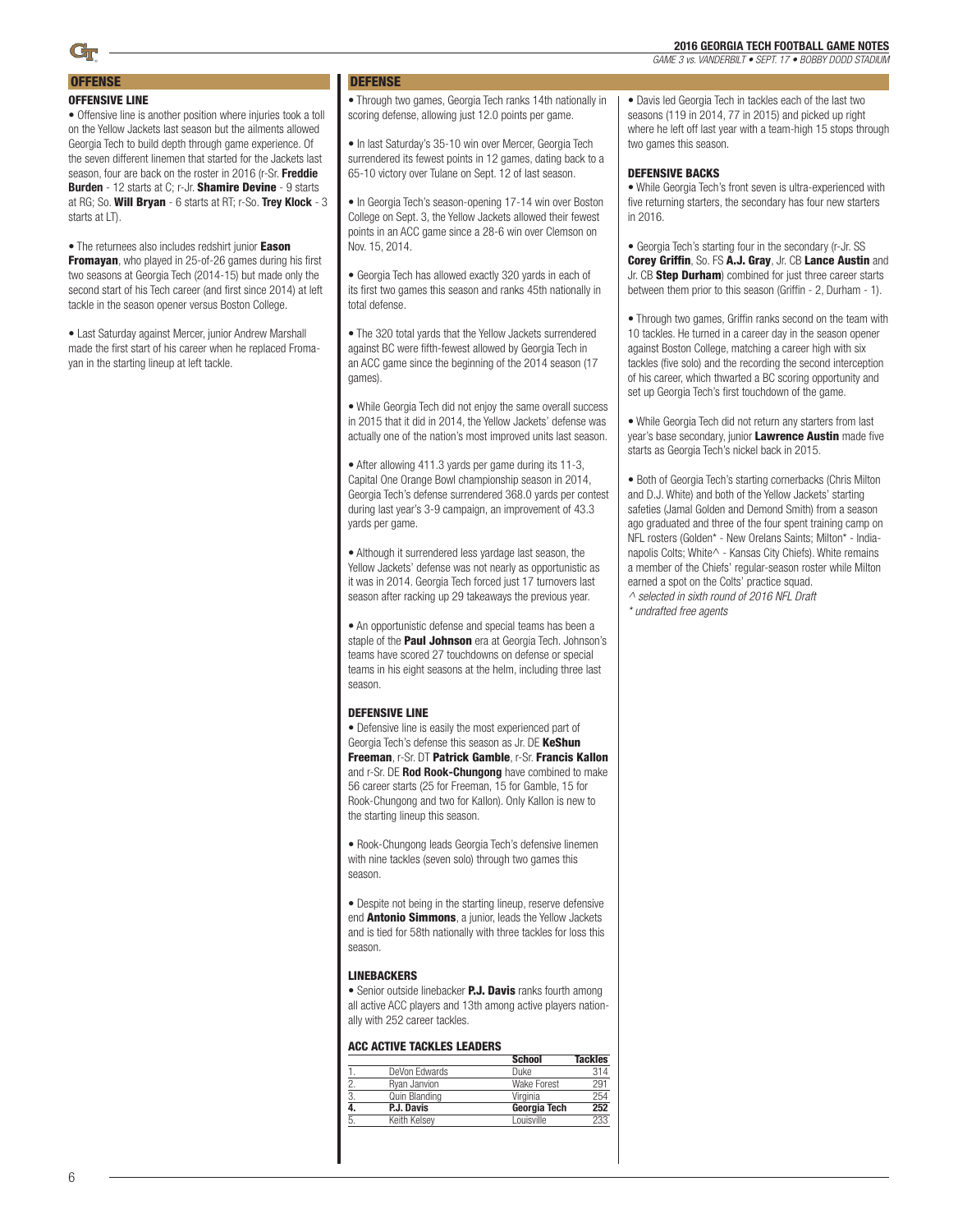## OFFENSE

### OFFENSIVE LINE

• Offensive line is another position where injuries took a toll on the Yellow Jackets last season but the ailments allowed Georgia Tech to build depth through game experience. Of the seven different linemen that started for the Jackets last season, four are back on the roster in 2016 (r-Sr. **Freddie Burden** - 12 starts at C; r-Jr. **Shamire Devine** - 9 starts at RG; So. **Will Bryan** - 6 starts at RT; r-So. **Trey Klock** - 3 starts at LT).

• The returnees also includes redshirt junior **Eason Fromayan**, who played in 25-of-26 games during his first two seasons at Georgia Tech (2014-15) but made only the second start of his Tech career (and first since 2014) at left tackle in the season opener versus Boston College.

• Last Saturday against Mercer, junior Andrew Marshall made the first start of his career when he replaced Fromayan in the starting lineup at left tackle.

## DEFENSE

• Through two games, Georgia Tech ranks 14th nationally in scoring defense, allowing just 12.0 points per game.

• In last Saturday's 35-10 win over Mercer, Georgia Tech surrendered its fewest points in 12 games, dating back to a 65-10 victory over Tulane on Sept. 12 of last season.

• In Georgia Tech's season-opening 17-14 win over Boston College on Sept. 3, the Yellow Jackets allowed their fewest points in an ACC game since a 28-6 win over Clemson on Nov. 15, 2014.

• Georgia Tech has allowed exactly 320 yards in each of its first two games this season and ranks 45th nationally in total defense.

• The 320 total yards that the Yellow Jackets surrendered against BC were fifth-fewest allowed by Georgia Tech in an ACC game since the beginning of the 2014 season (17 games).

• While Georgia Tech did not enjoy the same overall success in 2015 that it did in 2014, the Yellow Jackets' defense was actually one of the nation's most improved units last season.

• After allowing 411.3 yards per game during its 11-3, Capital One Orange Bowl championship season in 2014, Georgia Tech's defense surrendered 368.0 yards per contest during last year's 3-9 campaign, an improvement of 43.3 yards per game.

• Although it surrendered less yardage last season, the Yellow Jackets' defense was not nearly as opportunistic as it was in 2014. Georgia Tech forced just 17 turnovers last season after racking up 29 takeaways the previous year.

• An opportunistic defense and special teams has been a staple of the **Paul Johnson** era at Georgia Tech. Johnson's teams have scored 27 touchdowns on defense or special teams in his eight seasons at the helm, including three last season.

### DEFENSIVE LINE

• Defensive line is easily the most experienced part of Georgia Tech's defense this season as Jr. DE **KeShun Freeman**, r-Sr. DT **Patrick Gamble**, r-Sr. **Francis Kallon** and r-Sr. DE **Rod Rook-Chungong** have combined to make 56 career starts (25 for Freeman, 15 for Gamble, 15 for Rook-Chungong and two for Kallon). Only Kallon is new to the starting lineup this season.

• Rook-Chungong leads Georgia Tech's defensive linemen with nine tackles (seven solo) through two games this season.

• Despite not being in the starting lineup, reserve defensive end **Antonio Simmons**, a junior, leads the Yellow Jackets and is tied for 58th nationally with three tackles for loss this season.

### LINEBACKERS

• Senior outside linebacker **P.J. Davis** ranks fourth among all active ACC players and 13th among active players nationally with 252 career tackles.

#### ACC ACTIVE TACKLES LEADERS

| | | School | Tackles |
|---|---|---|---|
| 1. | DeVon Edwards | Duke | 314 |
| 2. | Ryan Janvion | Wake Forest | 291 |
| 3. | Quin Blanding | Virginia | 254 |
| **4.** | **P.J. Davis** | **Georgia Tech** | **252** |
| 5. | Keith Kelsey | Louisville | 233 |

• Davis led Georgia Tech in tackles each of the last two seasons (119 in 2014, 77 in 2015) and picked up right where he left off last year with a team-high 15 stops through two games this season.

### DEFENSIVE BACKS

• While Georgia Tech's front seven is ultra-experienced with five returning starters, the secondary has four new starters in 2016.

• Georgia Tech's starting four in the secondary (r-Jr. SS **Corey Griffin**, So. FS **A.J. Gray**, Jr. CB **Lance Austin** and Jr. CB **Step Durham**) combined for just three career starts between them prior to this season (Griffin - 2, Durham - 1).

• Through two games, Griffin ranks second on the team with 10 tackles. He turned in a career day in the season opener against Boston College, matching a career high with six tackles (five solo) and the recording the second interception of his career, which thwarted a BC scoring opportunity and set up Georgia Tech's first touchdown of the game.

• While Georgia Tech did not return any starters from last year's base secondary, junior **Lawrence Austin** made five starts as Georgia Tech's nickel back in 2015.

• Both of Georgia Tech's starting cornerbacks (Chris Milton and D.J. White) and both of the Yellow Jackets' starting safeties (Jamal Golden and Demond Smith) from a season ago graduated and three of the four spent training camp on NFL rosters (Golden* - New Orelans Saints; Milton* - Indianapolis Colts; White^ - Kansas City Chiefs). White remains a member of the Chiefs' regular-season roster while Milton earned a spot on the Colts' practice squad.

*^ selected in sixth round of 2016 NFL Draft*

*\* undrafted free agents*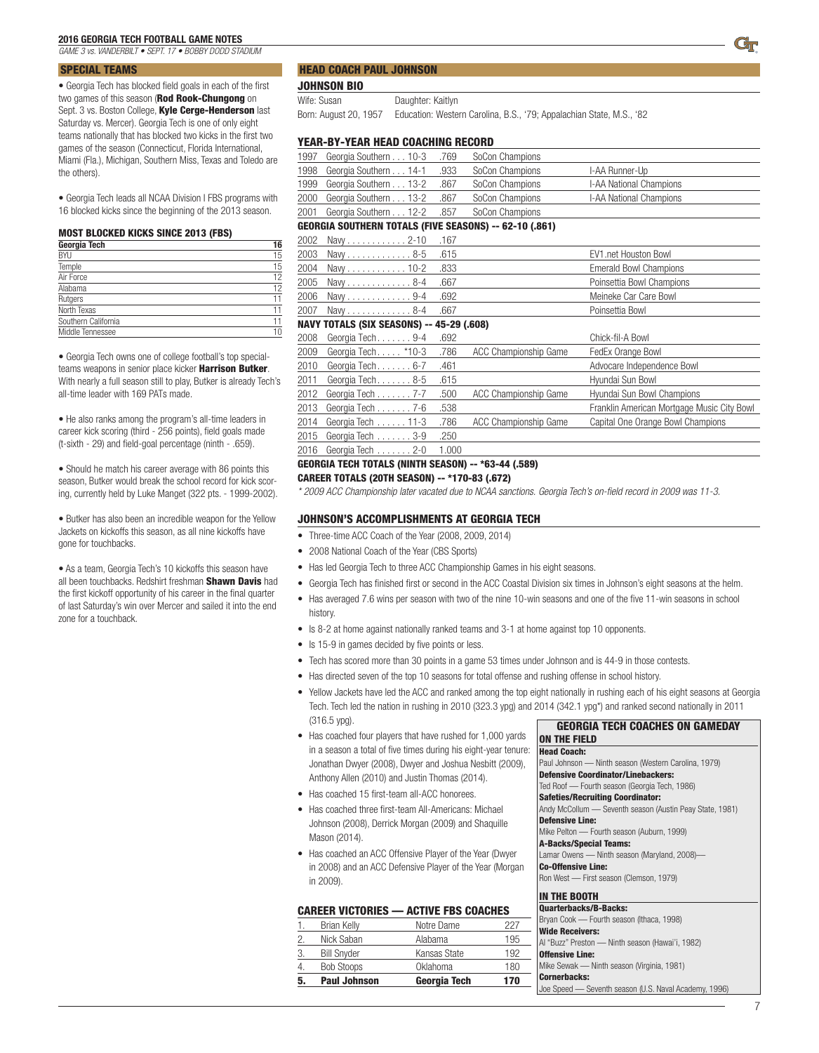## SPECIAL TEAMS

• Georgia Tech has blocked field goals in each of the first two games of this season (**Rod Rook-Chungong** on Sept. 3 vs. Boston College, **Kyle Cerge-Henderson** last Saturday vs. Mercer). Georgia Tech is one of only eight teams nationally that has blocked two kicks in the first two games of the season (Connecticut, Florida International, Miami (Fla.), Michigan, Southern Miss, Texas and Toledo are the others).

• Georgia Tech leads all NCAA Division I FBS programs with 16 blocked kicks since the beginning of the 2013 season.

### MOST BLOCKED KICKS SINCE 2013 (FBS)

| Team | Blocks |
|---|---|
| **Georgia Tech** | **16** |
| BYU | 15 |
| Temple | 15 |
| Air Force | 12 |
| Alabama | 12 |
| Rutgers | 11 |
| North Texas | 11 |
| Southern California | 11 |
| Middle Tennessee | 10 |

• Georgia Tech owns one of college football's top special-teams weapons in senior place kicker **Harrison Butker**. With nearly a full season still to play, Butker is already Tech's all-time leader with 169 PATs made.

• He also ranks among the program's all-time leaders in career kick scoring (third - 256 points), field goals made (t-sixth - 29) and field-goal percentage (ninth - .659).

• Should he match his career average with 86 points this season, Butker would break the school record for kick scoring, currently held by Luke Manget (322 pts. - 1999-2002).

• Butker has also been an incredible weapon for the Yellow Jackets on kickoffs this season, as all nine kickoffs have gone for touchbacks.

• As a team, Georgia Tech's 10 kickoffs this season have all been touchbacks. Redshirt freshman **Shawn Davis** had the first kickoff opportunity of his career in the final quarter of last Saturday's win over Mercer and sailed it into the end zone for a touchback.

## HEAD COACH PAUL JOHNSON

### JOHNSON BIO

Wife: Susan — Daughter: Kaitlyn

Born: August 20, 1957 — Education: Western Carolina, B.S., '79; Appalachian State, M.S., '82

### YEAR-BY-YEAR HEAD COACHING RECORD

| Year | Team / Record | Pct. | Conference | Postseason |
|---|---|---|---|---|
| 1997 | Georgia Southern . . . 10-3 | .769 | SoCon Champions | |
| 1998 | Georgia Southern . . . 14-1 | .933 | SoCon Champions | I-AA Runner-Up |
| 1999 | Georgia Southern . . . 13-2 | .867 | SoCon Champions | I-AA National Champions |
| 2000 | Georgia Southern . . . 13-2 | .867 | SoCon Champions | I-AA National Champions |
| 2001 | Georgia Southern . . . 12-2 | .857 | SoCon Champions | |
| **GEORGIA SOUTHERN TOTALS (FIVE SEASONS) -- 62-10 (.861)** | | | | |
| 2002 | Navy . . . . . . . . . . . . 2-10 | .167 | | |
| 2003 | Navy . . . . . . . . . . . . . 8-5 | .615 | | EV1.net Houston Bowl |
| 2004 | Navy . . . . . . . . . . . . 10-2 | .833 | | Emerald Bowl Champions |
| 2005 | Navy . . . . . . . . . . . . . 8-4 | .667 | | Poinsettia Bowl Champions |
| 2006 | Navy . . . . . . . . . . . . . 9-4 | .692 | | Meineke Car Care Bowl |
| 2007 | Navy . . . . . . . . . . . . . 8-4 | .667 | | Poinsettia Bowl |
| **NAVY TOTALS (SIX SEASONS) -- 45-29 (.608)** | | | | |
| 2008 | Georgia Tech . . . . . . . 9-4 | .692 | | Chick-fil-A Bowl |
| 2009 | Georgia Tech . . . . . *10-3 | .786 | ACC Championship Game | FedEx Orange Bowl |
| 2010 | Georgia Tech . . . . . . . 6-7 | .461 | | Advocare Independence Bowl |
| 2011 | Georgia Tech . . . . . . . 8-5 | .615 | | Hyundai Sun Bowl |
| 2012 | Georgia Tech . . . . . . . 7-7 | .500 | ACC Championship Game | Hyundai Sun Bowl Champions |
| 2013 | Georgia Tech . . . . . . . 7-6 | .538 | | Franklin American Mortgage Music City Bowl |
| 2014 | Georgia Tech . . . . . . 11-3 | .786 | ACC Championship Game | Capital One Orange Bowl Champions |
| 2015 | Georgia Tech . . . . . . . 3-9 | .250 | | |
| 2016 | Georgia Tech . . . . . . . 2-0 | 1.000 | | |

**GEORGIA TECH TOTALS (NINTH SEASON) -- *63-44 (.589)**

**CAREER TOTALS (20TH SEASON) -- *170-83 (.672)**

*\* 2009 ACC Championship later vacated due to NCAA sanctions. Georgia Tech's on-field record in 2009 was 11-3.*

### JOHNSON'S ACCOMPLISHMENTS AT GEORGIA TECH

- Three-time ACC Coach of the Year (2008, 2009, 2014)
- 2008 National Coach of the Year (CBS Sports)
- Has led Georgia Tech to three ACC Championship Games in his eight seasons.
- Georgia Tech has finished first or second in the ACC Coastal Division six times in Johnson's eight seasons at the helm.
- Has averaged 7.6 wins per season with two of the nine 10-win seasons and one of the five 11-win seasons in school history.
- Is 8-2 at home against nationally ranked teams and 3-1 at home against top 10 opponents.
- Is 15-9 in games decided by five points or less.
- Tech has scored more than 30 points in a game 53 times under Johnson and is 44-9 in those contests.
- Has directed seven of the top 10 seasons for total offense and rushing offense in school history.
- Yellow Jackets have led the ACC and ranked among the top eight nationally in rushing each of his eight seasons at Georgia Tech. Tech led the nation in rushing in 2010 (323.3 ypg) and 2014 (342.1 ypg*) and ranked second nationally in 2011 (316.5 ypg).
- Has coached four players that have rushed for 1,000 yards in a season a total of five times during his eight-year tenure: Jonathan Dwyer (2008), Dwyer and Joshua Nesbitt (2009), Anthony Allen (2010) and Justin Thomas (2014).
- Has coached 15 first-team all-ACC honorees.
- Has coached three first-team All-Americans: Michael Johnson (2008), Derrick Morgan (2009) and Shaquille Mason (2014).
- Has coached an ACC Offensive Player of the Year (Dwyer in 2008) and an ACC Defensive Player of the Year (Morgan in 2009).

### CAREER VICTORIES — ACTIVE FBS COACHES

| Rank | Coach | School | Wins |
|---|---|---|---|
| 1. | Brian Kelly | Notre Dame | 227 |
| 2. | Nick Saban | Alabama | 195 |
| 3. | Bill Snyder | Kansas State | 192 |
| 4. | Bob Stoops | Oklahoma | 180 |
| **5.** | **Paul Johnson** | **Georgia Tech** | **170** |

### GEORGIA TECH COACHES ON GAMEDAY

**ON THE FIELD**

**Head Coach:**
Paul Johnson — Ninth season (Western Carolina, 1979)

**Defensive Coordinator/Linebackers:**
Ted Roof — Fourth season (Georgia Tech, 1986)

**Safeties/Recruiting Coordinator:**
Andy McCollum — Seventh season (Austin Peay State, 1981)

**Defensive Line:**
Mike Pelton — Fourth season (Auburn, 1999)

**A-Backs/Special Teams:**
Lamar Owens — Ninth season (Maryland, 2008)—

**Co-Offensive Line:**
Ron West — First season (Clemson, 1979)

**IN THE BOOTH**

**Quarterbacks/B-Backs:**
Bryan Cook — Fourth season (Ithaca, 1998)

**Wide Receivers:**
Al "Buzz" Preston — Ninth season (Hawai'i, 1982)

**Offensive Line:**
Mike Sewak — Ninth season (Virginia, 1981)

**Cornerbacks:**
Joe Speed — Seventh season (U.S. Naval Academy, 1996)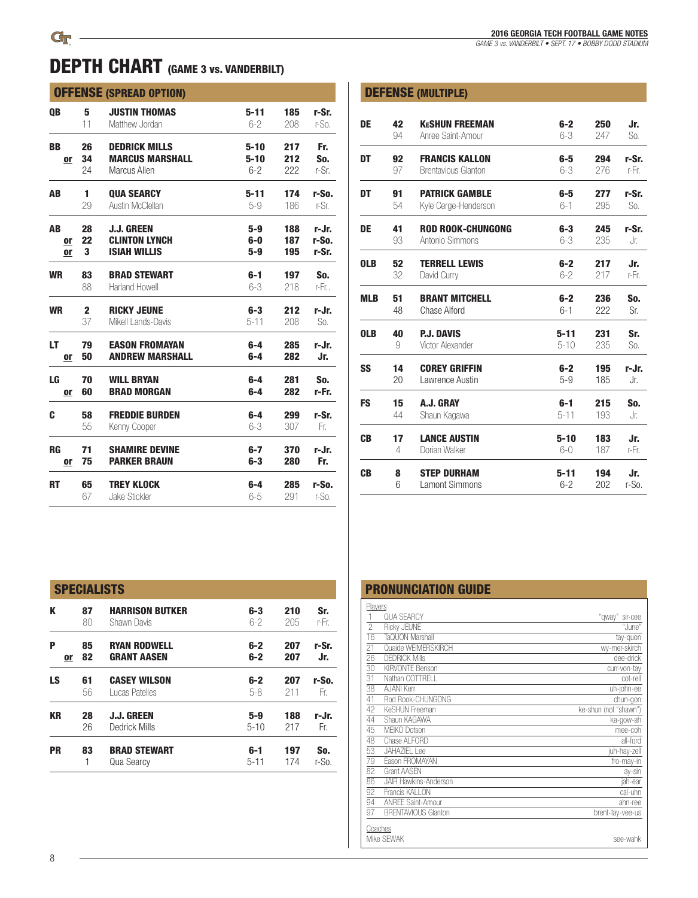# DEPTH CHART (GAME 3 vs. VANDERBILT)

## OFFENSE (SPREAD OPTION)

| Pos | No. | Name | Ht | Wt | Cl |
|---|---|---|---|---|---|
| **QB** | **5** | **JUSTIN THOMAS** | **5-11** | **185** | **r-Sr.** |
| | 11 | Matthew Jordan | 6-2 | 208 | r-So. |
| **BB** | **26** | **DEDRICK MILLS** | **5-10** | **217** | **Fr.** |
| **or** | **34** | **MARCUS MARSHALL** | **5-10** | **212** | **So.** |
| | 24 | Marcus Allen | 6-2 | 222 | r-Sr. |
| **AB** | **1** | **QUA SEARCY** | **5-11** | **174** | **r-So.** |
| | 29 | Austin McClellan | 5-9 | 186 | r-Sr. |
| **AB** | **28** | **J.J. GREEN** | **5-9** | **188** | **r-Jr.** |
| **or** | **22** | **CLINTON LYNCH** | **6-0** | **187** | **r-So.** |
| **or** | **3** | **ISIAH WILLIS** | **5-9** | **195** | **r-Sr.** |
| **WR** | **83** | **BRAD STEWART** | **6-1** | **197** | **So.** |
| | 88 | Harland Howell | 6-3 | 218 | r-Fr.. |
| **WR** | **2** | **RICKY JEUNE** | **6-3** | **212** | **r-Jr.** |
| | 37 | Mikell Lands-Davis | 5-11 | 208 | So. |
| **LT** | **79** | **EASON FROMAYAN** | **6-4** | **285** | **r-Jr.** |
| **or** | **50** | **ANDREW MARSHALL** | **6-4** | **282** | **Jr.** |
| **LG** | **70** | **WILL BRYAN** | **6-4** | **281** | **So.** |
| **or** | **60** | **BRAD MORGAN** | **6-4** | **282** | **r-Fr.** |
| **C** | **58** | **FREDDIE BURDEN** | **6-4** | **299** | **r-Sr.** |
| | 55 | Kenny Cooper | 6-3 | 307 | Fr. |
| **RG** | **71** | **SHAMIRE DEVINE** | **6-7** | **370** | **r-Jr.** |
| **or** | **75** | **PARKER BRAUN** | **6-3** | **280** | **Fr.** |
| **RT** | **65** | **TREY KLOCK** | **6-4** | **285** | **r-So.** |
| | 67 | Jake Stickler | 6-5 | 291 | r-So. |

## DEFENSE (MULTIPLE)

| Pos | No. | Name | Ht | Wt | Cl |
|---|---|---|---|---|---|
| **DE** | **42** | **KeSHUN FREEMAN** | **6-2** | **250** | **Jr.** |
| | 94 | Anree Saint-Amour | 6-3 | 247 | So. |
| **DT** | **92** | **FRANCIS KALLON** | **6-5** | **294** | **r-Sr.** |
| | 97 | Brentavious Glanton | 6-3 | 276 | r-Fr. |
| **DT** | **91** | **PATRICK GAMBLE** | **6-5** | **277** | **r-Sr.** |
| | 54 | Kyle Cerge-Henderson | 6-1 | 295 | So. |
| **DE** | **41** | **ROD ROOK-CHUNGONG** | **6-3** | **245** | **r-Sr.** |
| | 93 | Antonio Simmons | 6-3 | 235 | Jr. |
| **OLB** | **52** | **TERRELL LEWIS** | **6-2** | **217** | **Jr.** |
| | 32 | David Curry | 6-2 | 217 | r-Fr. |
| **MLB** | **51** | **BRANT MITCHELL** | **6-2** | **236** | **So.** |
| | 48 | Chase Alford | 6-1 | 222 | Sr. |
| **OLB** | **40** | **P.J. DAVIS** | **5-11** | **231** | **Sr.** |
| | 9 | Victor Alexander | 5-10 | 235 | So. |
| **SS** | **14** | **COREY GRIFFIN** | **6-2** | **195** | **r-Jr.** |
| | 20 | Lawrence Austin | 5-9 | 185 | Jr. |
| **FS** | **15** | **A.J. GRAY** | **6-1** | **215** | **So.** |
| | 44 | Shaun Kagawa | 5-11 | 193 | Jr. |
| **CB** | **17** | **LANCE AUSTIN** | **5-10** | **183** | **Jr.** |
| | 4 | Dorian Walker | 6-0 | 187 | r-Fr. |
| **CB** | **8** | **STEP DURHAM** | **5-11** | **194** | **Jr.** |
| | 6 | Lamont Simmons | 6-2 | 202 | r-So. |

## SPECIALISTS

| Pos | No. | Name | Ht | Wt | Cl |
|---|---|---|---|---|---|
| **K** | **87** | **HARRISON BUTKER** | **6-3** | **210** | **Sr.** |
| | 80 | Shawn Davis | 6-2 | 205 | r-Fr. |
| **P** | **85** | **RYAN RODWELL** | **6-2** | **207** | **r-Sr.** |
| **or** | **82** | **GRANT AASEN** | **6-2** | **207** | **Jr.** |
| **LS** | **61** | **CASEY WILSON** | **6-2** | **207** | **r-So.** |
| | 56 | Lucas Patelles | 5-8 | 211 | Fr. |
| **KR** | **28** | **J.J. GREEN** | **5-9** | **188** | **r-Jr.** |
| | 26 | Dedrick Mills | 5-10 | 217 | Fr. |
| **PR** | **83** | **BRAD STEWART** | **6-1** | **197** | **So.** |
| | 1 | Qua Searcy | 5-11 | 174 | r-So. |

## PRONUNCIATION GUIDE

**Players**

| No. | Name | Pronunciation |
|---|---|---|
| 1 | QUA SEARCY | "qway" sir-cee |
| 2 | Ricky JEUNE | "June" |
| 16 | TaQUON Marshall | tay-quon |
| 21 | Quaide WEIMERSKIRCH | wy-mer-skirch |
| 26 | DEDRICK Mills | dee-drick |
| 30 | KIRVONTE Benson | curr-von-tay |
| 31 | Nathan COTTRELL | cot-rell |
| 38 | AJANI Kerr | uh-john-ee |
| 41 | Rod Rook-CHUNGONG | chun-gon |
| 42 | KeSHUN Freeman | ke-shun (not "shawn") |
| 44 | Shaun KAGAWA | ka-gow-ah |
| 45 | MEIKO Dotson | mee-coh |
| 48 | Chase ALFORD | all-ford |
| 53 | JAHAZIEL Lee | juh-hay-zell |
| 79 | Eason FROMAYAN | fro-may-in |
| 82 | Grant AASEN | ay-sin |
| 86 | JAIR Hawkins-Anderson | jah-ear |
| 92 | Francis KALLON | cal-uhn |
| 94 | ANREE Saint-Amour | ahn-ree |
| 97 | BRENTAVIOUS Glanton | brent-tay-vee-us |

**Coaches**

| Name | Pronunciation |
|---|---|
| Mike SEWAK | see-wahk |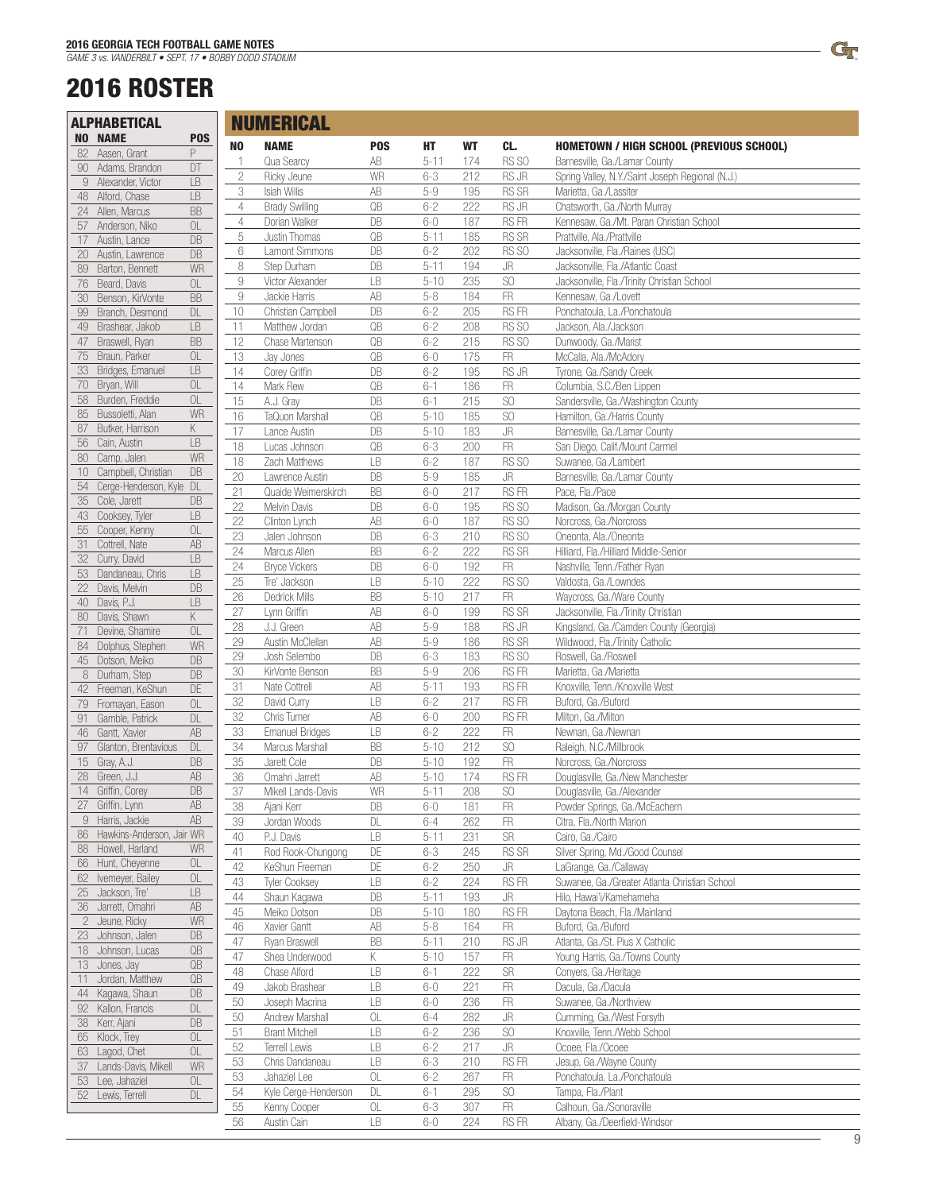# 2016 ROSTER

## ALPHABETICAL

| NO | NAME | POS |
|---|---|---|
| 82 | Aasen, Grant | P |
| 90 | Adams, Brandon | DT |
| 9 | Alexander, Victor | LB |
| 48 | Alford, Chase | LB |
| 24 | Allen, Marcus | BB |
| 57 | Anderson, Niko | OL |
| 17 | Austin, Lance | DB |
| 20 | Austin, Lawrence | DB |
| 89 | Barton, Bennett | WR |
| 76 | Beard, Davis | OL |
| 30 | Benson, KirVonte | BB |
| 99 | Branch, Desmond | DL |
| 49 | Brashear, Jakob | LB |
| 47 | Braswell, Ryan | BB |
| 75 | Braun, Parker | OL |
| 33 | Bridges, Emanuel | LB |
| 70 | Bryan, Will | OL |
| 58 | Burden, Freddie | OL |
| 85 | Bussoletti, Alan | WR |
| 87 | Butker, Harrison | K |
| 56 | Cain, Austin | LB |
| 80 | Camp, Jalen | WR |
| 10 | Campbell, Christian | DB |
| 54 | Cerge-Henderson, Kyle | DL |
| 35 | Cole, Jarett | DB |
| 43 | Cooksey, Tyler | LB |
| 55 | Cooper, Kenny | OL |
| 31 | Cottrell, Nate | AB |
| 32 | Curry, David | LB |
| 53 | Dandaneau, Chris | LB |
| 22 | Davis, Melvin | DB |
| 40 | Davis, P.J. | LB |
| 80 | Davis, Shawn | K |
| 71 | Devine, Shamire | OL |
| 84 | Dolphus, Stephen | WR |
| 45 | Dotson, Meiko | DB |
| 8 | Durham, Step | DB |
| 42 | Freeman, KeShun | DE |
| 79 | Fromayan, Eason | OL |
| 91 | Gamble, Patrick | DL |
| 46 | Gantt, Xavier | AB |
| 97 | Glanton, Brentavious | DL |
| 15 | Gray, A.J. | DB |
| 28 | Green, J.J. | AB |
| 14 | Griffin, Corey | DB |
| 27 | Griffin, Lynn | AB |
| 9 | Harris, Jackie | AB |
| 86 | Hawkins-Anderson, Jair | WR |
| 88 | Howell, Harland | WR |
| 66 | Hunt, Cheyenne | OL |
| 62 | Ivemeyer, Bailey | OL |
| 25 | Jackson, Tre' | LB |
| 36 | Jarrett, Omahri | AB |
| 2 | Jeune, Ricky | WR |
| 23 | Johnson, Jalen | DB |
| 18 | Johnson, Lucas | QB |
| 13 | Jones, Jay | QB |
| 11 | Jordan, Matthew | QB |
| 44 | Kagawa, Shaun | DB |
| 92 | Kallon, Francis | DL |
| 38 | Kerr, Ajani | DB |
| 65 | Klock, Trey | OL |
| 63 | Lagod, Chet | OL |
| 37 | Lands-Davis, Mikell | WR |
| 53 | Lee, Jahaziel | OL |
| 52 | Lewis, Terrell | DL |

## NUMERICAL

| NO | NAME | POS | HT | WT | CL. | HOMETOWN / HIGH SCHOOL (PREVIOUS SCHOOL) |
|---|---|---|---|---|---|---|
| 1 | Qua Searcy | AB | 5-11 | 174 | RS SO | Barnesville, Ga./Lamar County |
| 2 | Ricky Jeune | WR | 6-3 | 212 | RS JR | Spring Valley, N.Y./Saint Joseph Regional (N.J.) |
| 3 | Isiah Willis | AB | 5-9 | 195 | RS SR | Marietta, Ga./Lassiter |
| 4 | Brady Swilling | QB | 6-2 | 222 | RS JR | Chatsworth, Ga./North Murray |
| 4 | Dorian Walker | DB | 6-0 | 187 | RS FR | Kennesaw, Ga./Mt. Paran Christian School |
| 5 | Justin Thomas | QB | 5-11 | 185 | RS SR | Prattville, Ala./Prattville |
| 6 | Lamont Simmons | DB | 6-2 | 202 | RS SO | Jacksonville, Fla./Raines (USC) |
| 8 | Step Durham | DB | 5-11 | 194 | JR | Jacksonville, Fla./Atlantic Coast |
| 9 | Victor Alexander | LB | 5-10 | 235 | SO | Jacksonville, Fla./Trinity Christian School |
| 9 | Jackie Harris | AB | 5-8 | 184 | FR | Kennesaw, Ga./Lovett |
| 10 | Christian Campbell | DB | 6-2 | 205 | RS FR | Ponchatoula, La./Ponchatoula |
| 11 | Matthew Jordan | QB | 6-2 | 208 | RS SO | Jackson, Ala./Jackson |
| 12 | Chase Martenson | QB | 6-2 | 215 | RS SO | Dunwoody, Ga./Marist |
| 13 | Jay Jones | QB | 6-0 | 175 | FR | McCalla, Ala./McAdory |
| 14 | Corey Griffin | DB | 6-2 | 195 | RS JR | Tyrone, Ga./Sandy Creek |
| 14 | Mark Rew | QB | 6-1 | 186 | FR | Columbia, S.C./Ben Lippen |
| 15 | A.J. Gray | DB | 6-1 | 215 | SO | Sandersville, Ga./Washington County |
| 16 | TaQuon Marshall | QB | 5-10 | 185 | SO | Hamilton, Ga./Harris County |
| 17 | Lance Austin | DB | 5-10 | 183 | JR | Barnesville, Ga./Lamar County |
| 18 | Lucas Johnson | QB | 6-3 | 200 | FR | San Diego, Calif./Mount Carmel |
| 18 | Zach Matthews | LB | 6-2 | 187 | RS SO | Suwanee, Ga./Lambert |
| 20 | Lawrence Austin | DB | 5-9 | 185 | JR | Barnesville, Ga./Lamar County |
| 21 | Quaide Weimerskirch | BB | 6-0 | 217 | RS FR | Pace, Fla./Pace |
| 22 | Melvin Davis | DB | 6-0 | 195 | RS SO | Madison, Ga./Morgan County |
| 22 | Clinton Lynch | AB | 6-0 | 187 | RS SO | Norcross, Ga./Norcross |
| 23 | Jalen Johnson | DB | 6-3 | 210 | RS SO | Oneonta, Ala./Oneonta |
| 24 | Marcus Allen | BB | 6-2 | 222 | RS SR | Hilliard, Fla./Hilliard Middle-Senior |
| 24 | Bryce Vickers | DB | 6-0 | 192 | FR | Nashville, Tenn./Father Ryan |
| 25 | Tre' Jackson | LB | 5-10 | 222 | RS SO | Valdosta, Ga./Lowndes |
| 26 | Dedrick Mills | BB | 5-10 | 217 | FR | Waycross, Ga./Ware County |
| 27 | Lynn Griffin | AB | 6-0 | 199 | RS SR | Jacksonville, Fla./Trinity Christian |
| 28 | J.J. Green | AB | 5-9 | 188 | RS JR | Kingsland, Ga./Camden County (Georgia) |
| 29 | Austin McClellan | AB | 5-9 | 186 | RS SR | Wildwood, Fla./Trinity Catholic |
| 29 | Josh Selembo | DB | 6-3 | 183 | RS SO | Roswell, Ga./Roswell |
| 30 | KirVonte Benson | BB | 5-9 | 206 | RS FR | Marietta, Ga./Marietta |
| 31 | Nate Cottrell | AB | 5-11 | 193 | RS FR | Knoxville, Tenn./Knoxville West |
| 32 | David Curry | LB | 6-2 | 217 | RS FR | Buford, Ga./Buford |
| 32 | Chris Turner | AB | 6-0 | 200 | RS FR | Milton, Ga./Milton |
| 33 | Emanuel Bridges | LB | 6-2 | 222 | FR | Newnan, Ga./Newnan |
| 34 | Marcus Marshall | BB | 5-10 | 212 | SO | Raleigh, N.C./Millbrook |
| 35 | Jarett Cole | DB | 5-10 | 192 | FR | Norcross, Ga./Norcross |
| 36 | Omahri Jarrett | AB | 5-10 | 174 | RS FR | Douglasville, Ga./New Manchester |
| 37 | Mikell Lands-Davis | WR | 5-11 | 208 | SO | Douglasville, Ga./Alexander |
| 38 | Ajani Kerr | DB | 6-0 | 181 | FR | Powder Springs, Ga./McEachern |
| 39 | Jordan Woods | DL | 6-4 | 262 | FR | Citra, Fla./North Marion |
| 40 | P.J. Davis | LB | 5-11 | 231 | SR | Cairo, Ga./Cairo |
| 41 | Rod Rook-Chungong | DE | 6-3 | 245 | RS SR | Silver Spring, Md./Good Counsel |
| 42 | KeShun Freeman | DE | 6-2 | 250 | JR | LaGrange, Ga./Callaway |
| 43 | Tyler Cooksey | LB | 6-2 | 224 | RS FR | Suwanee, Ga./Greater Atlanta Christian School |
| 44 | Shaun Kagawa | DB | 5-11 | 193 | JR | Hilo, Hawai'i/Kamehameha |
| 45 | Meiko Dotson | DB | 5-10 | 180 | RS FR | Daytona Beach, Fla./Mainland |
| 46 | Xavier Gantt | AB | 5-8 | 164 | FR | Buford, Ga./Buford |
| 47 | Ryan Braswell | BB | 5-11 | 210 | RS JR | Atlanta, Ga./St. Pius X Catholic |
| 47 | Shea Underwood | K | 5-10 | 157 | FR | Young Harris, Ga./Towns County |
| 48 | Chase Alford | LB | 6-1 | 222 | SR | Conyers, Ga./Heritage |
| 49 | Jakob Brashear | LB | 6-0 | 221 | FR | Dacula, Ga./Dacula |
| 50 | Joseph Macrina | LB | 6-0 | 236 | FR | Suwanee, Ga./Northview |
| 50 | Andrew Marshall | OL | 6-4 | 282 | JR | Cumming, Ga./West Forsyth |
| 51 | Brant Mitchell | LB | 6-2 | 236 | SO | Knoxville, Tenn./Webb School |
| 52 | Terrell Lewis | LB | 6-2 | 217 | JR | Ocoee, Fla./Ocoee |
| 53 | Chris Dandaneau | LB | 6-3 | 210 | RS FR | Jesup, Ga./Wayne County |
| 53 | Jahaziel Lee | OL | 6-2 | 267 | FR | Ponchatoula, La./Ponchatoula |
| 54 | Kyle Cerge-Henderson | DL | 6-1 | 295 | SO | Tampa, Fla./Plant |
| 55 | Kenny Cooper | OL | 6-3 | 307 | FR | Calhoun, Ga./Sonoraville |
| 56 | Austin Cain | LB | 6-0 | 224 | RS FR | Albany, Ga./Deerfield-Windsor |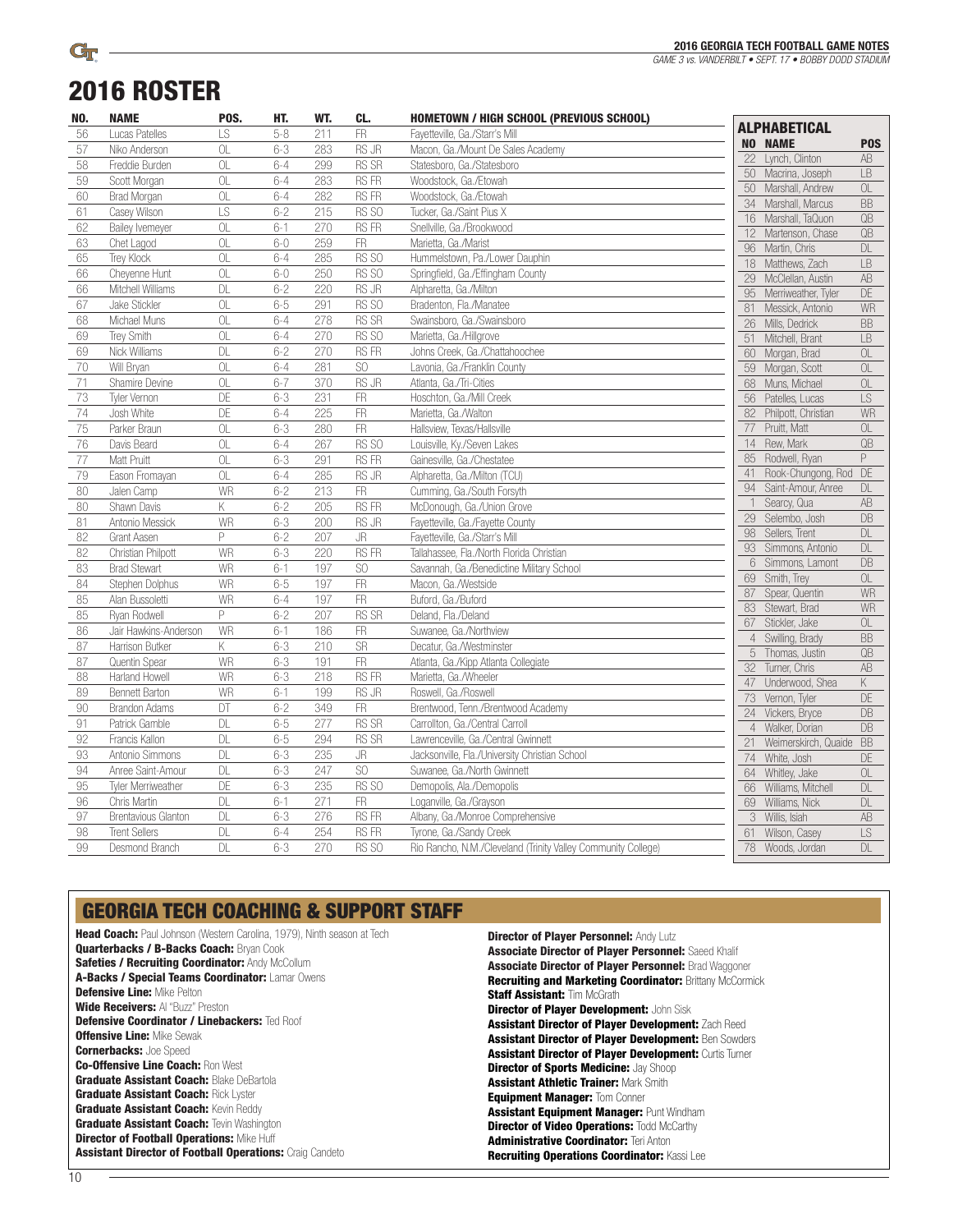## 2016 ROSTER

| NO. | NAME | POS. | HT. | WT. | CL. | HOMETOWN / HIGH SCHOOL (PREVIOUS SCHOOL) |
|---|---|---|---|---|---|---|
| 56 | Lucas Patelles | LS | 5-8 | 211 | FR | Fayetteville, Ga./Starr's Mill |
| 57 | Niko Anderson | OL | 6-3 | 283 | RS JR | Macon, Ga./Mount De Sales Academy |
| 58 | Freddie Burden | OL | 6-4 | 299 | RS SR | Statesboro, Ga./Statesboro |
| 59 | Scott Morgan | OL | 6-4 | 283 | RS FR | Woodstock, Ga./Etowah |
| 60 | Brad Morgan | OL | 6-4 | 282 | RS FR | Woodstock, Ga./Etowah |
| 61 | Casey Wilson | LS | 6-2 | 215 | RS SO | Tucker, Ga./Saint Pius X |
| 62 | Bailey Ivemeyer | OL | 6-1 | 270 | RS FR | Snellville, Ga./Brookwood |
| 63 | Chet Lagod | OL | 6-0 | 259 | FR | Marietta, Ga./Marist |
| 65 | Trey Klock | OL | 6-4 | 285 | RS SO | Hummelstown, Pa./Lower Dauphin |
| 66 | Cheyenne Hunt | OL | 6-0 | 250 | RS SO | Springfield, Ga./Effingham County |
| 66 | Mitchell Williams | DL | 6-2 | 220 | RS JR | Alpharetta, Ga./Milton |
| 67 | Jake Stickler | OL | 6-5 | 291 | RS SO | Bradenton, Fla./Manatee |
| 68 | Michael Muns | OL | 6-4 | 278 | RS SR | Swainsboro, Ga./Swainsboro |
| 69 | Trey Smith | OL | 6-4 | 270 | RS SO | Marietta, Ga./Hillgrove |
| 69 | Nick Williams | DL | 6-2 | 270 | RS FR | Johns Creek, Ga./Chattahoochee |
| 70 | Will Bryan | OL | 6-4 | 281 | SO | Lavonia, Ga./Franklin County |
| 71 | Shamire Devine | OL | 6-7 | 370 | RS JR | Atlanta, Ga./Tri-Cities |
| 73 | Tyler Vernon | DE | 6-3 | 231 | FR | Hoschton, Ga./Mill Creek |
| 74 | Josh White | DE | 6-4 | 225 | FR | Marietta, Ga./Walton |
| 75 | Parker Braun | OL | 6-3 | 280 | FR | Hallsview, Texas/Hallsville |
| 76 | Davis Beard | OL | 6-4 | 267 | RS SO | Louisville, Ky./Seven Lakes |
| 77 | Matt Pruitt | OL | 6-3 | 291 | RS FR | Gainesville, Ga./Chestatee |
| 79 | Eason Fromayan | OL | 6-4 | 285 | RS JR | Alpharetta, Ga./Milton (TCU) |
| 80 | Jalen Camp | WR | 6-2 | 213 | FR | Cumming, Ga./South Forsyth |
| 80 | Shawn Davis | K | 6-2 | 205 | RS FR | McDonough, Ga./Union Grove |
| 81 | Antonio Messick | WR | 6-3 | 200 | RS JR | Fayetteville, Ga./Fayette County |
| 82 | Grant Aasen | P | 6-2 | 207 | JR | Fayetteville, Ga./Starr's Mill |
| 82 | Christian Philpott | WR | 6-3 | 220 | RS FR | Tallahassee, Fla./North Florida Christian |
| 83 | Brad Stewart | WR | 6-1 | 197 | SO | Savannah, Ga./Benedictine Military School |
| 84 | Stephen Dolphus | WR | 6-5 | 197 | FR | Macon, Ga./Westside |
| 85 | Alan Bussoletti | WR | 6-4 | 197 | FR | Buford, Ga./Buford |
| 85 | Ryan Rodwell | P | 6-2 | 207 | RS SR | Deland, Fla./Deland |
| 86 | Jair Hawkins-Anderson | WR | 6-1 | 186 | FR | Suwanee, Ga./Northview |
| 87 | Harrison Butker | K | 6-3 | 210 | SR | Decatur, Ga./Westminster |
| 87 | Quentin Spear | WR | 6-3 | 191 | FR | Atlanta, Ga./Kipp Atlanta Collegiate |
| 88 | Harland Howell | WR | 6-3 | 218 | RS FR | Marietta, Ga./Wheeler |
| 89 | Bennett Barton | WR | 6-1 | 199 | RS JR | Roswell, Ga./Roswell |
| 90 | Brandon Adams | DT | 6-2 | 349 | FR | Brentwood, Tenn./Brentwood Academy |
| 91 | Patrick Gamble | DL | 6-5 | 277 | RS SR | Carrollton, Ga./Central Carroll |
| 92 | Francis Kallon | DL | 6-5 | 294 | RS SR | Lawrenceville, Ga./Central Gwinnett |
| 93 | Antonio Simmons | DL | 6-3 | 235 | JR | Jacksonville, Fla./University Christian School |
| 94 | Anree Saint-Amour | DL | 6-3 | 247 | SO | Suwanee, Ga./North Gwinnett |
| 95 | Tyler Merriweather | DE | 6-3 | 235 | RS SO | Demopolis, Ala./Demopolis |
| 96 | Chris Martin | DL | 6-1 | 271 | FR | Loganville, Ga./Grayson |
| 97 | Brentavious Glanton | DL | 6-3 | 276 | RS FR | Albany, Ga./Monroe Comprehensive |
| 98 | Trent Sellers | DL | 6-4 | 254 | RS FR | Tyrone, Ga./Sandy Creek |
| 99 | Desmond Branch | DL | 6-3 | 270 | RS SO | Rio Rancho, N.M./Cleveland (Trinity Valley Community College) |

### ALPHABETICAL

| NO | NAME | POS |
|---|---|---|
| 22 | Lynch, Clinton | AB |
| 50 | Macrina, Joseph | LB |
| 50 | Marshall, Andrew | OL |
| 34 | Marshall, Marcus | BB |
| 16 | Marshall, TaQuon | QB |
| 12 | Martenson, Chase | QB |
| 96 | Martin, Chris | DL |
| 18 | Matthews, Zach | LB |
| 29 | McClellan, Austin | AB |
| 95 | Merriweather, Tyler | DE |
| 81 | Messick, Antonio | WR |
| 26 | Mills, Dedrick | BB |
| 51 | Mitchell, Brant | LB |
| 60 | Morgan, Brad | OL |
| 59 | Morgan, Scott | OL |
| 68 | Muns, Michael | OL |
| 56 | Patelles, Lucas | LS |
| 82 | Philpott, Christian | WR |
| 77 | Pruitt, Matt | OL |
| 14 | Rew, Mark | QB |
| 85 | Rodwell, Ryan | P |
| 41 | Rook-Chungong, Rod | DE |
| 94 | Saint-Amour, Anree | DL |
| 1 | Searcy, Qua | AB |
| 29 | Selembo, Josh | DB |
| 98 | Sellers, Trent | DL |
| 93 | Simmons, Antonio | DL |
| 6 | Simmons, Lamont | DB |
| 69 | Smith, Trey | OL |
| 87 | Spear, Quentin | WR |
| 83 | Stewart, Brad | WR |
| 67 | Stickler, Jake | OL |
| 4 | Swilling, Brady | BB |
| 5 | Thomas, Justin | QB |
| 32 | Turner, Chris | AB |
| 47 | Underwood, Shea | K |
| 73 | Vernon, Tyler | DE |
| 24 | Vickers, Bryce | DB |
| 4 | Walker, Dorian | DB |
| 21 | Weimerskirch, Quaide | BB |
| 74 | White, Josh | DE |
| 64 | Whitley, Jake | OL |
| 66 | Williams, Mitchell | DL |
| 69 | Williams, Nick | DL |
| 3 | Willis, Isiah | AB |
| 61 | Wilson, Casey | LS |
| 78 | Woods, Jordan | DL |

## GEORGIA TECH COACHING & SUPPORT STAFF

**Head Coach:** Paul Johnson (Western Carolina, 1979), Ninth season at Tech
**Quarterbacks / B-Backs Coach:** Bryan Cook
**Safeties / Recruiting Coordinator:** Andy McCollum
**A-Backs / Special Teams Coordinator:** Lamar Owens
**Defensive Line:** Mike Pelton
**Wide Receivers:** Al "Buzz" Preston
**Defensive Coordinator / Linebackers:** Ted Roof
**Offensive Line:** Mike Sewak
**Cornerbacks:** Joe Speed
**Co-Offensive Line Coach:** Ron West
**Graduate Assistant Coach:** Blake DeBartola
**Graduate Assistant Coach:** Rick Lyster
**Graduate Assistant Coach:** Kevin Reddy
**Graduate Assistant Coach:** Tevin Washington
**Director of Football Operations:** Mike Huff
**Assistant Director of Football Operations:** Craig Candeto
**Director of Player Personnel:** Andy Lutz
**Associate Director of Player Personnel:** Saeed Khalif
**Associate Director of Player Personnel:** Brad Waggoner
**Recruiting and Marketing Coordinator:** Brittany McCormick
**Staff Assistant:** Tim McGrath
**Director of Player Development:** John Sisk
**Assistant Director of Player Development:** Zach Reed
**Assistant Director of Player Development:** Ben Sowders
**Assistant Director of Player Development:** Curtis Turner
**Director of Sports Medicine:** Jay Shoop
**Assistant Athletic Trainer:** Mark Smith
**Equipment Manager:** Tom Conner
**Assistant Equipment Manager:** Punt Windham
**Director of Video Operations:** Todd McCarthy
**Administrative Coordinator:** Teri Anton
**Recruiting Operations Coordinator:** Kassi Lee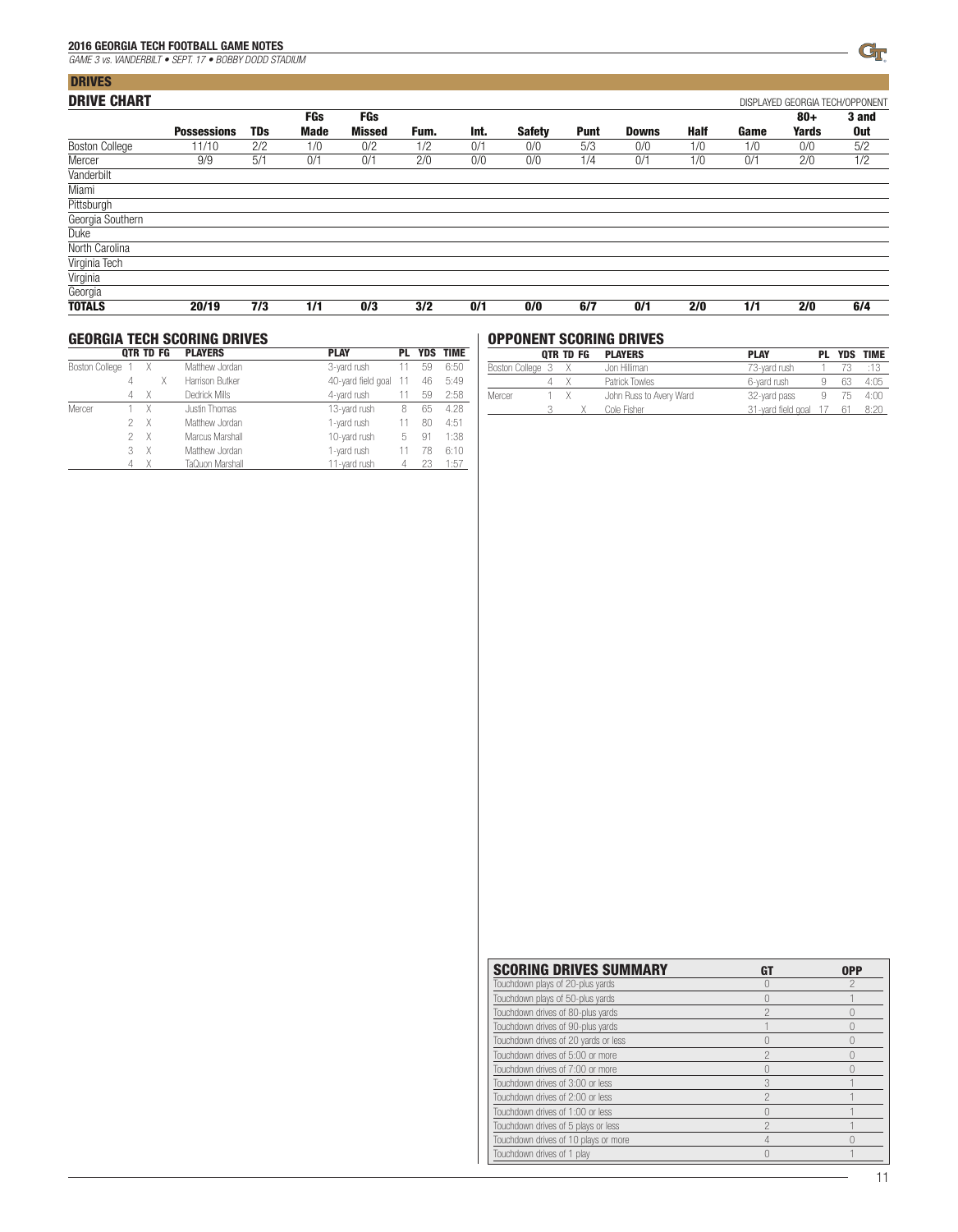## DRIVES

### DRIVE CHART

DISPLAYED GEORGIA TECH/OPPONENT

| | Possessions | TDs | FGs Made | FGs Missed | Fum. | Int. | Safety | Punt | Downs | Half | Game | 80+ Yards | 3 and Out |
|---|---|---|---|---|---|---|---|---|---|---|---|---|---|
| Boston College | 11/10 | 2/2 | 1/0 | 0/2 | 1/2 | 0/1 | 0/0 | 5/3 | 0/0 | 1/0 | 1/0 | 0/0 | 5/2 |
| Mercer | 9/9 | 5/1 | 0/1 | 0/1 | 2/0 | 0/0 | 0/0 | 1/4 | 0/1 | 1/0 | 0/1 | 2/0 | 1/2 |
| Vanderbilt | | | | | | | | | | | | | |
| Miami | | | | | | | | | | | | | |
| Pittsburgh | | | | | | | | | | | | | |
| Georgia Southern | | | | | | | | | | | | | |
| Duke | | | | | | | | | | | | | |
| North Carolina | | | | | | | | | | | | | |
| Virginia Tech | | | | | | | | | | | | | |
| Virginia | | | | | | | | | | | | | |
| Georgia | | | | | | | | | | | | | |
| **TOTALS** | **20/19** | **7/3** | **1/1** | **0/3** | **3/2** | **0/1** | **0/0** | **6/7** | **0/1** | **2/0** | **1/1** | **2/0** | **6/4** |

### GEORGIA TECH SCORING DRIVES

| | QTR | TD | FG | PLAYERS | PLAY | PL | YDS | TIME |
|---|---|---|---|---|---|---|---|---|
| Boston College | 1 | X | | Matthew Jordan | 3-yard rush | 11 | 59 | 6:50 |
| | 4 | | X | Harrison Butker | 40-yard field goal | 11 | 46 | 5:49 |
| | 4 | X | | Dedrick Mills | 4-yard rush | 11 | 59 | 2:58 |
| Mercer | 1 | X | | Justin Thomas | 13-yard rush | 8 | 65 | 4:28 |
| | 2 | X | | Matthew Jordan | 1-yard rush | 11 | 80 | 4:51 |
| | 2 | X | | Marcus Marshall | 10-yard rush | 5 | 91 | 1:38 |
| | 3 | X | | Matthew Jordan | 1-yard rush | 11 | 78 | 6:10 |
| | 4 | X | | TaQuon Marshall | 11-yard rush | 4 | 23 | 1:57 |

### OPPONENT SCORING DRIVES

| | QTR | TD | FG | PLAYERS | PLAY | PL | YDS | TIME |
|---|---|---|---|---|---|---|---|---|
| Boston College | 3 | X | | Jon Hilliman | 73-yard rush | 1 | 73 | :13 |
| | 4 | X | | Patrick Towles | 6-yard rush | 9 | 63 | 4:05 |
| Mercer | 1 | X | | John Russ to Avery Ward | 32-yard pass | 9 | 75 | 4:00 |
| | 3 | | X | Cole Fisher | 31-yard field goal | 17 | 61 | 8:20 |

### SCORING DRIVES SUMMARY

| SCORING DRIVES SUMMARY | GT | OPP |
|---|---|---|
| Touchdown plays of 20-plus yards | 0 | 2 |
| Touchdown plays of 50-plus yards | 0 | 1 |
| Touchdown drives of 80-plus yards | 2 | 0 |
| Touchdown drives of 90-plus yards | 1 | 0 |
| Touchdown drives of 20 yards or less | 0 | 0 |
| Touchdown drives of 5:00 or more | 2 | 0 |
| Touchdown drives of 7:00 or more | 0 | 0 |
| Touchdown drives of 3:00 or less | 3 | 1 |
| Touchdown drives of 2:00 or less | 2 | 1 |
| Touchdown drives of 1:00 or less | 0 | 1 |
| Touchdown drives of 5 plays or less | 2 | 1 |
| Touchdown drives of 10 plays or more | 4 | 0 |
| Touchdown drives of 1 play | 0 | 1 |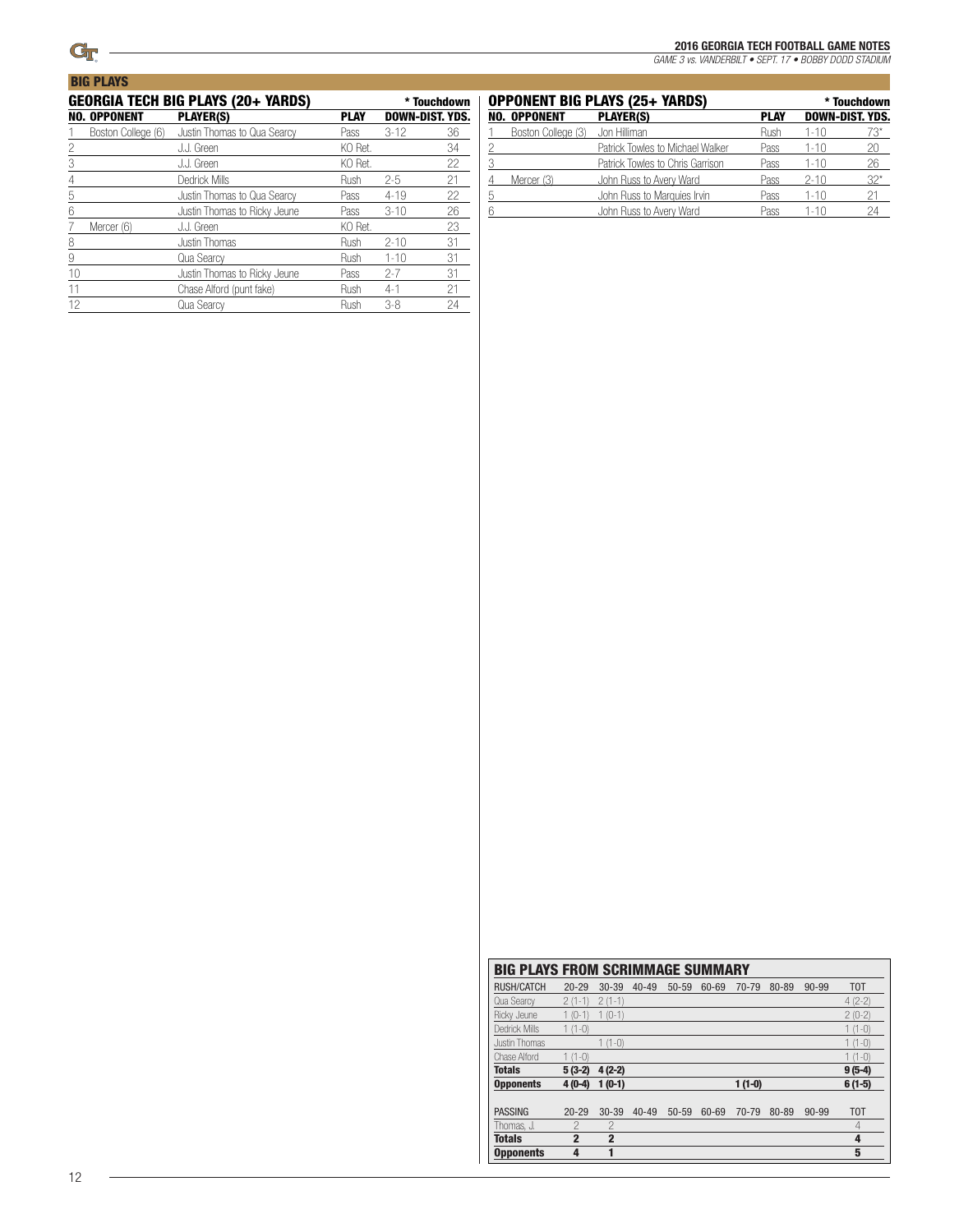## BIG PLAYS

### GEORGIA TECH BIG PLAYS (20+ YARDS)

\* Touchdown

| NO. | OPPONENT | PLAYER(S) | PLAY | DOWN-DIST. | YDS. |
|---|---|---|---|---|---|
| 1 | Boston College (6) | Justin Thomas to Qua Searcy | Pass | 3-12 | 36 |
| 2 | | J.J. Green | KO Ret. | | 34 |
| 3 | | J.J. Green | KO Ret. | | 22 |
| 4 | | Dedrick Mills | Rush | 2-5 | 21 |
| 5 | | Justin Thomas to Qua Searcy | Pass | 4-19 | 22 |
| 6 | | Justin Thomas to Ricky Jeune | Pass | 3-10 | 26 |
| 7 | Mercer (6) | J.J. Green | KO Ret. | | 23 |
| 8 | | Justin Thomas | Rush | 2-10 | 31 |
| 9 | | Qua Searcy | Rush | 1-10 | 31 |
| 10 | | Justin Thomas to Ricky Jeune | Pass | 2-7 | 31 |
| 11 | | Chase Alford (punt fake) | Rush | 4-1 | 21 |
| 12 | | Qua Searcy | Rush | 3-8 | 24 |

### OPPONENT BIG PLAYS (25+ YARDS)

\* Touchdown

| NO. | OPPONENT | PLAYER(S) | PLAY | DOWN-DIST. | YDS. |
|---|---|---|---|---|---|
| 1 | Boston College (3) | Jon Hilliman | Rush | 1-10 | 73* |
| 2 | | Patrick Towles to Michael Walker | Pass | 1-10 | 20 |
| 3 | | Patrick Towles to Chris Garrison | Pass | 1-10 | 26 |
| 4 | Mercer (3) | John Russ to Avery Ward | Pass | 2-10 | 32* |
| 5 | | John Russ to Marquies Irvin | Pass | 1-10 | 21 |
| 6 | | John Russ to Avery Ward | Pass | 1-10 | 24 |

### BIG PLAYS FROM SCRIMMAGE SUMMARY

| RUSH/CATCH | 20-29 | 30-39 | 40-49 | 50-59 | 60-69 | 70-79 | 80-89 | 90-99 | TOT |
|---|---|---|---|---|---|---|---|---|---|
| Qua Searcy | 2 (1-1) | 2 (1-1) | | | | | | | 4 (2-2) |
| Ricky Jeune | 1 (0-1) | 1 (0-1) | | | | | | | 2 (0-2) |
| Dedrick Mills | 1 (1-0) | | | | | | | | 1 (1-0) |
| Justin Thomas | | 1 (1-0) | | | | | | | 1 (1-0) |
| Chase Alford | 1 (1-0) | | | | | | | | 1 (1-0) |
| **Totals** | **5 (3-2)** | **4 (2-2)** | | | | | | | **9 (5-4)** |
| **Opponents** | **4 (0-4)** | **1 (0-1)** | | | | **1 (1-0)** | | | **6 (1-5)** |

| PASSING | 20-29 | 30-39 | 40-49 | 50-59 | 60-69 | 70-79 | 80-89 | 90-99 | TOT |
|---|---|---|---|---|---|---|---|---|---|
| Thomas, J. | 2 | 2 | | | | | | | 4 |
| **Totals** | **2** | **2** | | | | | | | **4** |
| **Opponents** | **4** | **1** | | | | | | | **5** |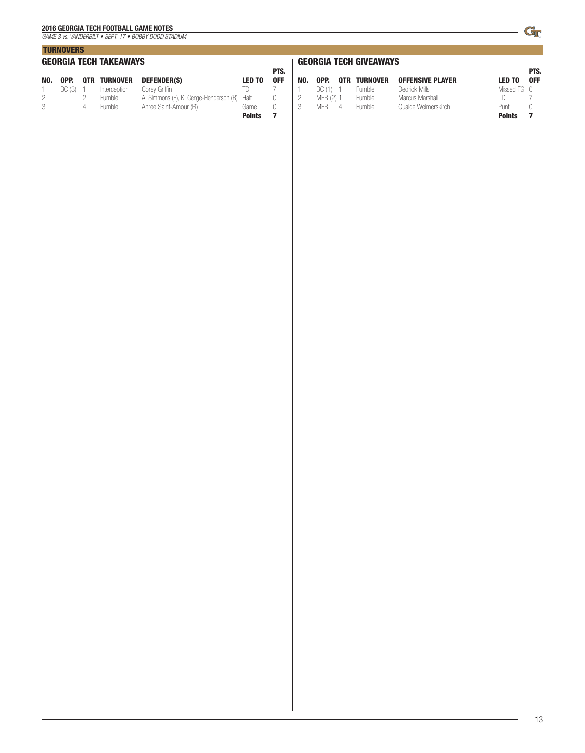## TURNOVERS

### GEORGIA TECH TAKEAWAYS

| NO. | OPP. | QTR | TURNOVER | DEFENDER(S) | LED TO | PTS. OFF |
|---|---|---|---|---|---|---|
| 1 | BC (3) | 1 | Interception | Corey Griffin | TD | 7 |
| 2 | | 2 | Fumble | A. Simmons (F), K. Cerge-Henderson (R) | Half | 0 |
| 3 | | 4 | Fumble | Anree Saint-Amour (R) | Game | 0 |
| | | | | | **Points** | **7** |

### GEORGIA TECH GIVEAWAYS

| NO. | OPP. | QTR | TURNOVER | OFFENSIVE PLAYER | LED TO | PTS. OFF |
|---|---|---|---|---|---|---|
| 1 | BC (1) | 1 | Fumble | Dedrick Mills | Missed FG | 0 |
| 2 | MER (2) | 1 | Fumble | Marcus Marshall | TD | 7 |
| 3 | MER | 4 | Fumble | Quaide Weimerskirch | Punt | 0 |
| | | | | | **Points** | **7** |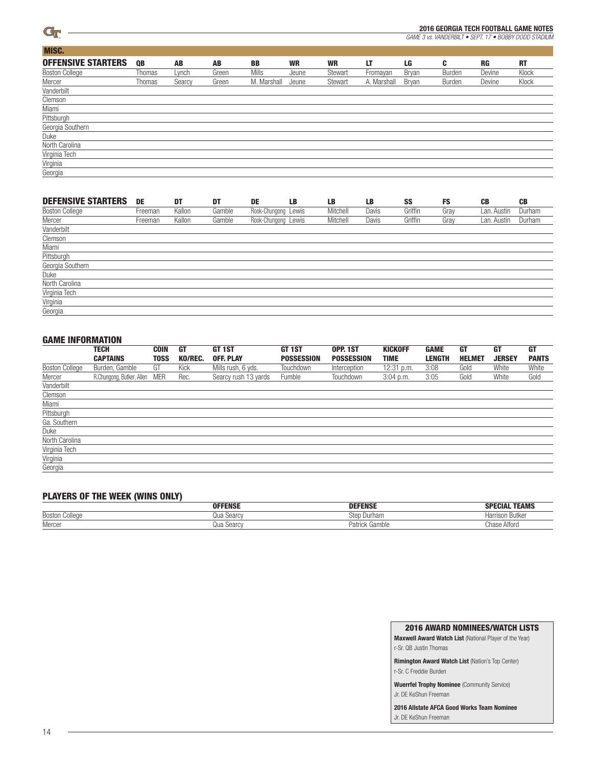## MISC.

| OFFENSIVE STARTERS | QB | AB | AB | BB | WR | WR | LT | LG | C | RG | RT |
|---|---|---|---|---|---|---|---|---|---|---|---|
| Boston College | Thomas | Lynch | Green | Mills | Jeune | Stewart | Fromayan | Bryan | Burden | Devine | Klock |
| Mercer | Thomas | Searcy | Green | M. Marshall | Jeune | Stewart | A. Marshall | Bryan | Burden | Devine | Klock |
| Vanderbilt | | | | | | | | | | | |
| Clemson | | | | | | | | | | | |
| Miami | | | | | | | | | | | |
| Pittsburgh | | | | | | | | | | | |
| Georgia Southern | | | | | | | | | | | |
| Duke | | | | | | | | | | | |
| North Carolina | | | | | | | | | | | |
| Virginia Tech | | | | | | | | | | | |
| Virginia | | | | | | | | | | | |
| Georgia | | | | | | | | | | | |

| DEFENSIVE STARTERS | DE | DT | DT | DE | LB | LB | LB | SS | FS | CB | CB |
|---|---|---|---|---|---|---|---|---|---|---|---|
| Boston College | Freeman | Kallon | Gamble | Rook-Chungong | Lewis | Mitchell | Davis | Griffin | Gray | Lan. Austin | Durham |
| Mercer | Freeman | Kallon | Gamble | Rook-Chungong | Lewis | Mitchell | Davis | Griffin | Gray | Lan. Austin | Durham |
| Vanderbilt | | | | | | | | | | | |
| Clemson | | | | | | | | | | | |
| Miami | | | | | | | | | | | |
| Pittsburgh | | | | | | | | | | | |
| Georgia Southern | | | | | | | | | | | |
| Duke | | | | | | | | | | | |
| North Carolina | | | | | | | | | | | |
| Virginia Tech | | | | | | | | | | | |
| Virginia | | | | | | | | | | | |
| Georgia | | | | | | | | | | | |

## GAME INFORMATION

| | TECH CAPTAINS | COIN TOSS | GT KO/REC. | GT 1ST OFF. PLAY | GT 1ST POSSESSION | OPP. 1ST POSSESSION | KICKOFF TIME | GAME LENGTH | GT HELMET | GT JERSEY | GT PANTS |
|---|---|---|---|---|---|---|---|---|---|---|---|
| Boston College | Burden, Gamble | GT | Kick | Mills rush, 6 yds. | Touchdown | Interception | 12:31 p.m. | 3:08 | Gold | White | White |
| Mercer | R.Chungong, Butker, Allen | MER | Rec. | Searcy rush 13 yards | Fumble | Touchdown | 3:04 p.m. | 3:05 | Gold | White | Gold |
| Vanderbilt | | | | | | | | | | | |
| Clemson | | | | | | | | | | | |
| Miami | | | | | | | | | | | |
| Pittsburgh | | | | | | | | | | | |
| Ga. Southern | | | | | | | | | | | |
| Duke | | | | | | | | | | | |
| North Carolina | | | | | | | | | | | |
| Virginia Tech | | | | | | | | | | | |
| Virginia | | | | | | | | | | | |
| Georgia | | | | | | | | | | | |

## PLAYERS OF THE WEEK (WINS ONLY)

| | OFFENSE | DEFENSE | SPECIAL TEAMS |
|---|---|---|---|
| Boston College | Qua Searcy | Step Durham | Harrison Butker |
| Mercer | Qua Searcy | Patrick Gamble | Chase Alford |

### 2016 AWARD NOMINEES/WATCH LISTS

**Maxwell Award Watch List** (National Player of the Year)
r-Sr. QB Justin Thomas

**Rimington Award Watch List** (Nation's Top Center)
r-Sr. C Freddie Burden

**Wuerrfel Trophy Nominee** (Community Service)
Jr. DE KeShun Freeman

**2016 Allstate AFCA Good Works Team Nominee**
Jr. DE KeShun Freeman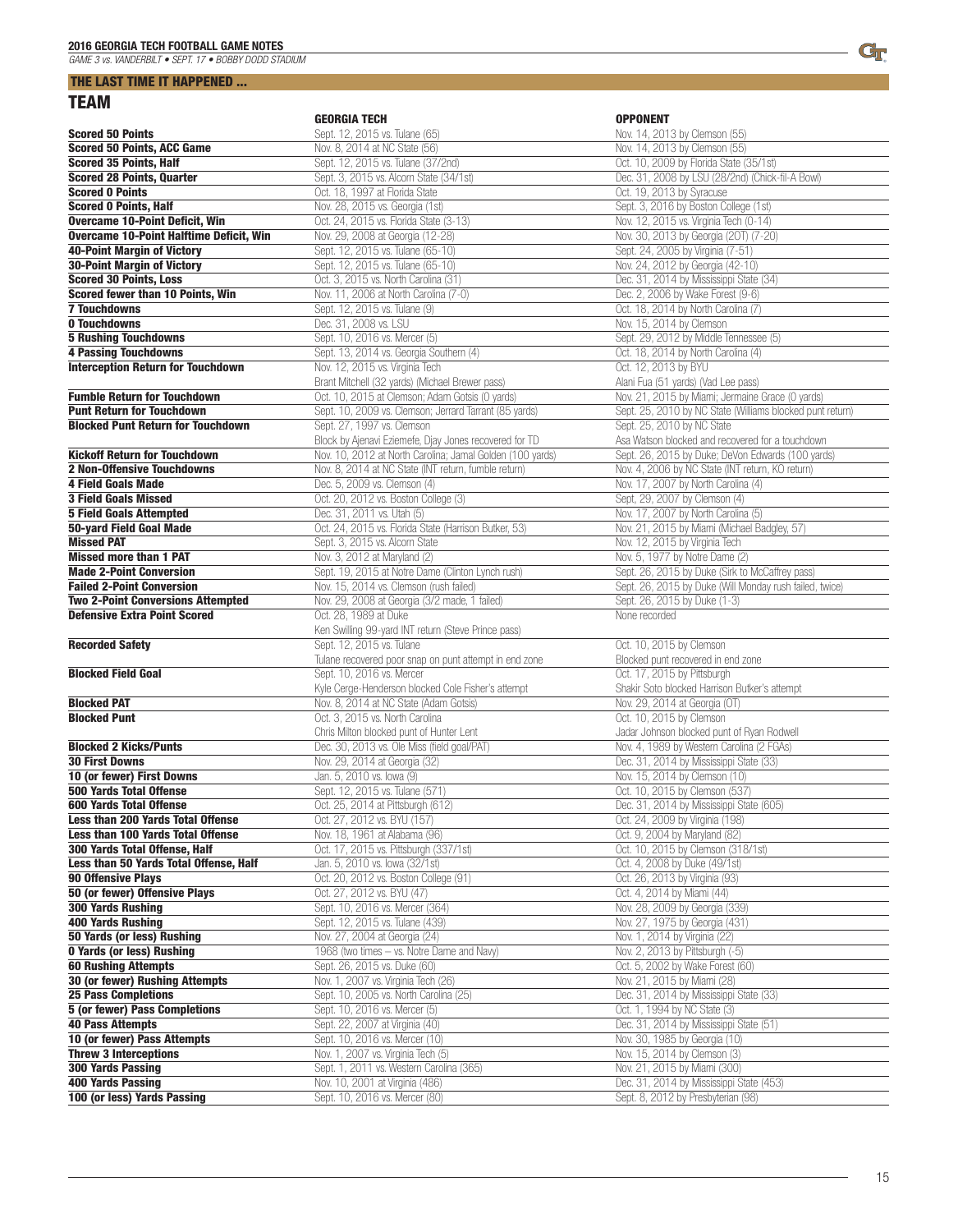## THE LAST TIME IT HAPPENED ...

### TEAM

| | GEORGIA TECH | OPPONENT |
|---|---|---|
| **Scored 50 Points** | Sept. 12, 2015 vs. Tulane (65) | Nov. 14, 2013 by Clemson (55) |
| **Scored 50 Points, ACC Game** | Nov. 8, 2014 at NC State (56) | Nov. 14, 2013 by Clemson (55) |
| **Scored 35 Points, Half** | Sept. 12, 2015 vs. Tulane (37/2nd) | Oct. 10, 2009 by Florida State (35/1st) |
| **Scored 28 Points, Quarter** | Sept. 3, 2015 vs. Alcorn State (34/1st) | Dec. 31, 2008 by LSU (28/2nd) (Chick-fil-A Bowl) |
| **Scored 0 Points** | Oct. 18, 1997 at Florida State | Oct. 19, 2013 by Syracuse |
| **Scored 0 Points, Half** | Nov. 28, 2015 vs. Georgia (1st) | Sept. 3, 2016 by Boston College (1st) |
| **Overcame 10-Point Deficit, Win** | Oct. 24, 2015 vs. Florida State (3-13) | Nov. 12, 2015 vs. Virginia Tech (0-14) |
| **Overcame 10-Point Halftime Deficit, Win** | Nov. 29, 2008 at Georgia (12-28) | Nov. 30, 2013 by Georgia (2OT) (7-20) |
| **40-Point Margin of Victory** | Sept. 12, 2015 vs. Tulane (65-10) | Sept. 24, 2005 by Virginia (7-51) |
| **30-Point Margin of Victory** | Sept. 12, 2015 vs. Tulane (65-10) | Nov. 24, 2012 by Georgia (42-10) |
| **Scored 30 Points, Loss** | Oct. 3, 2015 vs. North Carolina (31) | Dec. 31, 2014 by Mississippi State (34) |
| **Scored fewer than 10 Points, Win** | Nov. 11, 2006 at North Carolina (7-0) | Dec. 2, 2006 by Wake Forest (9-6) |
| **7 Touchdowns** | Sept. 12, 2015 vs. Tulane (9) | Oct. 18, 2014 by North Carolina (7) |
| **0 Touchdowns** | Dec. 31, 2008 vs. LSU | Nov. 15, 2014 by Clemson |
| **5 Rushing Touchdowns** | Sept. 10, 2016 vs. Mercer (5) | Sept. 29, 2012 by Middle Tennessee (5) |
| **4 Passing Touchdowns** | Sept. 13, 2014 vs. Georgia Southern (4) | Oct. 18, 2014 by North Carolina (4) |
| **Interception Return for Touchdown** | Nov. 12, 2015 vs. Virginia Tech<br>Brant Mitchell (32 yards) (Michael Brewer pass) | Oct. 12, 2013 by BYU<br>Alani Fua (51 yards) (Vad Lee pass) |
| **Fumble Return for Touchdown** | Oct. 10, 2015 at Clemson; Adam Gotsis (0 yards) | Nov. 21, 2015 by Miami; Jermaine Grace (0 yards) |
| **Punt Return for Touchdown** | Sept. 10, 2009 vs. Clemson; Jerrard Tarrant (85 yards) | Sept. 25, 2010 by NC State (Williams blocked punt return) |
| **Blocked Punt Return for Touchdown** | Sept. 27, 1997 vs. Clemson<br>Block by Ajenavi Eziemefe, Djay Jones recovered for TD | Sept. 25, 2010 by NC State<br>Asa Watson blocked and recovered for a touchdown |
| **Kickoff Return for Touchdown** | Nov. 10, 2012 at North Carolina; Jamal Golden (100 yards) | Sept. 26, 2015 by Duke; DeVon Edwards (100 yards) |
| **2 Non-Offensive Touchdowns** | Nov. 8, 2014 at NC State (INT return, fumble return) | Nov. 4, 2006 by NC State (INT return, KO return) |
| **4 Field Goals Made** | Dec. 5, 2009 vs. Clemson (4) | Nov. 17, 2007 by North Carolina (4) |
| **3 Field Goals Missed** | Oct. 20, 2012 vs. Boston College (3) | Sept, 29, 2007 by Clemson (4) |
| **5 Field Goals Attempted** | Dec. 31, 2011 vs. Utah (5) | Nov. 17, 2007 by North Carolina (5) |
| **50-yard Field Goal Made** | Oct. 24, 2015 vs. Florida State (Harrison Butker, 53) | Nov. 21, 2015 by Miami (Michael Badgley, 57) |
| **Missed PAT** | Sept. 3, 2015 vs. Alcorn State | Nov. 12, 2015 by Virginia Tech |
| **Missed more than 1 PAT** | Nov. 3, 2012 at Maryland (2) | Nov. 5, 1977 by Notre Dame (2) |
| **Made 2-Point Conversion** | Sept. 19, 2015 at Notre Dame (Clinton Lynch rush) | Sept. 26, 2015 by Duke (Sirk to McCaffrey pass) |
| **Failed 2-Point Conversion** | Nov. 15, 2014 vs. Clemson (rush failed) | Sept. 26, 2015 by Duke (Will Monday rush failed, twice) |
| **Two 2-Point Conversions Attempted** | Nov. 29, 2008 at Georgia (3/2 made, 1 failed) | Sept. 26, 2015 by Duke (1-3) |
| **Defensive Extra Point Scored** | Oct. 28, 1989 at Duke<br>Ken Swilling 99-yard INT return (Steve Prince pass) | None recorded |
| **Recorded Safety** | Sept. 12, 2015 vs. Tulane<br>Tulane recovered poor snap on punt attempt in end zone | Oct. 10, 2015 by Clemson<br>Blocked punt recovered in end zone |
| **Blocked Field Goal** | Sept. 10, 2016 vs. Mercer<br>Kyle Cerge-Henderson blocked Cole Fisher's attempt | Oct. 17, 2015 by Pittsburgh<br>Shakir Soto blocked Harrison Butker's attempt |
| **Blocked PAT** | Nov. 8, 2014 at NC State (Adam Gotsis) | Nov. 29, 2014 at Georgia (OT) |
| **Blocked Punt** | Oct. 3, 2015 vs. North Carolina<br>Chris Milton blocked punt of Hunter Lent | Oct. 10, 2015 by Clemson<br>Jadar Johnson blocked punt of Ryan Rodwell |
| **Blocked 2 Kicks/Punts** | Dec. 30, 2013 vs. Ole Miss (field goal/PAT) | Nov. 4, 1989 by Western Carolina (2 FGAs) |
| **30 First Downs** | Nov. 29, 2014 at Georgia (32) | Dec. 31, 2014 by Mississippi State (33) |
| **10 (or fewer) First Downs** | Jan. 5, 2010 vs. Iowa (9) | Nov. 15, 2014 by Clemson (10) |
| **500 Yards Total Offense** | Sept. 12, 2015 vs. Tulane (571) | Oct. 10, 2015 by Clemson (537) |
| **600 Yards Total Offense** | Oct. 25, 2014 at Pittsburgh (612) | Dec. 31, 2014 by Mississippi State (605) |
| **Less than 200 Yards Total Offense** | Oct. 27, 2012 vs. BYU (157) | Oct. 24, 2009 by Virginia (198) |
| **Less than 100 Yards Total Offense** | Nov. 18, 1961 at Alabama (96) | Oct. 9, 2004 by Maryland (82) |
| **300 Yards Total Offense, Half** | Oct. 17, 2015 vs. Pittsburgh (337/1st) | Oct. 10, 2015 by Clemson (318/1st) |
| **Less than 50 Yards Total Offense, Half** | Jan. 5, 2010 vs. Iowa (32/1st) | Oct. 4, 2008 by Duke (49/1st) |
| **90 Offensive Plays** | Oct. 20, 2012 vs. Boston College (91) | Oct. 26, 2013 by Virginia (93) |
| **50 (or fewer) Offensive Plays** | Oct. 27, 2012 vs. BYU (47) | Oct. 4, 2014 by Miami (44) |
| **300 Yards Rushing** | Sept. 10, 2016 vs. Mercer (364) | Nov. 28, 2009 by Georgia (339) |
| **400 Yards Rushing** | Sept. 12, 2015 vs. Tulane (439) | Nov. 27, 1975 by Georgia (431) |
| **50 Yards (or less) Rushing** | Nov. 27, 2004 at Georgia (24) | Nov. 1, 2014 by Virginia (22) |
| **0 Yards (or less) Rushing** | 1968 (two times -- vs. Notre Dame and Navy) | Nov. 2, 2013 by Pittsburgh (-5) |
| **60 Rushing Attempts** | Sept. 26, 2015 vs. Duke (60) | Oct. 5, 2002 by Wake Forest (60) |
| **30 (or fewer) Rushing Attempts** | Nov. 1, 2007 vs. Virginia Tech (26) | Nov. 21, 2015 by Miami (28) |
| **25 Pass Completions** | Sept. 10, 2005 vs. North Carolina (25) | Dec. 31, 2014 by Mississippi State (33) |
| **5 (or fewer) Pass Completions** | Sept. 10, 2016 vs. Mercer (5) | Oct. 1, 1994 by NC State (3) |
| **40 Pass Attempts** | Sept. 22, 2007 at Virginia (40) | Dec. 31, 2014 by Mississippi State (51) |
| **10 (or fewer) Pass Attempts** | Sept. 10, 2016 vs. Mercer (10) | Nov. 30, 1985 by Georgia (10) |
| **Threw 3 Interceptions** | Nov. 1, 2007 vs. Virginia Tech (5) | Nov. 15, 2014 by Clemson (3) |
| **300 Yards Passing** | Sept. 1, 2011 vs. Western Carolina (365) | Nov. 21, 2015 by Miami (300) |
| **400 Yards Passing** | Nov. 10, 2001 at Virginia (486) | Dec. 31, 2014 by Mississippi State (453) |
| **100 (or less) Yards Passing** | Sept. 10, 2016 vs. Mercer (80) | Sept. 8, 2012 by Presbyterian (98) |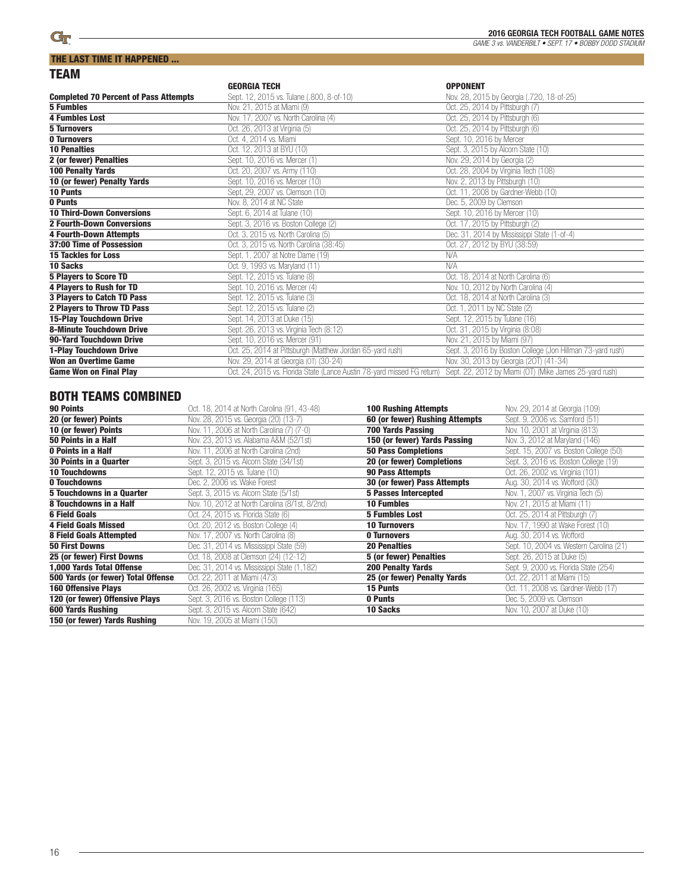## THE LAST TIME IT HAPPENED ...

### TEAM

| | GEORGIA TECH | OPPONENT |
|---|---|---|
| **Completed 70 Percent of Pass Attempts** | Sept. 12, 2015 vs. Tulane (.800, 8-of-10) | Nov. 28, 2015 by Georgia (.720, 18-of-25) |
| **5 Fumbles** | Nov. 21, 2015 at Miami (9) | Oct. 25, 2014 by Pittsburgh (7) |
| **4 Fumbles Lost** | Nov. 17, 2007 vs. North Carolina (4) | Oct. 25, 2014 by Pittsburgh (6) |
| **5 Turnovers** | Oct. 26, 2013 at Virginia (5) | Oct. 25, 2014 by Pittsburgh (6) |
| **0 Turnovers** | Oct. 4, 2014 vs. Miami | Sept. 10, 2016 by Mercer |
| **10 Penalties** | Oct. 12, 2013 at BYU (10) | Sept. 3, 2015 by Alcorn State (10) |
| **2 (or fewer) Penalties** | Sept. 10, 2016 vs. Mercer (1) | Nov. 29, 2014 by Georgia (2) |
| **100 Penalty Yards** | Oct. 20, 2007 vs. Army (110) | Oct. 28, 2004 by Virginia Tech (108) |
| **10 (or fewer) Penalty Yards** | Sept. 10, 2016 vs. Mercer (10) | Nov. 2, 2013 by Pittsburgh (10) |
| **10 Punts** | Sept, 29, 2007 vs. Clemson (10) | Oct. 11, 2008 by Gardner-Webb (10) |
| **0 Punts** | Nov. 8, 2014 at NC State | Dec. 5, 2009 by Clemson |
| **10 Third-Down Conversions** | Sept. 6, 2014 at Tulane (10) | Sept. 10, 2016 by Mercer (10) |
| **2 Fourth-Down Conversions** | Sept. 3, 2016 vs. Boston College (2) | Oct. 17, 2015 by Pittsburgh (2) |
| **4 Fourth-Down Attempts** | Oct. 3, 2015 vs. North Carolina (5) | Dec. 31, 2014 by Mississippi State (1-of-4) |
| **37:00 Time of Possession** | Oct. 3, 2015 vs. North Carolina (38:45) | Oct. 27, 2012 by BYU (38:59) |
| **15 Tackles for Loss** | Sept. 1, 2007 at Notre Dame (19) | N/A |
| **10 Sacks** | Oct. 9, 1993 vs. Maryland (11) | N/A |
| **5 Players to Score TD** | Sept. 12, 2015 vs. Tulane (8) | Oct. 18, 2014 at North Carolina (6) |
| **4 Players to Rush for TD** | Sept. 10, 2016 vs. Mercer (4) | Nov. 10, 2012 by North Carolina (4) |
| **3 Players to Catch TD Pass** | Sept. 12, 2015 vs. Tulane (3) | Oct. 18, 2014 at North Carolina (3) |
| **2 Players to Throw TD Pass** | Sept. 12, 2015 vs. Tulane (2) | Oct. 1, 2011 by NC State (2) |
| **15-Play Touchdown Drive** | Sept. 14, 2013 at Duke (15) | Sept. 12, 2015 by Tulane (16) |
| **8-Minute Touchdown Drive** | Sept. 26, 2013 vs. Virginia Tech (8:12) | Oct. 31, 2015 by Virginia (8:08) |
| **90-Yard Touchdown Drive** | Sept. 10, 2016 vs. Mercer (91) | Nov. 21, 2015 by Miami (97) |
| **1-Play Touchdown Drive** | Oct. 25, 2014 at Pittsburgh (Matthew Jordan 65-yard rush) | Sept. 3, 2016 by Boston College (Jon Hillman 73-yard rush) |
| **Won an Overtime Game** | Nov. 29, 2014 at Georgia (OT) (30-24) | Nov. 30, 2013 by Georgia (2OT) (41-34) |
| **Game Won on Final Play** | Oct. 24, 2015 vs. Florida State (Lance Austin 78-yard missed FG return) | Sept. 22, 2012 by Miami (OT) (Mike James 25-yard rush) |

### BOTH TEAMS COMBINED

| | | | |
|---|---|---|---|
| **90 Points** | Oct. 18, 2014 at North Carolina (91, 43-48) | **100 Rushing Attempts** | Nov. 29, 2014 at Georgia (109) |
| **20 (or fewer) Points** | Nov. 28, 2015 vs. Georgia (20) (13-7) | **60 (or fewer) Rushing Attempts** | Sept. 9, 2006 vs. Samford (51) |
| **10 (or fewer) Points** | Nov. 11, 2006 at North Carolina (7) (7-0) | **700 Yards Passing** | Nov. 10, 2001 at Virginia (813) |
| **50 Points in a Half** | Nov. 23, 2013 vs. Alabama A&M (52/1st) | **150 (or fewer) Yards Passing** | Nov. 3, 2012 at Maryland (146) |
| **0 Points in a Half** | Nov. 11, 2006 at North Carolina (2nd) | **50 Pass Completions** | Sept. 15, 2007 vs. Boston College (50) |
| **30 Points in a Quarter** | Sept. 3, 2015 vs. Alcorn State (34/1st) | **20 (or fewer) Completions** | Sept. 3, 2016 vs. Boston College (19) |
| **10 Touchdowns** | Sept. 12, 2015 vs. Tulane (10) | **90 Pass Attempts** | Oct. 26, 2002 vs. Virginia (101) |
| **0 Touchdowns** | Dec. 2, 2006 vs. Wake Forest | **30 (or fewer) Pass Attempts** | Aug. 30, 2014 vs. Wofford (30) |
| **5 Touchdowns in a Quarter** | Sept. 3, 2015 vs. Alcorn State (5/1st) | **5 Passes Intercepted** | Nov. 1, 2007 vs. Virginia Tech (5) |
| **8 Touchdowns in a Half** | Nov. 10, 2012 at North Carolina (8/1st, 8/2nd) | **10 Fumbles** | Nov. 21, 2015 at Miami (11) |
| **6 Field Goals** | Oct. 24, 2015 vs. Florida State (6) | **5 Fumbles Lost** | Oct. 25, 2014 at Pittsburgh (7) |
| **4 Field Goals Missed** | Oct. 20, 2012 vs. Boston College (4) | **10 Turnovers** | Nov. 17, 1990 at Wake Forest (10) |
| **8 Field Goals Attempted** | Nov. 17, 2007 vs. North Carolina (8) | **0 Turnovers** | Aug. 30, 2014 vs. Wofford |
| **50 First Downs** | Dec. 31, 2014 vs. Mississippi State (59) | **20 Penalties** | Sept. 10, 2004 vs. Western Carolina (21) |
| **25 (or fewer) First Downs** | Oct. 18, 2008 at Clemson (24) (12-12) | **5 (or fewer) Penalties** | Sept. 26, 2015 at Duke (5) |
| **1,000 Yards Total Offense** | Dec. 31, 2014 vs. Mississippi State (1,182) | **200 Penalty Yards** | Sept. 9, 2000 vs. Florida State (254) |
| **500 Yards (or fewer) Total Offense** | Oct. 22, 2011 at Miami (473) | **25 (or fewer) Penalty Yards** | Oct. 22, 2011 at Miami (15) |
| **160 Offensive Plays** | Oct. 26, 2002 vs. Virginia (165) | **15 Punts** | Oct. 11, 2008 vs. Gardner-Webb (17) |
| **120 (or fewer) Offensive Plays** | Sept. 3, 2016 vs. Boston College (113) | **0 Punts** | Dec. 5, 2009 vs. Clemson |
| **600 Yards Rushing** | Sept. 3, 2015 vs. Alcorn State (642) | **10 Sacks** | Nov. 10, 2007 at Duke (10) |
| **150 (or fewer) Yards Rushing** | Nov. 19, 2005 at Miami (150) | | |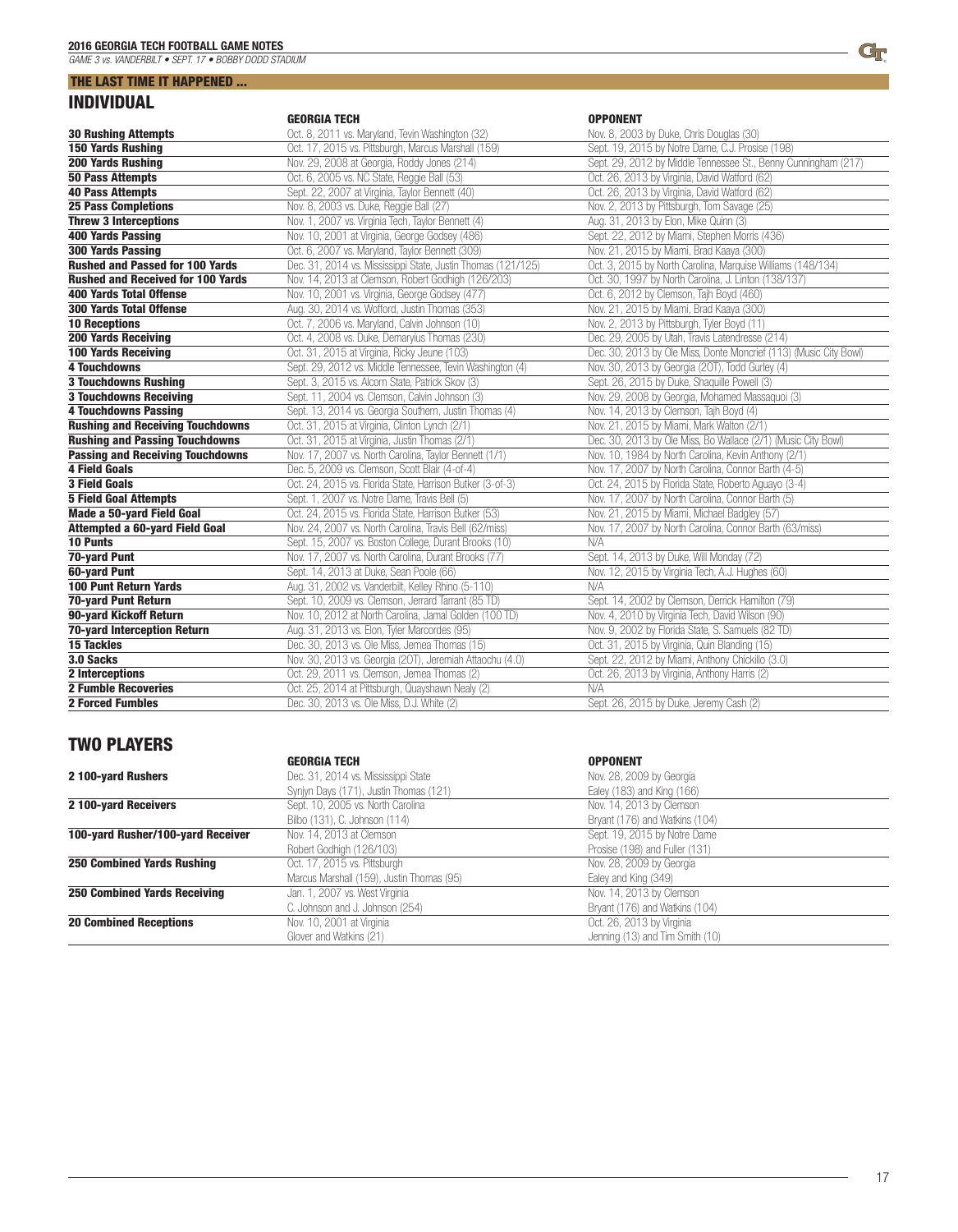## THE LAST TIME IT HAPPENED ...

### INDIVIDUAL

| | GEORGIA TECH | OPPONENT |
|---|---|---|
| **30 Rushing Attempts** | Oct. 8, 2011 vs. Maryland, Tevin Washington (32) | Nov. 8, 2003 by Duke, Chris Douglas (30) |
| **150 Yards Rushing** | Oct. 17, 2015 vs. Pittsburgh, Marcus Marshall (159) | Sept. 19, 2015 by Notre Dame, C.J. Prosise (198) |
| **200 Yards Rushing** | Nov. 29, 2008 at Georgia, Roddy Jones (214) | Sept. 29, 2012 by Middle Tennessee St., Benny Cunningham (217) |
| **50 Pass Attempts** | Oct. 6, 2005 vs. NC State, Reggie Ball (53) | Oct. 26, 2013 by Virginia, David Watford (62) |
| **40 Pass Attempts** | Sept. 22, 2007 at Virginia, Taylor Bennett (40) | Oct. 26, 2013 by Virginia, David Watford (62) |
| **25 Pass Completions** | Nov. 8, 2003 vs. Duke, Reggie Ball (27) | Nov. 2, 2013 by Pittsburgh, Tom Savage (25) |
| **Threw 3 Interceptions** | Nov. 1, 2007 vs. Virginia Tech, Taylor Bennett (4) | Aug. 31, 2013 by Elon, Mike Quinn (3) |
| **400 Yards Passing** | Nov. 10, 2001 at Virginia, George Godsey (486) | Sept. 22, 2012 by Miami, Stephen Morris (436) |
| **300 Yards Passing** | Oct. 6, 2007 vs. Maryland, Taylor Bennett (309) | Nov. 21, 2015 by Miami, Brad Kaaya (300) |
| **Rushed and Passed for 100 Yards** | Dec. 31, 2014 vs. Mississippi State, Justin Thomas (121/125) | Oct. 3, 2015 by North Carolina, Marquise Williams (148/134) |
| **Rushed and Received for 100 Yards** | Nov. 14, 2013 at Clemson, Robert Godhigh (126/203) | Oct. 30, 1997 by North Carolina, J. Linton (138/137) |
| **400 Yards Total Offense** | Nov. 10, 2001 vs. Virginia, George Godsey (477) | Oct. 6, 2012 by Clemson, Tajh Boyd (460) |
| **300 Yards Total Offense** | Aug. 30, 2014 vs. Wofford, Justin Thomas (353) | Nov. 21, 2015 by Miami, Brad Kaaya (300) |
| **10 Receptions** | Oct. 7, 2006 vs. Maryland, Calvin Johnson (10) | Nov. 2, 2013 by Pittsburgh, Tyler Boyd (11) |
| **200 Yards Receiving** | Oct. 4, 2008 vs. Duke, Demaryius Thomas (230) | Dec. 29, 2005 by Utah, Travis Latendresse (214) |
| **100 Yards Receiving** | Oct. 31, 2015 at Virginia, Ricky Jeune (103) | Dec. 30, 2013 by Ole Miss, Donte Moncrief (113) (Music City Bowl) |
| **4 Touchdowns** | Sept. 29, 2012 vs. Middle Tennessee, Tevin Washington (4) | Nov. 30, 2013 by Georgia (2OT), Todd Gurley (4) |
| **3 Touchdowns Rushing** | Sept. 3, 2015 vs. Alcorn State, Patrick Skov (3) | Sept. 26, 2015 by Duke, Shaquille Powell (3) |
| **3 Touchdowns Receiving** | Sept. 11, 2004 vs. Clemson, Calvin Johnson (3) | Nov. 29, 2008 by Georgia, Mohamed Massaquoi (3) |
| **4 Touchdowns Passing** | Sept. 13, 2014 vs. Georgia Southern, Justin Thomas (4) | Nov. 14, 2013 by Clemson, Tajh Boyd (4) |
| **Rushing and Receiving Touchdowns** | Oct. 31, 2015 at Virginia, Clinton Lynch (2/1) | Nov. 21, 2015 by Miami, Mark Walton (2/1) |
| **Rushing and Passing Touchdowns** | Oct. 31, 2015 at Virginia, Justin Thomas (2/1) | Dec. 30, 2013 by Ole Miss, Bo Wallace (2/1) (Music City Bowl) |
| **Passing and Receiving Touchdowns** | Nov. 17, 2007 vs. North Carolina, Taylor Bennett (1/1) | Nov. 10, 1984 by North Carolina, Kevin Anthony (2/1) |
| **4 Field Goals** | Dec. 5, 2009 vs. Clemson, Scott Blair (4-of-4) | Nov. 17, 2007 by North Carolina, Connor Barth (4-5) |
| **3 Field Goals** | Oct. 24, 2015 vs. Florida State, Harrison Butker (3-of-3) | Oct. 24, 2015 by Florida State, Roberto Aguayo (3-4) |
| **5 Field Goal Attempts** | Sept. 1, 2007 vs. Notre Dame, Travis Bell (5) | Nov. 17, 2007 by North Carolina, Connor Barth (5) |
| **Made a 50-yard Field Goal** | Oct. 24, 2015 vs. Florida State, Harrison Butker (53) | Nov. 21, 2015 by Miami, Michael Badgley (57) |
| **Attempted a 60-yard Field Goal** | Nov. 24, 2007 vs. North Carolina, Travis Bell (62/miss) | Nov. 17, 2007 by North Carolina, Connor Barth (63/miss) |
| **10 Punts** | Sept. 15, 2007 vs. Boston College, Durant Brooks (10) | N/A |
| **70-yard Punt** | Nov. 17, 2007 vs. North Carolina, Durant Brooks (77) | Sept. 14, 2013 by Duke, Will Monday (72) |
| **60-yard Punt** | Sept. 14, 2013 at Duke, Sean Poole (66) | Nov. 12, 2015 by Virginia Tech, A.J. Hughes (60) |
| **100 Punt Return Yards** | Aug. 31, 2002 vs. Vanderbilt, Kelley Rhino (5-110) | N/A |
| **70-yard Punt Return** | Sept. 10, 2009 vs. Clemson, Jerrard Tarrant (85 TD) | Sept. 14, 2002 by Clemson, Derrick Hamilton (79) |
| **90-yard Kickoff Return** | Nov. 10, 2012 at North Carolina, Jamal Golden (100 TD) | Nov. 4, 2010 by Virginia Tech, David Wilson (90) |
| **70-yard Interception Return** | Aug. 31, 2013 vs. Elon, Tyler Marcordes (95) | Nov. 9, 2002 by Florida State, S. Samuels (82 TD) |
| **15 Tackles** | Dec. 30, 2013 vs. Ole Miss, Jemea Thomas (15) | Oct. 31, 2015 by Virginia, Quin Blanding (15) |
| **3.0 Sacks** | Nov. 30, 2013 vs. Georgia (2OT), Jeremiah Attaochu (4.0) | Sept. 22, 2012 by Miami, Anthony Chickillo (3.0) |
| **2 Interceptions** | Oct. 29, 2011 vs. Clemson, Jemea Thomas (2) | Oct. 26, 2013 by Virginia, Anthony Harris (2) |
| **2 Fumble Recoveries** | Oct. 25, 2014 at Pittsburgh, Quayshawn Nealy (2) | N/A |
| **2 Forced Fumbles** | Dec. 30, 2013 vs. Ole Miss, D.J. White (2) | Sept. 26, 2015 by Duke, Jeremy Cash (2) |

### TWO PLAYERS

| | GEORGIA TECH | OPPONENT |
|---|---|---|
| **2 100-yard Rushers** | Dec. 31, 2014 vs. Mississippi State<br>Synjyn Days (171), Justin Thomas (121) | Nov. 28, 2009 by Georgia<br>Ealey (183) and King (166) |
| **2 100-yard Receivers** | Sept. 10, 2005 vs. North Carolina<br>Bilbo (131), C. Johnson (114) | Nov. 14, 2013 by Clemson<br>Bryant (176) and Watkins (104) |
| **100-yard Rusher/100-yard Receiver** | Nov. 14, 2013 at Clemson<br>Robert Godhigh (126/103) | Sept. 19, 2015 by Notre Dame<br>Prosise (198) and Fuller (131) |
| **250 Combined Yards Rushing** | Oct. 17, 2015 vs. Pittsburgh<br>Marcus Marshall (159), Justin Thomas (95) | Nov. 28, 2009 by Georgia<br>Ealey and King (349) |
| **250 Combined Yards Receiving** | Jan. 1, 2007 vs. West Virginia<br>C. Johnson and J. Johnson (254) | Nov. 14, 2013 by Clemson<br>Bryant (176) and Watkins (104) |
| **20 Combined Receptions** | Nov. 10, 2001 at Virginia<br>Glover and Watkins (21) | Oct. 26, 2013 by Virginia<br>Jenning (13) and Tim Smith (10) |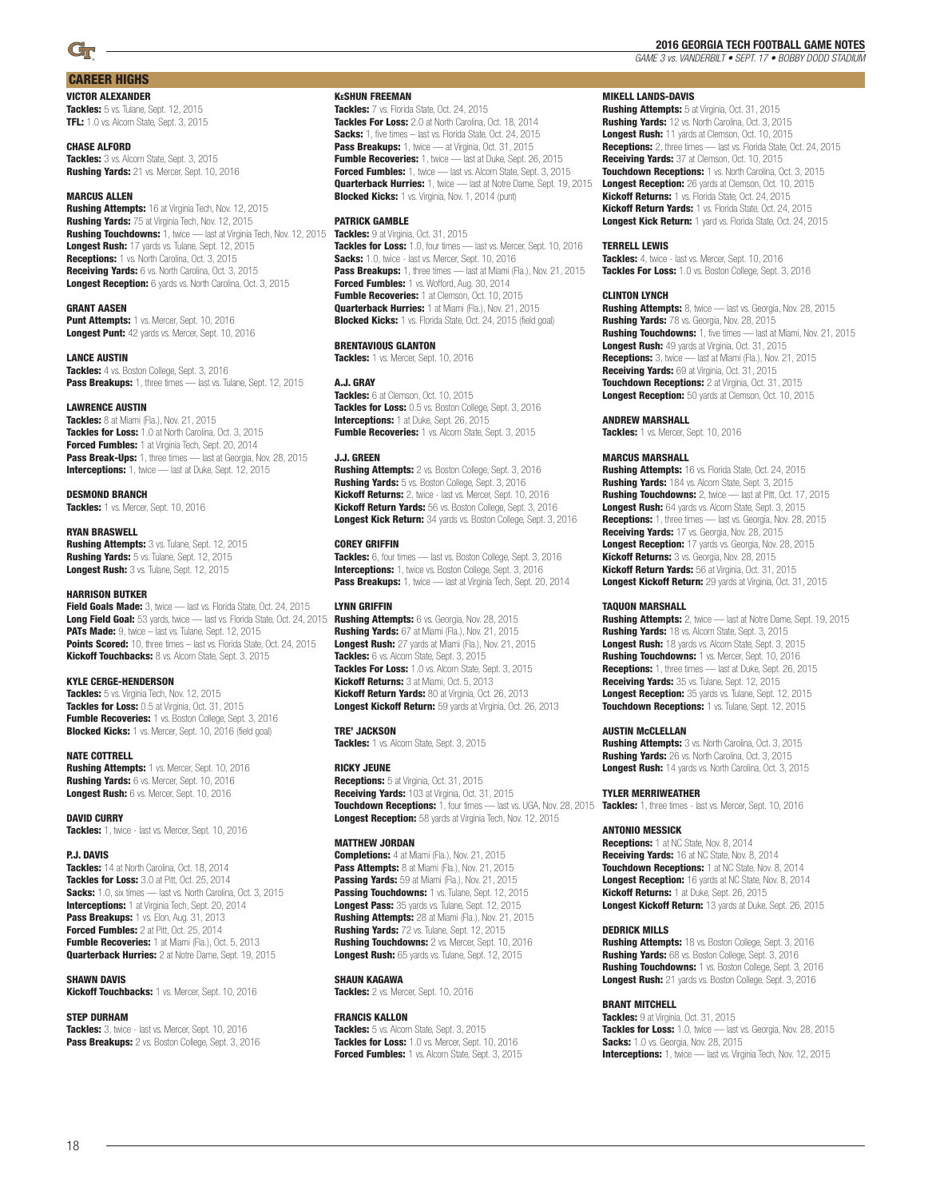## CAREER HIGHS

**VICTOR ALEXANDER**
**Tackles:** 5 vs. Tulane, Sept. 12, 2015
**TFL:** 1.0 vs. Alcorn State, Sept. 3, 2015

**CHASE ALFORD**
**Tackles:** 3 vs. Alcorn State, Sept. 3, 2015
**Rushing Yards:** 21 vs. Mercer, Sept. 10, 2016

**MARCUS ALLEN**
**Rushing Attempts:** 16 at Virginia Tech, Nov. 12, 2015
**Rushing Yards:** 75 at Virginia Tech, Nov. 12, 2015
**Rushing Touchdowns:** 1, twice — last at Virginia Tech, Nov. 12, 2015
**Longest Rush:** 17 yards vs. Tulane, Sept. 12, 2015
**Receptions:** 1 vs. North Carolina, Oct. 3, 2015
**Receiving Yards:** 6 vs. North Carolina, Oct. 3, 2015
**Longest Reception:** 6 yards vs. North Carolina, Oct. 3, 2015

**GRANT AASEN**
**Punt Attempts:** 1 vs. Mercer, Sept. 10, 2016
**Longest Punt:** 42 yards vs. Mercer, Sept. 10, 2016

**LANCE AUSTIN**
**Tackles:** 4 vs. Boston College, Sept. 3, 2016
**Pass Breakups:** 1, three times — last vs. Tulane, Sept. 12, 2015

**LAWRENCE AUSTIN**
**Tackles:** 8 at Miami (Fla.), Nov. 21, 2015
**Tackles for Loss:** 1.0 at North Carolina, Oct. 3, 2015
**Forced Fumbles:** 1 at Virginia Tech, Sept. 20, 2014
**Pass Break-Ups:** 1, three times — last at Georgia, Nov. 28, 2015
**Interceptions:** 1, twice — last at Duke, Sept. 12, 2015

**DESMOND BRANCH**
**Tackles:** 1 vs. Mercer, Sept. 10, 2016

**RYAN BRASWELL**
**Rushing Attempts:** 3 vs. Tulane, Sept. 12, 2015
**Rushing Yards:** 5 vs. Tulane, Sept. 12, 2015
**Longest Rush:** 3 vs. Tulane, Sept. 12, 2015

**HARRISON BUTKER**
**Field Goals Made:** 3, twice — last vs. Florida State, Oct. 24, 2015
**Long Field Goal:** 53 yards, twice — last vs. Florida State, Oct. 24, 2015
**PATs Made:** 9, twice – last vs. Tulane, Sept. 12, 2015
**Points Scored:** 10, three times – last vs. Florida State, Oct. 24, 2015
**Kickoff Touchbacks:** 8 vs. Alcorn State, Sept. 3, 2015

**KYLE CERGE-HENDERSON**
**Tackles:** 5 vs. Virginia Tech, Nov. 12, 2015
**Tackles for Loss:** 0.5 at Virginia, Oct. 31, 2015
**Fumble Recoveries:** 1 vs. Boston College, Sept. 3, 2016
**Blocked Kicks:** 1 vs. Mercer, Sept. 10, 2016 (field goal)

**NATE COTTRELL**
**Rushing Attempts:** 1 vs. Mercer, Sept. 10, 2016
**Rushing Yards:** 6 vs. Mercer, Sept. 10, 2016
**Longest Rush:** 6 vs. Mercer, Sept. 10, 2016

**DAVID CURRY**
**Tackles:** 1, twice - last vs. Mercer, Sept. 10, 2016

**P.J. DAVIS**
**Tackles:** 14 at North Carolina, Oct. 18, 2014
**Tackles for Loss:** 3.0 at Pitt, Oct. 25, 2014
**Sacks:** 1.0, six times — last vs. North Carolina, Oct. 3, 2015
**Interceptions:** 1 at Virginia Tech, Sept. 20, 2014
**Pass Breakups:** 1 vs. Elon, Aug. 31, 2013
**Forced Fumbles:** 2 at Pitt, Oct. 25, 2014
**Fumble Recoveries:** 1 at Miami (Fla.), Oct. 5, 2013
**Quarterback Hurries:** 2 at Notre Dame, Sept. 19, 2015

**SHAWN DAVIS**
**Kickoff Touchbacks:** 1 vs. Mercer, Sept. 10, 2016

**STEP DURHAM**
**Tackles:** 3, twice - last vs. Mercer, Sept. 10, 2016
**Pass Breakups:** 2 vs. Boston College, Sept. 3, 2016

**KeSHUN FREEMAN**
**Tackles:** 7 vs. Florida State, Oct. 24, 2015
**Tackles For Loss:** 2.0 at North Carolina, Oct. 18, 2014
**Sacks:** 1, five times – last vs. Florida State, Oct. 24, 2015
**Pass Breakups:** 1, twice — at Virginia, Oct. 31, 2015
**Fumble Recoveries:** 1, twice — last at Duke, Sept. 26, 2015
**Forced Fumbles:** 1, twice — last vs. Alcorn State, Sept. 3, 2015
**Quarterback Hurries:** 1, twice — last at Notre Dame, Sept. 19, 2015
**Blocked Kicks:** 1 vs. Virginia, Nov. 1, 2014 (punt)

**PATRICK GAMBLE**
**Tackles:** 9 at Virginia, Oct. 31, 2015
**Tackles for Loss:** 1.0, four times — last vs. Mercer, Sept. 10, 2016
**Sacks:** 1.0, twice - last vs. Mercer, Sept. 10, 2016
**Pass Breakups:** 1, three times — last at Miami (Fla.), Nov. 21, 2015
**Forced Fumbles:** 1 vs. Wofford, Aug. 30, 2014
**Fumble Recoveries:** 1 at Clemson, Oct. 10, 2015
**Quarterback Hurries:** 1 at Miami (Fla.), Nov. 21, 2015
**Blocked Kicks:** 1 vs. Florida State, Oct. 24, 2015 (field goal)

**BRENTAVIOUS GLANTON**
**Tackles:** 1 vs. Mercer, Sept. 10, 2016

**A.J. GRAY**
**Tackles:** 6 at Clemson, Oct. 10, 2015
**Tackles for Loss:** 0.5 vs. Boston College, Sept. 3, 2016
**Interceptions:** 1 at Duke, Sept. 26, 2015
**Fumble Recoveries:** 1 vs. Alcorn State, Sept. 3, 2015

**J.J. GREEN**
**Rushing Attempts:** 2 vs. Boston College, Sept. 3, 2016
**Rushing Yards:** 5 vs. Boston College, Sept. 3, 2016
**Kickoff Returns:** 2, twice - last vs. Mercer, Sept. 10, 2016
**Kickoff Return Yards:** 56 vs. Boston College, Sept. 3, 2016
**Longest Kick Return:** 34 yards vs. Boston College, Sept. 3, 2016

**COREY GRIFFIN**
**Tackles:** 6, four times — last vs. Boston College, Sept. 3, 2016
**Interceptions:** 1, twice vs. Boston College, Sept. 3, 2016
**Pass Breakups:** 1, twice — last at Virginia Tech, Sept. 20, 2014

**LYNN GRIFFIN**
**Rushing Attempts:** 6 vs. Georgia, Nov. 28, 2015
**Rushing Yards:** 67 at Miami (Fla.), Nov. 21, 2015
**Longest Rush:** 27 yards at Miami (Fla.), Nov. 21, 2015
**Tackles:** 6 vs. Alcorn State, Sept. 3, 2015
**Tackles For Loss:** 1.0 vs. Alcorn State, Sept. 3, 2015
**Kickoff Returns:** 3 at Miami, Oct. 5, 2013
**Kickoff Return Yards:** 80 at Virginia, Oct. 26, 2013
**Longest Kickoff Return:** 59 yards at Virginia, Oct. 26, 2013

**TRE' JACKSON**
**Tackles:** 1 vs. Alcorn State, Sept. 3, 2015

**RICKY JEUNE**
**Receptions:** 5 at Virginia, Oct. 31, 2015
**Receiving Yards:** 103 at Virginia, Oct. 31, 2015
**Touchdown Receptions:** 1, four times — last vs. UGA, Nov. 28, 2015
**Longest Reception:** 58 yards at Virginia Tech, Nov. 12, 2015

**MATTHEW JORDAN**
**Completions:** 4 at Miami (Fla.), Nov. 21, 2015
**Pass Attempts:** 8 at Miami (Fla.), Nov. 21, 2015
**Passing Yards:** 59 at Miami (Fla.), Nov. 21, 2015
**Passing Touchdowns:** 1 vs. Tulane, Sept. 12, 2015
**Longest Pass:** 35 yards vs. Tulane, Sept. 12, 2015
**Rushing Attempts:** 28 at Miami (Fla.), Nov. 21, 2015
**Rushing Yards:** 72 vs. Tulane, Sept. 12, 2015
**Rushing Touchdowns:** 2 vs. Mercer, Sept. 10, 2016
**Longest Rush:** 65 yards vs. Tulane, Sept. 12, 2015

**SHAUN KAGAWA**
**Tackles:** 2 vs. Mercer, Sept. 10, 2016

**FRANCIS KALLON**
**Tackles:** 5 vs. Alcorn State, Sept. 3, 2015
**Tackles for Loss:** 1.0 vs. Mercer, Sept. 10, 2016
**Forced Fumbles:** 1 vs. Alcorn State, Sept. 3, 2015

**MIKELL LANDS-DAVIS**
**Rushing Attempts:** 5 at Virginia, Oct. 31, 2015
**Rushing Yards:** 12 vs. North Carolina, Oct. 3, 2015
**Longest Rush:** 11 yards at Clemson, Oct. 10, 2015
**Receptions:** 2, three times — last vs. Florida State, Oct. 24, 2015
**Receiving Yards:** 37 at Clemson, Oct. 10, 2015
**Touchdown Receptions:** 1 vs. North Carolina, Oct. 3, 2015
**Longest Reception:** 26 yards at Clemson, Oct. 10, 2015
**Kickoff Returns:** 1 vs. Florida State, Oct. 24, 2015
**Kickoff Return Yards:** 1 vs. Florida State, Oct. 24, 2015
**Longest Kick Return:** 1 yard vs. Florida State, Oct. 24, 2015

**TERRELL LEWIS**
**Tackles:** 4, twice - last vs. Mercer, Sept. 10, 2016
**Tackles For Loss:** 1.0 vs. Boston College, Sept. 3, 2016

**CLINTON LYNCH**
**Rushing Attempts:** 8, twice — last vs. Georgia, Nov. 28, 2015
**Rushing Yards:** 78 vs. Georgia, Nov. 28, 2015
**Rushing Touchdowns:** 1, five times — last at Miami, Nov. 21, 2015
**Longest Rush:** 49 yards at Virginia, Oct. 31, 2015
**Receptions:** 3, twice — last at Miami (Fla.), Nov. 21, 2015
**Receiving Yards:** 69 at Virginia, Oct. 31, 2015
**Touchdown Receptions:** 2 at Virginia, Oct. 31, 2015
**Longest Reception:** 50 yards at Clemson, Oct. 10, 2015

**ANDREW MARSHALL**
**Tackles:** 1 vs. Mercer, Sept. 10, 2016

**MARCUS MARSHALL**
**Rushing Attempts:** 16 vs. Florida State, Oct. 24, 2015
**Rushing Yards:** 184 vs. Alcorn State, Sept. 3, 2015
**Rushing Touchdowns:** 2, twice — last at Pitt, Oct. 17, 2015
**Longest Rush:** 64 yards vs. Alcorn State, Sept. 3, 2015
**Receptions:** 1, three times — last vs. Georgia, Nov. 28, 2015
**Receiving Yards:** 17 vs. Georgia, Nov. 28, 2015
**Longest Reception:** 17 yards vs. Georgia, Nov. 28, 2015
**Kickoff Returns:** 3 vs. Georgia, Nov. 28, 2015
**Kickoff Return Yards:** 56 at Virginia, Oct. 31, 2015
**Longest Kickoff Return:** 29 yards at Virginia, Oct. 31, 2015

**TAQUON MARSHALL**
**Rushing Attempts:** 2, twice — last at Notre Dame, Sept. 19, 2015
**Rushing Yards:** 18 vs. Alcorn State, Sept. 3, 2015
**Longest Rush:** 18 yards vs. Alcorn State, Sept. 3, 2015
**Rushing Touchdowns:** 1 vs. Mercer, Sept. 10, 2016
**Receptions:** 1, three times — last at Duke, Sept. 26, 2015
**Receiving Yards:** 35 vs. Tulane, Sept. 12, 2015
**Longest Reception:** 35 yards vs. Tulane, Sept. 12, 2015
**Touchdown Receptions:** 1 vs. Tulane, Sept. 12, 2015

**AUSTIN McCLELLAN**
**Rushing Attempts:** 3 vs. North Carolina, Oct. 3, 2015
**Rushing Yards:** 26 vs. North Carolina, Oct. 3, 2015
**Longest Rush:** 14 yards vs. North Carolina, Oct. 3, 2015

**TYLER MERRIWEATHER**
**Tackles:** 1, three times - last vs. Mercer, Sept. 10, 2016

**ANTONIO MESSICK**
**Receptions:** 1 at NC State, Nov. 8, 2014
**Receiving Yards:** 16 at NC State, Nov. 8, 2014
**Touchdown Receptions:** 1 at NC State, Nov. 8, 2014
**Longest Reception:** 16 yards at NC State, Nov. 8, 2014
**Kickoff Returns:** 1 at Duke, Sept. 26, 2015
**Longest Kickoff Return:** 13 yards at Duke, Sept. 26, 2015

**DEDRICK MILLS**
**Rushing Attempts:** 18 vs. Boston College, Sept. 3, 2016
**Rushing Yards:** 68 vs. Boston College, Sept. 3, 2016
**Rushing Touchdowns:** 1 vs. Boston College, Sept. 3, 2016
**Longest Rush:** 21 yards vs. Boston College, Sept. 3, 2016

**BRANT MITCHELL**
**Tackles:** 9 at Virginia, Oct. 31, 2015
**Tackles for Loss:** 1.0, twice — last vs. Georgia, Nov. 28, 2015
**Sacks:** 1.0 vs. Georgia, Nov. 28, 2015
**Interceptions:** 1, twice — last vs. Virginia Tech, Nov. 12, 2015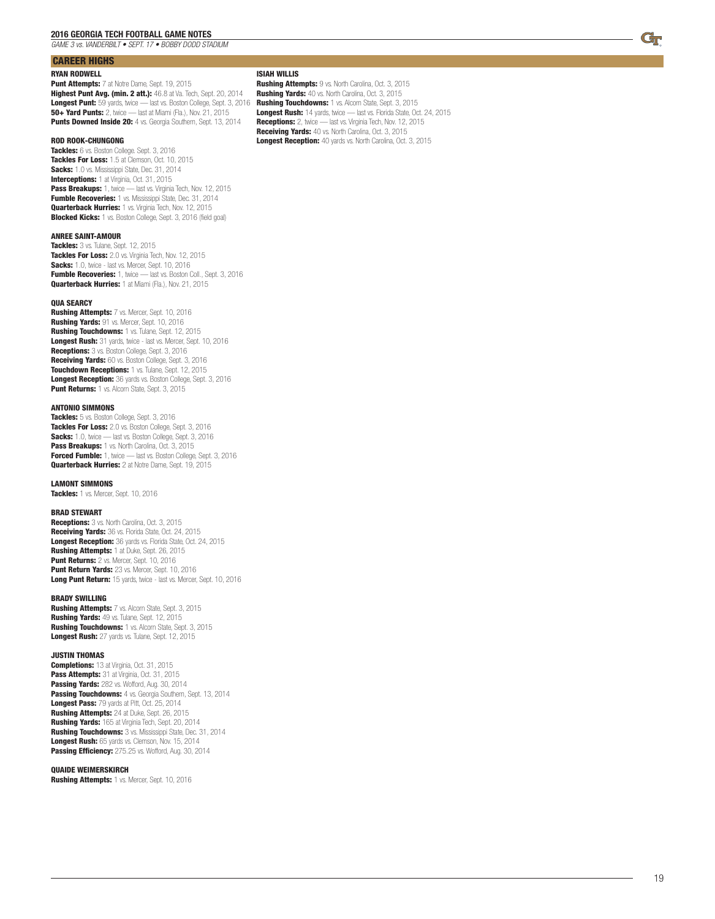## CAREER HIGHS

### RYAN RODWELL

**Punt Attempts:** 7 at Notre Dame, Sept. 19, 2015
**Highest Punt Avg. (min. 2 att.):** 46.8 at Va. Tech, Sept. 20, 2014
**Longest Punt:** 59 yards, twice — last vs. Boston College, Sept. 3, 2016
**50+ Yard Punts:** 2, twice — last at Miami (Fla.), Nov. 21, 2015
**Punts Downed Inside 20:** 4 vs. Georgia Southern, Sept. 13, 2014

### ROD ROOK-CHUNGONG

**Tackles:** 6 vs. Boston College. Sept. 3, 2016
**Tackles For Loss:** 1.5 at Clemson, Oct. 10, 2015
**Sacks:** 1.0 vs. Mississippi State, Dec. 31, 2014
**Interceptions:** 1 at Virginia, Oct. 31, 2015
**Pass Breakups:** 1, twice — last vs. Virginia Tech, Nov. 12, 2015
**Fumble Recoveries:** 1 vs. Mississippi State, Dec. 31, 2014
**Quarterback Hurries:** 1 vs. Virginia Tech, Nov. 12, 2015
**Blocked Kicks:** 1 vs. Boston College, Sept. 3, 2016 (field goal)

### ANREE SAINT-AMOUR

**Tackles:** 3 vs. Tulane, Sept. 12, 2015
**Tackles For Loss:** 2.0 vs. Virginia Tech, Nov. 12, 2015
**Sacks:** 1.0, twice - last vs. Mercer, Sept. 10, 2016
**Fumble Recoveries:** 1, twice — last vs. Boston Coll., Sept. 3, 2016
**Quarterback Hurries:** 1 at Miami (Fla.), Nov. 21, 2015

### QUA SEARCY

**Rushing Attempts:** 7 vs. Mercer, Sept. 10, 2016
**Rushing Yards:** 91 vs. Mercer, Sept. 10, 2016
**Rushing Touchdowns:** 1 vs. Tulane, Sept. 12, 2015
**Longest Rush:** 31 yards, twice - last vs. Mercer, Sept. 10, 2016
**Receptions:** 3 vs. Boston College, Sept. 3, 2016
**Receiving Yards:** 60 vs. Boston College, Sept. 3, 2016
**Touchdown Receptions:** 1 vs. Tulane, Sept. 12, 2015
**Longest Reception:** 36 yards vs. Boston College, Sept. 3, 2016
**Punt Returns:** 1 vs. Alcorn State, Sept. 3, 2015

### ANTONIO SIMMONS

**Tackles:** 5 vs. Boston College, Sept. 3, 2016
**Tackles For Loss:** 2.0 vs. Boston College, Sept. 3, 2016
**Sacks:** 1.0, twice — last vs. Boston College, Sept. 3, 2016
**Pass Breakups:** 1 vs. North Carolina, Oct. 3, 2015
**Forced Fumble:** 1, twice — last vs. Boston College, Sept. 3, 2016
**Quarterback Hurries:** 2 at Notre Dame, Sept. 19, 2015

### LAMONT SIMMONS

**Tackles:** 1 vs. Mercer, Sept. 10, 2016

### BRAD STEWART

**Receptions:** 3 vs. North Carolina, Oct. 3, 2015
**Receiving Yards:** 36 vs. Florida State, Oct. 24, 2015
**Longest Reception:** 36 yards vs. Florida State, Oct. 24, 2015
**Rushing Attempts:** 1 at Duke, Sept. 26, 2015
**Punt Returns:** 2 vs. Mercer, Sept. 10, 2016
**Punt Return Yards:** 23 vs. Mercer, Sept. 10, 2016
**Long Punt Return:** 15 yards, twice - last vs. Mercer, Sept. 10, 2016

### BRADY SWILLING

**Rushing Attempts:** 7 vs. Alcorn State, Sept. 3, 2015
**Rushing Yards:** 49 vs. Tulane, Sept. 12, 2015
**Rushing Touchdowns:** 1 vs. Alcorn State, Sept. 3, 2015
**Longest Rush:** 27 yards vs. Tulane, Sept. 12, 2015

### JUSTIN THOMAS

**Completions:** 13 at Virginia, Oct. 31, 2015
**Pass Attempts:** 31 at Virginia, Oct. 31, 2015
**Passing Yards:** 282 vs. Wofford, Aug. 30, 2014
**Passing Touchdowns:** 4 vs. Georgia Southern, Sept. 13, 2014
**Longest Pass:** 79 yards at Pitt, Oct. 25, 2014
**Rushing Attempts:** 24 at Duke, Sept. 26, 2015
**Rushing Yards:** 165 at Virginia Tech, Sept. 20, 2014
**Rushing Touchdowns:** 3 vs. Mississippi State, Dec. 31, 2014
**Longest Rush:** 65 yards vs. Clemson, Nov. 15, 2014
**Passing Efficiency:** 275.25 vs. Wofford, Aug. 30, 2014

### QUAIDE WEIMERSKIRCH

**Rushing Attempts:** 1 vs. Mercer, Sept. 10, 2016

### ISIAH WILLIS

**Rushing Attempts:** 9 vs. North Carolina, Oct. 3, 2015
**Rushing Yards:** 40 vs. North Carolina, Oct. 3, 2015
**Rushing Touchdowns:** 1 vs. Alcorn State, Sept. 3, 2015
**Longest Rush:** 14 yards, twice — last vs. Florida State, Oct. 24, 2015
**Receptions:** 2, twice — last vs. Virginia Tech, Nov. 12, 2015
**Receiving Yards:** 40 vs. North Carolina, Oct. 3, 2015
**Longest Reception:** 40 yards vs. North Carolina, Oct. 3, 2015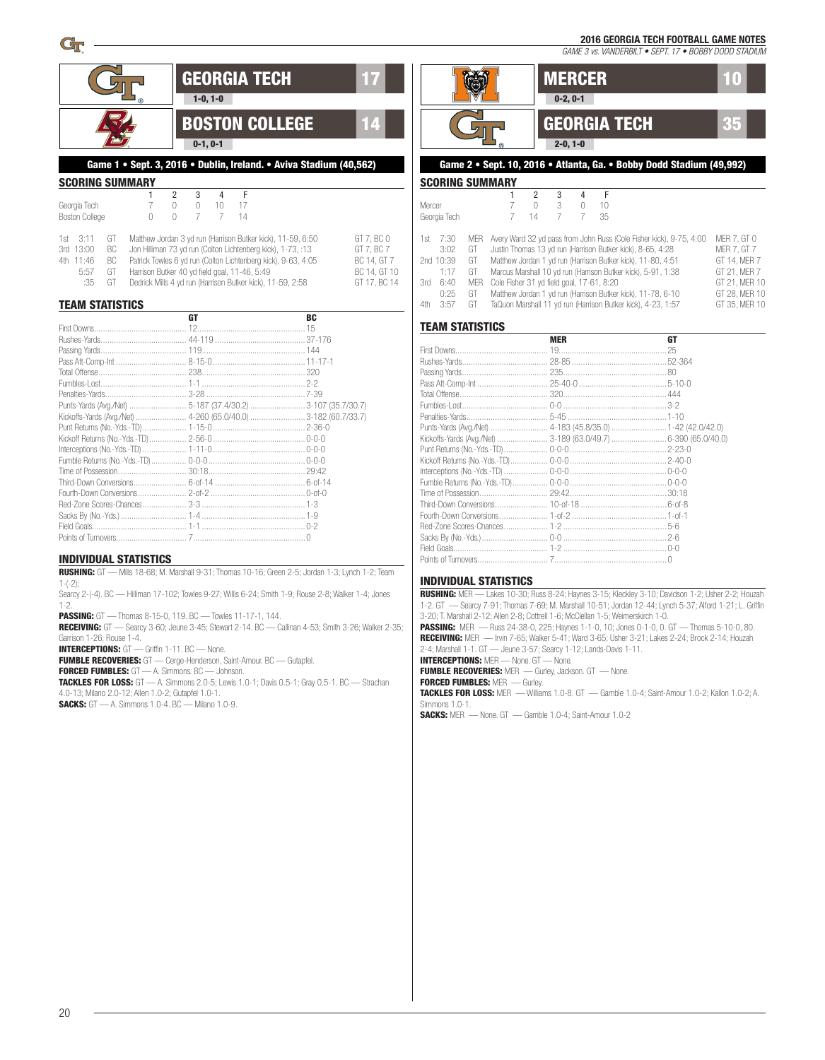## GEORGIA TECH 17
1-0, 1-0

## BOSTON COLLEGE 14
0-1, 0-1

**Game 1 • Sept. 3, 2016 • Dublin, Ireland. • Aviva Stadium (40,562)**

### SCORING SUMMARY

| | 1 | 2 | 3 | 4 | F |
|---|---|---|---|---|---|
| Georgia Tech | 7 | 0 | 0 | 10 | 17 |
| Boston College | 0 | 0 | 7 | 7 | 14 |

| Qtr | Time | Team | Play | Score |
|---|---|---|---|---|
| 1st | 3:11 | GT | Matthew Jordan 3 yd run (Harrison Butker kick), 11-59, 6:50 | GT 7, BC 0 |
| 3rd | 13:00 | BC | Jon Hilliman 73 yd run (Colton Lichtenberg kick), 1-73, :13 | GT 7, BC 7 |
| 4th | 11:46 | BC | Patrick Towles 6 yd run (Colton Lichtenberg kick), 9-63, 4:05 | BC 14, GT 7 |
| | 5:57 | GT | Harrison Butker 40 yd field goal, 11-46, 5:49 | BC 14, GT 10 |
| | :35 | GT | Dedrick Mills 4 yd run (Harrison Butker kick), 11-59, 2:58 | GT 17, BC 14 |

### TEAM STATISTICS

| | GT | BC |
|---|---|---|
| First Downs | 12 | 15 |
| Rushes-Yards | 44-119 | 37-176 |
| Passing Yards | 119 | 144 |
| Pass Att-Comp-Int | 8-15-0 | 11-17-1 |
| Total Offense | 238 | 320 |
| Fumbles-Lost | 1-1 | 2-2 |
| Penalties-Yards | 3-28 | 7-39 |
| Punts-Yards (Avg./Net) | 5-187 (37.4/30.2) | 3-107 (35.7/30.7) |
| Kickoffs-Yards (Avg./Net) | 4-260 (65.0/40.0) | 3-182 (60.7/33.7) |
| Punt Returns (No.-Yds.-TD) | 1-15-0 | 2-36-0 |
| Kickoff Returns (No.-Yds.-TD) | 2-56-0 | 0-0-0 |
| Interceptions (No.-Yds.-TD) | 1-11-0 | 0-0-0 |
| Fumble Returns (No.-Yds.-TD) | 0-0-0 | 0-0-0 |
| Time of Possession | 30:18 | 29:42 |
| Third-Down Conversions | 6-of-14 | 6-of-14 |
| Fourth-Down Conversions | 2-of-2 | 0-of-0 |
| Red-Zone Scores-Chances | 3-3 | 1-3 |
| Sacks By (No.-Yds.) | 1-4 | 1-9 |
| Field Goals | 1-1 | 0-2 |
| Points of Turnovers | 7 | 0 |

### INDIVIDUAL STATISTICS

**RUSHING:** GT — Mills 18-68; M. Marshall 9-31; Thomas 10-16; Green 2-5; Jordan 1-3; Lynch 1-2; Team 1-(-2); Searcy 2-(-4). BC — Hilliman 17-102; Towles 9-27; Willis 6-24; Smith 1-9; Rouse 2-8; Walker 1-4; Jones 1-2.

**PASSING:** GT — Thomas 8-15-0, 119. BC — Towles 11-17-1, 144.

**RECEIVING:** GT — Searcy 3-60; Jeune 3-45; Stewart 2-14. BC — Callinan 4-53; Smith 3-26; Walker 2-35; Garrison 1-26; Rouse 1-4.

**INTERCEPTIONS:** GT — Griffin 1-11. BC — None.

**FUMBLE RECOVERIES:** GT — Cerge-Henderson, Saint-Amour. BC — Gutapfel.

**FORCED FUMBLES:** GT — A. Simmons. BC — Johnson.

**TACKLES FOR LOSS:** GT — A. Simmons 2.0-5; Lewis 1.0-1; Davis 0.5-1; Gray 0.5-1. BC — Strachan 4.0-13; Milano 2.0-12; Allen 1.0-2; Gutapfel 1.0-1.

**SACKS:** GT — A. Simmons 1.0-4. BC — Milano 1.0-9.

## MERCER 10
0-2, 0-1

## GEORGIA TECH 35
2-0, 1-0

**Game 2 • Sept. 10, 2016 • Atlanta, Ga. • Bobby Dodd Stadium (49,992)**

### SCORING SUMMARY

| | 1 | 2 | 3 | 4 | F |
|---|---|---|---|---|---|
| Mercer | 7 | 0 | 3 | 0 | 10 |
| Georgia Tech | 7 | 14 | 7 | 7 | 35 |

| Qtr | Time | Team | Play | Score |
|---|---|---|---|---|
| 1st | 7:30 | MER | Avery Ward 32 yd pass from John Russ (Cole Fisher kick), 9-75, 4:00 | MER 7, GT 0 |
| | 3:02 | GT | Justin Thomas 13 yd run (Harrison Butker kick), 8-65, 4:28 | MER 7, GT 7 |
| 2nd | 10:39 | GT | Matthew Jordan 1 yd run (Harrison Butker kick), 11-80, 4:51 | GT 14, MER 7 |
| | 1:17 | GT | Marcus Marshall 10 yd run (Harrison Butker kick), 5-91, 1:38 | GT 21, MER 7 |
| 3rd | 6:40 | MER | Cole Fisher 31 yd field goal, 17-61, 8:20 | GT 21, MER 10 |
| | 0:25 | GT | Matthew Jordan 1 yd run (Harrison Butker kick), 11-78, 6-10 | GT 28, MER 10 |
| 4th | 3:57 | GT | TaQuon Marshall 11 yd run (Harrison Butker kick), 4-23, 1:57 | GT 35, MER 10 |

### TEAM STATISTICS

| | MER | GT |
|---|---|---|
| First Downs | 19 | 25 |
| Rushes-Yards | 28-85 | 52-364 |
| Passing Yards | 235 | 80 |
| Pass Att-Comp-Int | 25-40-0 | 5-10-0 |
| Total Offense | 320 | 444 |
| Fumbles-Lost | 0-0 | 3-2 |
| Penalties-Yards | 5-45 | 1-10 |
| Punts-Yards (Avg./Net) | 4-183 (45.8/35.0) | 1-42 (42.0/42.0) |
| Kickoffs-Yards (Avg./Net) | 3-189 (63.0/49.7) | 6-390 (65.0/40.0) |
| Punt Returns (No.-Yds.-TD) | 0-0-0 | 2-23-0 |
| Kickoff Returns (No.-Yds.-TD) | 0-0-0 | 2-40-0 |
| Interceptions (No.-Yds.-TD) | 0-0-0 | 0-0-0 |
| Fumble Returns (No.-Yds.-TD) | 0-0-0 | 0-0-0 |
| Time of Possession | 29:42 | 30:18 |
| Third-Down Conversions | 10-of-18 | 6-of-8 |
| Fourth-Down Conversions | 1-of-2 | 1-of-1 |
| Red-Zone Scores-Chances | 1-2 | 5-6 |
| Sacks By (No.-Yds.) | 0-0 | 2-6 |
| Field Goals | 1-2 | 0-0 |
| Points of Turnovers | 7 | 0 |

### INDIVIDUAL STATISTICS

**RUSHING:** MER — Lakes 10-30; Russ 8-24; Haynes 3-15; Kleckley 3-10; Davidson 1-2; Usher 2-2; Houzah 1-2. GT — Searcy 7-91; Thomas 7-69; M. Marshall 10-51; Jordan 12-44; Lynch 5-37; Alford 1-21; L. Griffin 3-20; T. Marshall 2-12; Allen 2-8; Cottrell 1-6; McClellan 1-5; Weimerskirch 1-0.

**PASSING:** MER — Russ 24-38-0, 225; Haynes 1-1-0, 10; Jones 0-1-0, 0. GT — Thomas 5-10-0, 80.

**RECEIVING:** MER — Irvin 7-65; Walker 5-41; Ward 3-65; Usher 3-21; Lakes 2-24; Brock 2-14; Houzah 2-4; Marshall 1-1. GT — Jeune 3-57; Searcy 1-12; Lands-Davis 1-11.

**INTERCEPTIONS:** MER — None. GT — None.

**FUMBLE RECOVERIES:** MER — Gurley, Jackson. GT — None.

**FORCED FUMBLES:** MER — Gurley.

**TACKLES FOR LOSS:** MER — Williams 1.0-8. GT — Gamble 1.0-4; Saint-Amour 1.0-2; Kallon 1.0-2; A. Simmons 1.0-1.

**SACKS:** MER — None. GT — Gamble 1.0-4; Saint-Amour 1.0-2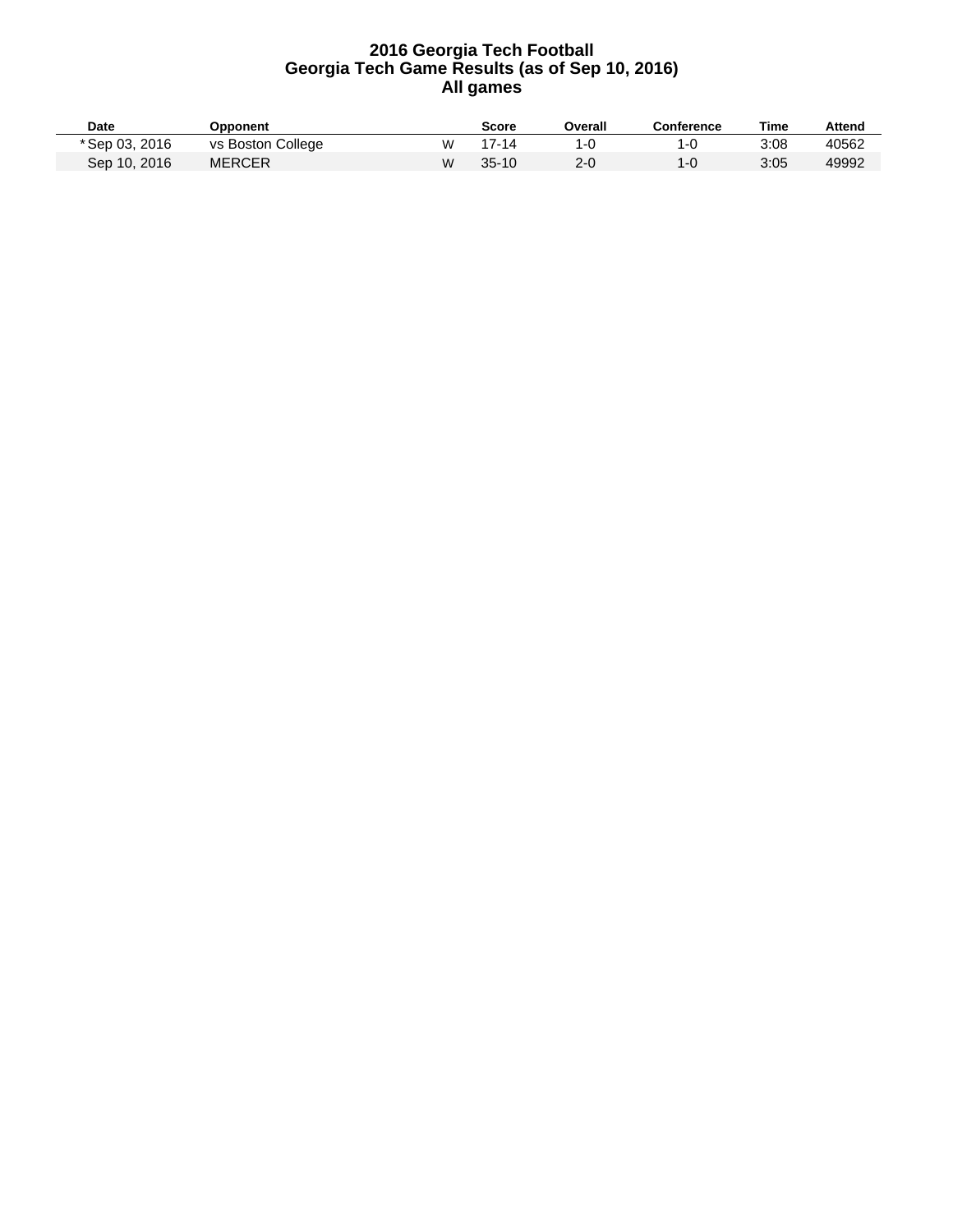**2016 Georgia Tech Football**
**Georgia Tech Game Results (as of Sep 10, 2016)**
**All games**

| Date | Opponent | | Score | Overall | Conference | Time | Attend |
|---|---|---|---|---|---|---|---|
| *Sep 03, 2016 | vs Boston College | W | 17-14 | 1-0 | 1-0 | 3:08 | 40562 |
| Sep 10, 2016 | MERCER | W | 35-10 | 2-0 | 1-0 | 3:05 | 49992 |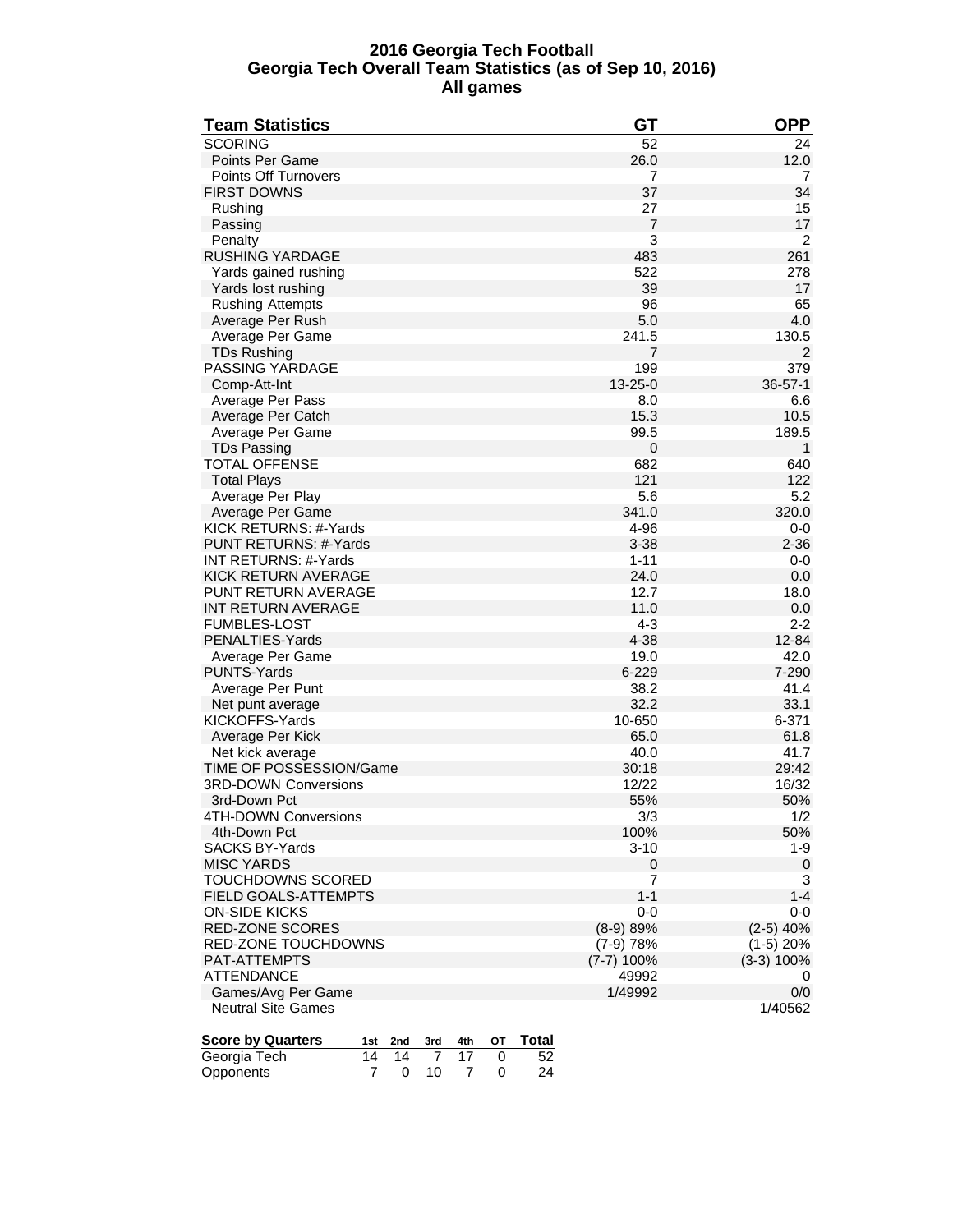# 2016 Georgia Tech Football
## Georgia Tech Overall Team Statistics (as of Sep 10, 2016)
## All games

| Team Statistics | GT | OPP |
|---|---|---|
| SCORING | 52 | 24 |
| Points Per Game | 26.0 | 12.0 |
| Points Off Turnovers | 7 | 7 |
| FIRST DOWNS | 37 | 34 |
| Rushing | 27 | 15 |
| Passing | 7 | 17 |
| Penalty | 3 | 2 |
| RUSHING YARDAGE | 483 | 261 |
| Yards gained rushing | 522 | 278 |
| Yards lost rushing | 39 | 17 |
| Rushing Attempts | 96 | 65 |
| Average Per Rush | 5.0 | 4.0 |
| Average Per Game | 241.5 | 130.5 |
| TDs Rushing | 7 | 2 |
| PASSING YARDAGE | 199 | 379 |
| Comp-Att-Int | 13-25-0 | 36-57-1 |
| Average Per Pass | 8.0 | 6.6 |
| Average Per Catch | 15.3 | 10.5 |
| Average Per Game | 99.5 | 189.5 |
| TDs Passing | 0 | 1 |
| TOTAL OFFENSE | 682 | 640 |
| Total Plays | 121 | 122 |
| Average Per Play | 5.6 | 5.2 |
| Average Per Game | 341.0 | 320.0 |
| KICK RETURNS: #-Yards | 4-96 | 0-0 |
| PUNT RETURNS: #-Yards | 3-38 | 2-36 |
| INT RETURNS: #-Yards | 1-11 | 0-0 |
| KICK RETURN AVERAGE | 24.0 | 0.0 |
| PUNT RETURN AVERAGE | 12.7 | 18.0 |
| INT RETURN AVERAGE | 11.0 | 0.0 |
| FUMBLES-LOST | 4-3 | 2-2 |
| PENALTIES-Yards | 4-38 | 12-84 |
| Average Per Game | 19.0 | 42.0 |
| PUNTS-Yards | 6-229 | 7-290 |
| Average Per Punt | 38.2 | 41.4 |
| Net punt average | 32.2 | 33.1 |
| KICKOFFS-Yards | 10-650 | 6-371 |
| Average Per Kick | 65.0 | 61.8 |
| Net kick average | 40.0 | 41.7 |
| TIME OF POSSESSION/Game | 30:18 | 29:42 |
| 3RD-DOWN Conversions | 12/22 | 16/32 |
| 3rd-Down Pct | 55% | 50% |
| 4TH-DOWN Conversions | 3/3 | 1/2 |
| 4th-Down Pct | 100% | 50% |
| SACKS BY-Yards | 3-10 | 1-9 |
| MISC YARDS | 0 | 0 |
| TOUCHDOWNS SCORED | 7 | 3 |
| FIELD GOALS-ATTEMPTS | 1-1 | 1-4 |
| ON-SIDE KICKS | 0-0 | 0-0 |
| RED-ZONE SCORES | (8-9) 89% | (2-5) 40% |
| RED-ZONE TOUCHDOWNS | (7-9) 78% | (1-5) 20% |
| PAT-ATTEMPTS | (7-7) 100% | (3-3) 100% |
| ATTENDANCE | 49992 | 0 |
| Games/Avg Per Game | 1/49992 | 0/0 |
| Neutral Site Games | | 1/40562 |

| Score by Quarters | 1st | 2nd | 3rd | 4th | OT | Total |
|---|---|---|---|---|---|---|
| Georgia Tech | 14 | 14 | 7 | 17 | 0 | 52 |
| Opponents | 7 | 0 | 10 | 7 | 0 | 24 |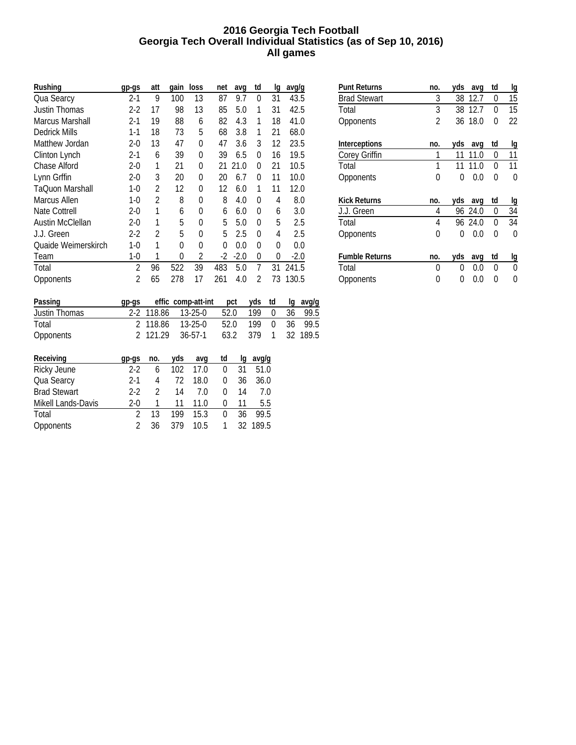# 2016 Georgia Tech Football
## Georgia Tech Overall Individual Statistics (as of Sep 10, 2016)
### All games

| Rushing | gp-gs | att | gain | loss | net | avg | td | lg | avg/g |
|---|---|---|---|---|---|---|---|---|---|
| Qua Searcy | 2-1 | 9 | 100 | 13 | 87 | 9.7 | 0 | 31 | 43.5 |
| Justin Thomas | 2-2 | 17 | 98 | 13 | 85 | 5.0 | 1 | 31 | 42.5 |
| Marcus Marshall | 2-1 | 19 | 88 | 6 | 82 | 4.3 | 1 | 18 | 41.0 |
| Dedrick Mills | 1-1 | 18 | 73 | 5 | 68 | 3.8 | 1 | 21 | 68.0 |
| Matthew Jordan | 2-0 | 13 | 47 | 0 | 47 | 3.6 | 3 | 12 | 23.5 |
| Clinton Lynch | 2-1 | 6 | 39 | 0 | 39 | 6.5 | 0 | 16 | 19.5 |
| Chase Alford | 2-0 | 1 | 21 | 0 | 21 | 21.0 | 0 | 21 | 10.5 |
| Lynn Grffin | 2-0 | 3 | 20 | 0 | 20 | 6.7 | 0 | 11 | 10.0 |
| TaQuon Marshall | 1-0 | 2 | 12 | 0 | 12 | 6.0 | 1 | 11 | 12.0 |
| Marcus Allen | 1-0 | 2 | 8 | 0 | 8 | 4.0 | 0 | 4 | 8.0 |
| Nate Cottrell | 2-0 | 1 | 6 | 0 | 6 | 6.0 | 0 | 6 | 3.0 |
| Austin McClellan | 2-0 | 1 | 5 | 0 | 5 | 5.0 | 0 | 5 | 2.5 |
| J.J. Green | 2-2 | 2 | 5 | 0 | 5 | 2.5 | 0 | 4 | 2.5 |
| Quaide Weimerskirch | 1-0 | 1 | 0 | 0 | 0 | 0.0 | 0 | 0 | 0.0 |
| Team | 1-0 | 1 | 0 | 2 | -2 | -2.0 | 0 | 0 | -2.0 |
| Total | 2 | 96 | 522 | 39 | 483 | 5.0 | 7 | 31 | 241.5 |
| Opponents | 2 | 65 | 278 | 17 | 261 | 4.0 | 2 | 73 | 130.5 |

| Passing | gp-gs | effic | comp-att-int | pct | yds | td | lg | avg/g |
|---|---|---|---|---|---|---|---|---|
| Justin Thomas | 2-2 | 118.86 | 13-25-0 | 52.0 | 199 | 0 | 36 | 99.5 |
| Total | 2 | 118.86 | 13-25-0 | 52.0 | 199 | 0 | 36 | 99.5 |
| Opponents | 2 | 121.29 | 36-57-1 | 63.2 | 379 | 1 | 32 | 189.5 |

| Receiving | gp-gs | no. | yds | avg | td | lg | avg/g |
|---|---|---|---|---|---|---|---|
| Ricky Jeune | 2-2 | 6 | 102 | 17.0 | 0 | 31 | 51.0 |
| Qua Searcy | 2-1 | 4 | 72 | 18.0 | 0 | 36 | 36.0 |
| Brad Stewart | 2-2 | 2 | 14 | 7.0 | 0 | 14 | 7.0 |
| Mikell Lands-Davis | 2-0 | 1 | 11 | 11.0 | 0 | 11 | 5.5 |
| Total | 2 | 13 | 199 | 15.3 | 0 | 36 | 99.5 |
| Opponents | 2 | 36 | 379 | 10.5 | 1 | 32 | 189.5 |

| Punt Returns | no. | yds | avg | td | lg |
|---|---|---|---|---|---|
| Brad Stewart | 3 | 38 | 12.7 | 0 | 15 |
| Total | 3 | 38 | 12.7 | 0 | 15 |
| Opponents | 2 | 36 | 18.0 | 0 | 22 |

| Interceptions | no. | yds | avg | td | lg |
|---|---|---|---|---|---|
| Corey Griffin | 1 | 11 | 11.0 | 0 | 11 |
| Total | 1 | 11 | 11.0 | 0 | 11 |
| Opponents | 0 | 0 | 0.0 | 0 | 0 |

| Kick Returns | no. | yds | avg | td | lg |
|---|---|---|---|---|---|
| J.J. Green | 4 | 96 | 24.0 | 0 | 34 |
| Total | 4 | 96 | 24.0 | 0 | 34 |
| Opponents | 0 | 0 | 0.0 | 0 | 0 |

| Fumble Returns | no. | yds | avg | td | lg |
|---|---|---|---|---|---|
| Total | 0 | 0 | 0.0 | 0 | 0 |
| Opponents | 0 | 0 | 0.0 | 0 | 0 |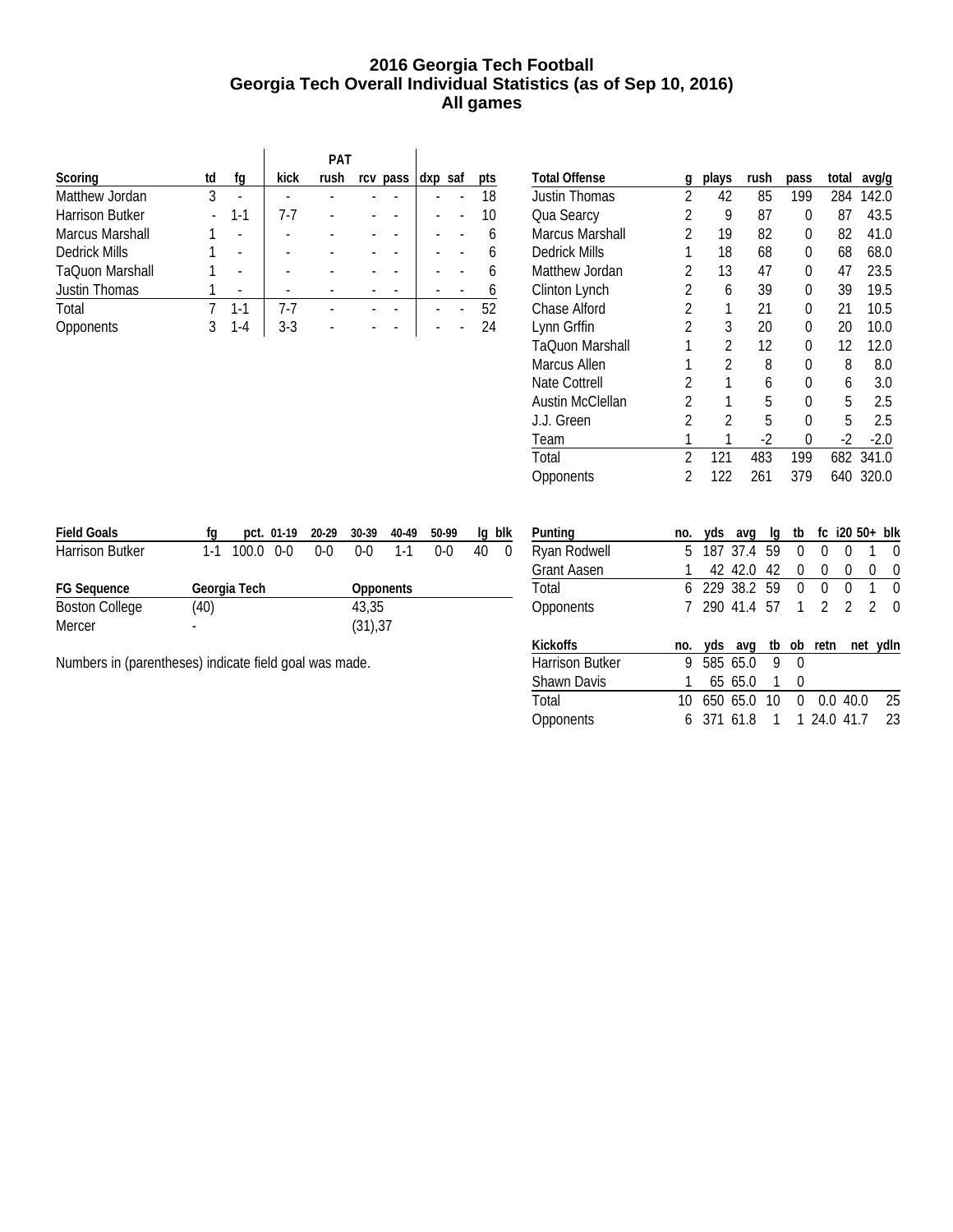# 2016 Georgia Tech Football
## Georgia Tech Overall Individual Statistics (as of Sep 10, 2016)
## All games

| Scoring | td | fg | PAT kick | PAT rush | PAT rcv | PAT pass | dxp | saf | pts |
|---|---|---|---|---|---|---|---|---|---|
| Matthew Jordan | 3 | - | - | - | - | - | - | - | 18 |
| Harrison Butker | - | 1-1 | 7-7 | - | - | - | - | - | 10 |
| Marcus Marshall | 1 | - | - | - | - | - | - | - | 6 |
| Dedrick Mills | 1 | - | - | - | - | - | - | - | 6 |
| TaQuon Marshall | 1 | - | - | - | - | - | - | - | 6 |
| Justin Thomas | 1 | - | - | - | - | - | - | - | 6 |
| Total | 7 | 1-1 | 7-7 | - | - | - | - | - | 52 |
| Opponents | 3 | 1-4 | 3-3 | - | - | - | - | - | 24 |

| Total Offense | g | plays | rush | pass | total | avg/g |
|---|---|---|---|---|---|---|
| Justin Thomas | 2 | 42 | 85 | 199 | 284 | 142.0 |
| Qua Searcy | 2 | 9 | 87 | 0 | 87 | 43.5 |
| Marcus Marshall | 2 | 19 | 82 | 0 | 82 | 41.0 |
| Dedrick Mills | 1 | 18 | 68 | 0 | 68 | 68.0 |
| Matthew Jordan | 2 | 13 | 47 | 0 | 47 | 23.5 |
| Clinton Lynch | 2 | 6 | 39 | 0 | 39 | 19.5 |
| Chase Alford | 2 | 1 | 21 | 0 | 21 | 10.5 |
| Lynn Grffin | 2 | 3 | 20 | 0 | 20 | 10.0 |
| TaQuon Marshall | 1 | 2 | 12 | 0 | 12 | 12.0 |
| Marcus Allen | 1 | 2 | 8 | 0 | 8 | 8.0 |
| Nate Cottrell | 2 | 1 | 6 | 0 | 6 | 3.0 |
| Austin McClellan | 2 | 1 | 5 | 0 | 5 | 2.5 |
| J.J. Green | 2 | 2 | 5 | 0 | 5 | 2.5 |
| Team | 1 | 1 | -2 | 0 | -2 | -2.0 |
| Total | 2 | 121 | 483 | 199 | 682 | 341.0 |
| Opponents | 2 | 122 | 261 | 379 | 640 | 320.0 |

| Field Goals | fg | pct. | 01-19 | 20-29 | 30-39 | 40-49 | 50-99 | lg | blk |
|---|---|---|---|---|---|---|---|---|---|
| Harrison Butker | 1-1 | 100.0 | 0-0 | 0-0 | 0-0 | 1-1 | 0-0 | 40 | 0 |

| FG Sequence | Georgia Tech | Opponents |
|---|---|---|
| Boston College | (40) | 43,35 |
| Mercer | - | (31),37 |

Numbers in (parentheses) indicate field goal was made.

| Punting | no. | yds | avg | lg | tb | fc | i20 | 50+ | blk |
|---|---|---|---|---|---|---|---|---|---|
| Ryan Rodwell | 5 | 187 | 37.4 | 59 | 0 | 0 | 0 | 1 | 0 |
| Grant Aasen | 1 | 42 | 42.0 | 42 | 0 | 0 | 0 | 0 | 0 |
| Total | 6 | 229 | 38.2 | 59 | 0 | 0 | 0 | 1 | 0 |
| Opponents | 7 | 290 | 41.4 | 57 | 1 | 2 | 2 | 2 | 0 |

| Kickoffs | no. | yds | avg | tb | ob | retn | net | ydln |
|---|---|---|---|---|---|---|---|---|
| Harrison Butker | 9 | 585 | 65.0 | 9 | 0 | | | |
| Shawn Davis | 1 | 65 | 65.0 | 1 | 0 | | | |
| Total | 10 | 650 | 65.0 | 10 | 0 | 0.0 | 40.0 | 25 |
| Opponents | 6 | 371 | 61.8 | 1 | 1 | 24.0 | 41.7 | 23 |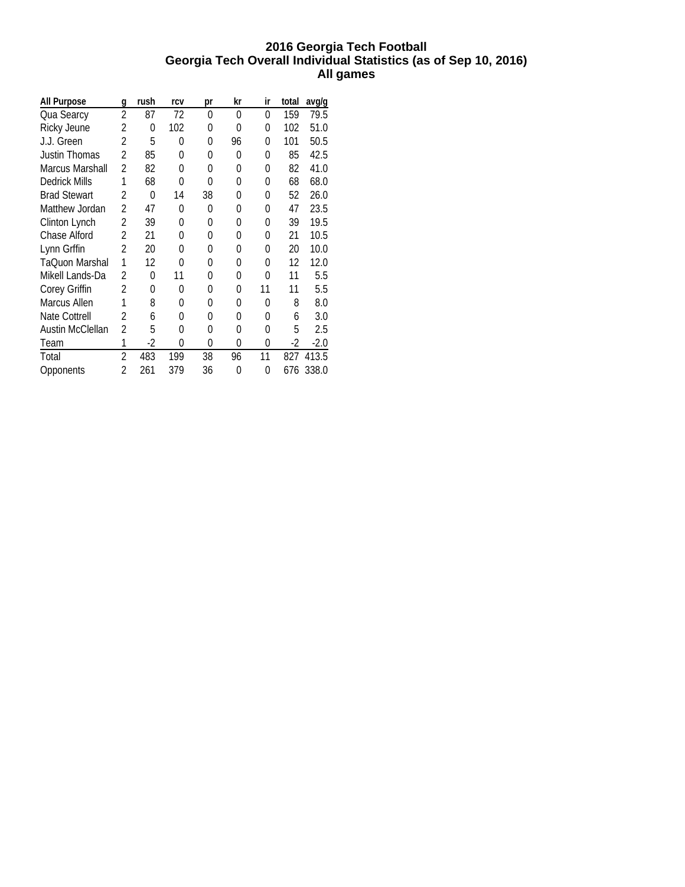# 2016 Georgia Tech Football
## Georgia Tech Overall Individual Statistics (as of Sep 10, 2016)
## All games

| All Purpose | g | rush | rcv | pr | kr | ir | total | avg/g |
|---|---|---|---|---|---|---|---|---|
| Qua Searcy | 2 | 87 | 72 | 0 | 0 | 0 | 159 | 79.5 |
| Ricky Jeune | 2 | 0 | 102 | 0 | 0 | 0 | 102 | 51.0 |
| J.J. Green | 2 | 5 | 0 | 0 | 96 | 0 | 101 | 50.5 |
| Justin Thomas | 2 | 85 | 0 | 0 | 0 | 0 | 85 | 42.5 |
| Marcus Marshall | 2 | 82 | 0 | 0 | 0 | 0 | 82 | 41.0 |
| Dedrick Mills | 1 | 68 | 0 | 0 | 0 | 0 | 68 | 68.0 |
| Brad Stewart | 2 | 0 | 14 | 38 | 0 | 0 | 52 | 26.0 |
| Matthew Jordan | 2 | 47 | 0 | 0 | 0 | 0 | 47 | 23.5 |
| Clinton Lynch | 2 | 39 | 0 | 0 | 0 | 0 | 39 | 19.5 |
| Chase Alford | 2 | 21 | 0 | 0 | 0 | 0 | 21 | 10.5 |
| Lynn Grffin | 2 | 20 | 0 | 0 | 0 | 0 | 20 | 10.0 |
| TaQuon Marshal | 1 | 12 | 0 | 0 | 0 | 0 | 12 | 12.0 |
| Mikell Lands-Da | 2 | 0 | 11 | 0 | 0 | 0 | 11 | 5.5 |
| Corey Griffin | 2 | 0 | 0 | 0 | 0 | 11 | 11 | 5.5 |
| Marcus Allen | 1 | 8 | 0 | 0 | 0 | 0 | 8 | 8.0 |
| Nate Cottrell | 2 | 6 | 0 | 0 | 0 | 0 | 6 | 3.0 |
| Austin McClellan | 2 | 5 | 0 | 0 | 0 | 0 | 5 | 2.5 |
| Team | 1 | -2 | 0 | 0 | 0 | 0 | -2 | -2.0 |
| Total | 2 | 483 | 199 | 38 | 96 | 11 | 827 | 413.5 |
| Opponents | 2 | 261 | 379 | 36 | 0 | 0 | 676 | 338.0 |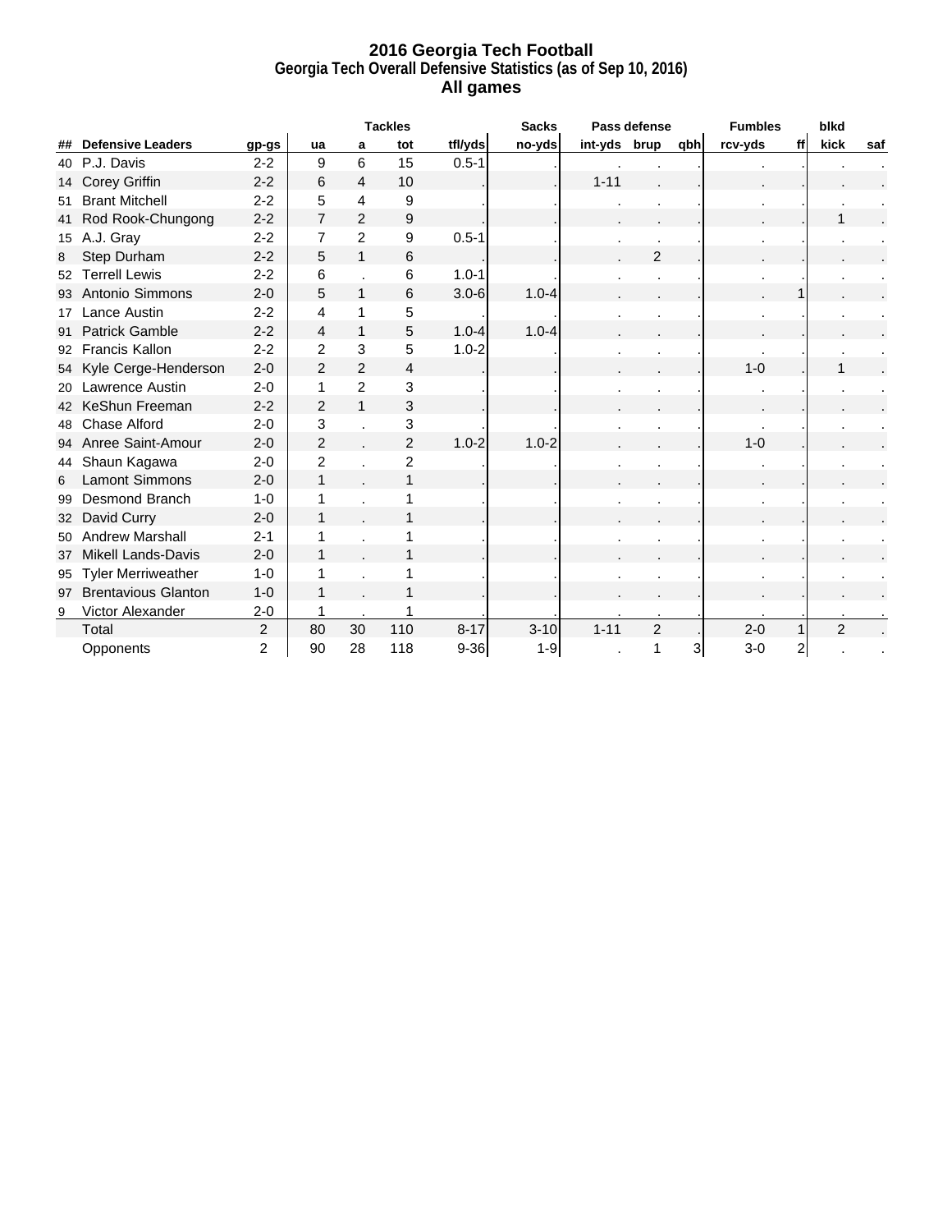# 2016 Georgia Tech Football

## Georgia Tech Overall Defensive Statistics (as of Sep 10, 2016)

## All games

| | | | Tackles | | | | Sacks | Pass defense | | | Fumbles | | blkd | |
|---|---|---|---|---|---|---|---|---|---|---|---|---|---|---|
| ## | Defensive Leaders | gp-gs | ua | a | tot | tfl/yds | no-yds | int-yds | brup | qbh | rcv-yds | ff | kick | saf |
| 40 | P.J. Davis | 2-2 | 9 | 6 | 15 | 0.5-1 | . | . | . | . | . | . | . | . |
| 14 | Corey Griffin | 2-2 | 6 | 4 | 10 | . | . | 1-11 | . | . | . | . | . | . |
| 51 | Brant Mitchell | 2-2 | 5 | 4 | 9 | . | . | . | . | . | . | . | . | . |
| 41 | Rod Rook-Chungong | 2-2 | 7 | 2 | 9 | . | . | . | . | . | . | . | 1 | . |
| 15 | A.J. Gray | 2-2 | 7 | 2 | 9 | 0.5-1 | . | . | . | . | . | . | . | . |
| 8 | Step Durham | 2-2 | 5 | 1 | 6 | . | . | . | 2 | . | . | . | . | . |
| 52 | Terrell Lewis | 2-2 | 6 | . | 6 | 1.0-1 | . | . | . | . | . | . | . | . |
| 93 | Antonio Simmons | 2-0 | 5 | 1 | 6 | 3.0-6 | 1.0-4 | . | . | . | . | 1 | . | . |
| 17 | Lance Austin | 2-2 | 4 | 1 | 5 | . | . | . | . | . | . | . | . | . |
| 91 | Patrick Gamble | 2-2 | 4 | 1 | 5 | 1.0-4 | 1.0-4 | . | . | . | . | . | . | . |
| 92 | Francis Kallon | 2-2 | 2 | 3 | 5 | 1.0-2 | . | . | . | . | . | . | . | . |
| 54 | Kyle Cerge-Henderson | 2-0 | 2 | 2 | 4 | . | . | . | . | . | 1-0 | . | 1 | . |
| 20 | Lawrence Austin | 2-0 | 1 | 2 | 3 | . | . | . | . | . | . | . | . | . |
| 42 | KeShun Freeman | 2-2 | 2 | 1 | 3 | . | . | . | . | . | . | . | . | . |
| 48 | Chase Alford | 2-0 | 3 | . | 3 | . | . | . | . | . | . | . | . | . |
| 94 | Anree Saint-Amour | 2-0 | 2 | . | 2 | 1.0-2 | 1.0-2 | . | . | . | 1-0 | . | . | . |
| 44 | Shaun Kagawa | 2-0 | 2 | . | 2 | . | . | . | . | . | . | . | . | . |
| 6 | Lamont Simmons | 2-0 | 1 | . | 1 | . | . | . | . | . | . | . | . | . |
| 99 | Desmond Branch | 1-0 | 1 | . | 1 | . | . | . | . | . | . | . | . | . |
| 32 | David Curry | 2-0 | 1 | . | 1 | . | . | . | . | . | . | . | . | . |
| 50 | Andrew Marshall | 2-1 | 1 | . | 1 | . | . | . | . | . | . | . | . | . |
| 37 | Mikell Lands-Davis | 2-0 | 1 | . | 1 | . | . | . | . | . | . | . | . | . |
| 95 | Tyler Merriweather | 1-0 | 1 | . | 1 | . | . | . | . | . | . | . | . | . |
| 97 | Brentavious Glanton | 1-0 | 1 | . | 1 | . | . | . | . | . | . | . | . | . |
| 9 | Victor Alexander | 2-0 | 1 | . | 1 | . | . | . | . | . | . | . | . | . |
| | Total | 2 | 80 | 30 | 110 | 8-17 | 3-10 | 1-11 | 2 | . | 2-0 | 1 | 2 | . |
| | Opponents | 2 | 90 | 28 | 118 | 9-36 | 1-9 | . | 1 | 3 | 3-0 | 2 | . | . |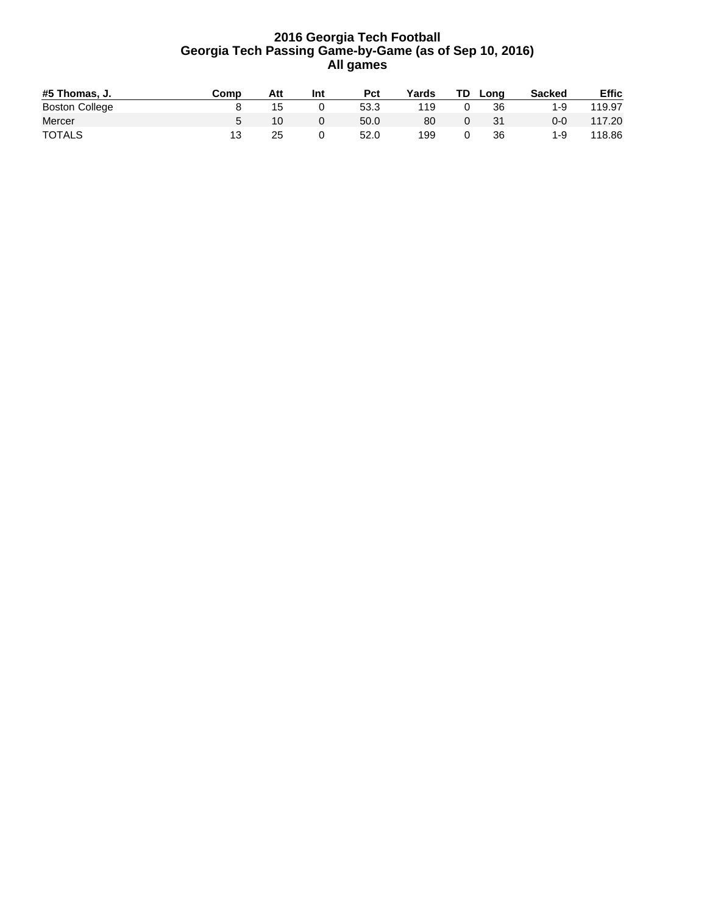# 2016 Georgia Tech Football
## Georgia Tech Passing Game-by-Game (as of Sep 10, 2016)
### All games

| #5 Thomas, J. | Comp | Att | Int | Pct | Yards | TD | Long | Sacked | Effic |
|---|---|---|---|---|---|---|---|---|---|
| Boston College | 8 | 15 | 0 | 53.3 | 119 | 0 | 36 | 1-9 | 119.97 |
| Mercer | 5 | 10 | 0 | 50.0 | 80 | 0 | 31 | 0-0 | 117.20 |
| TOTALS | 13 | 25 | 0 | 52.0 | 199 | 0 | 36 | 1-9 | 118.86 |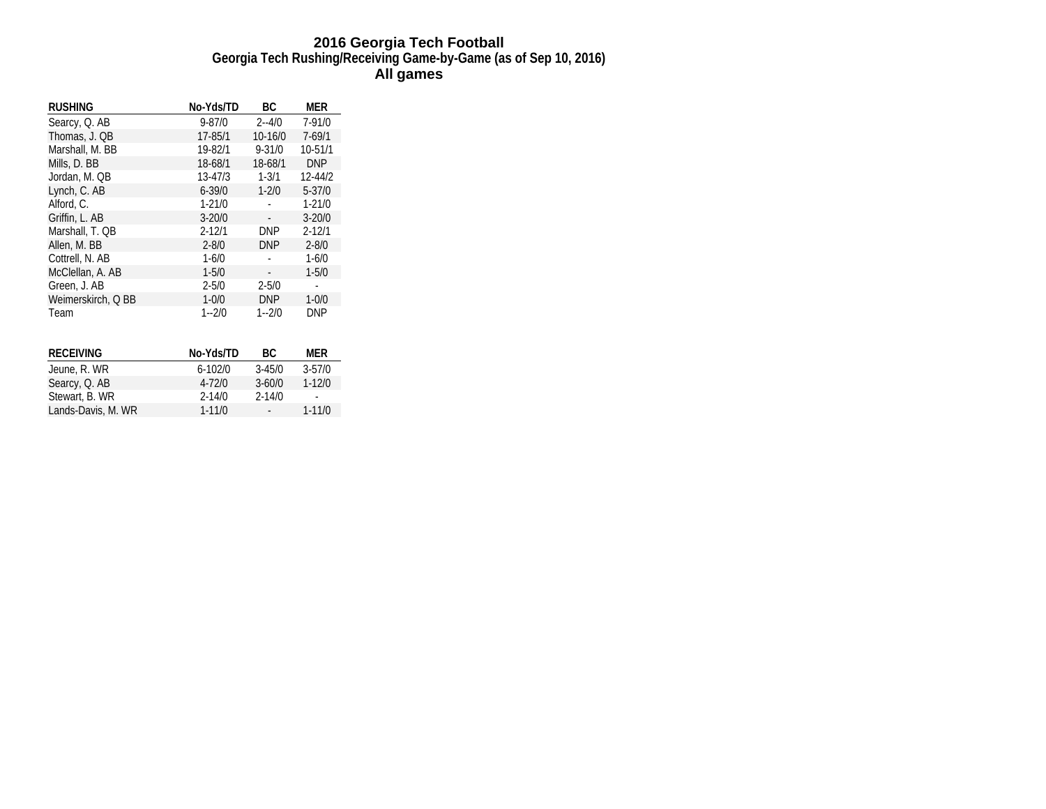# 2016 Georgia Tech Football

## Georgia Tech Rushing/Receiving Game-by-Game (as of Sep 10, 2016)

### All games

| RUSHING | No-Yds/TD | BC | MER |
|---|---|---|---|
| Searcy, Q. AB | 9-87/0 | 2--4/0 | 7-91/0 |
| Thomas, J. QB | 17-85/1 | 10-16/0 | 7-69/1 |
| Marshall, M. BB | 19-82/1 | 9-31/0 | 10-51/1 |
| Mills, D. BB | 18-68/1 | 18-68/1 | DNP |
| Jordan, M. QB | 13-47/3 | 1-3/1 | 12-44/2 |
| Lynch, C. AB | 6-39/0 | 1-2/0 | 5-37/0 |
| Alford, C. | 1-21/0 | - | 1-21/0 |
| Griffin, L. AB | 3-20/0 | - | 3-20/0 |
| Marshall, T. QB | 2-12/1 | DNP | 2-12/1 |
| Allen, M. BB | 2-8/0 | DNP | 2-8/0 |
| Cottrell, N. AB | 1-6/0 | - | 1-6/0 |
| McClellan, A. AB | 1-5/0 | - | 1-5/0 |
| Green, J. AB | 2-5/0 | 2-5/0 | - |
| Weimerskirch, Q BB | 1-0/0 | DNP | 1-0/0 |
| Team | 1--2/0 | 1--2/0 | DNP |

| RECEIVING | No-Yds/TD | BC | MER |
|---|---|---|---|
| Jeune, R. WR | 6-102/0 | 3-45/0 | 3-57/0 |
| Searcy, Q. AB | 4-72/0 | 3-60/0 | 1-12/0 |
| Stewart, B. WR | 2-14/0 | 2-14/0 | - |
| Lands-Davis, M. WR | 1-11/0 | - | 1-11/0 |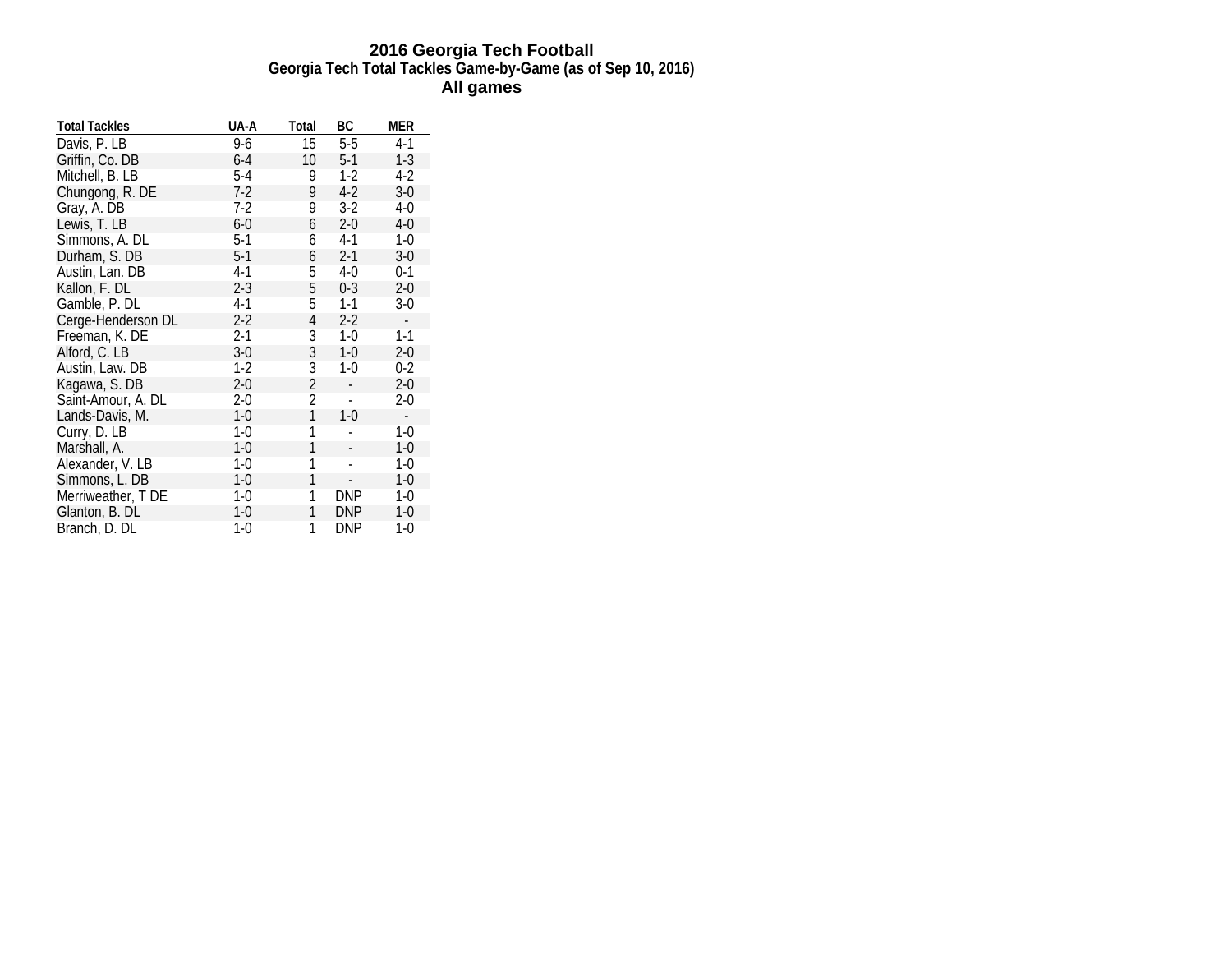# 2016 Georgia Tech Football

## Georgia Tech Total Tackles Game-by-Game (as of Sep 10, 2016)

### All games

| Total Tackles | UA-A | Total | BC | MER |
|---|---|---|---|---|
| Davis, P. LB | 9-6 | 15 | 5-5 | 4-1 |
| Griffin, Co. DB | 6-4 | 10 | 5-1 | 1-3 |
| Mitchell, B. LB | 5-4 | 9 | 1-2 | 4-2 |
| Chungong, R. DE | 7-2 | 9 | 4-2 | 3-0 |
| Gray, A. DB | 7-2 | 9 | 3-2 | 4-0 |
| Lewis, T. LB | 6-0 | 6 | 2-0 | 4-0 |
| Simmons, A. DL | 5-1 | 6 | 4-1 | 1-0 |
| Durham, S. DB | 5-1 | 6 | 2-1 | 3-0 |
| Austin, Lan. DB | 4-1 | 5 | 4-0 | 0-1 |
| Kallon, F. DL | 2-3 | 5 | 0-3 | 2-0 |
| Gamble, P. DL | 4-1 | 5 | 1-1 | 3-0 |
| Cerge-Henderson DL | 2-2 | 4 | 2-2 | - |
| Freeman, K. DE | 2-1 | 3 | 1-0 | 1-1 |
| Alford, C. LB | 3-0 | 3 | 1-0 | 2-0 |
| Austin, Law. DB | 1-2 | 3 | 1-0 | 0-2 |
| Kagawa, S. DB | 2-0 | 2 | - | 2-0 |
| Saint-Amour, A. DL | 2-0 | 2 | - | 2-0 |
| Lands-Davis, M. | 1-0 | 1 | 1-0 | - |
| Curry, D. LB | 1-0 | 1 | - | 1-0 |
| Marshall, A. | 1-0 | 1 | - | 1-0 |
| Alexander, V. LB | 1-0 | 1 | - | 1-0 |
| Simmons, L. DB | 1-0 | 1 | - | 1-0 |
| Merriweather, T DE | 1-0 | 1 | DNP | 1-0 |
| Glanton, B. DL | 1-0 | 1 | DNP | 1-0 |
| Branch, D. DL | 1-0 | 1 | DNP | 1-0 |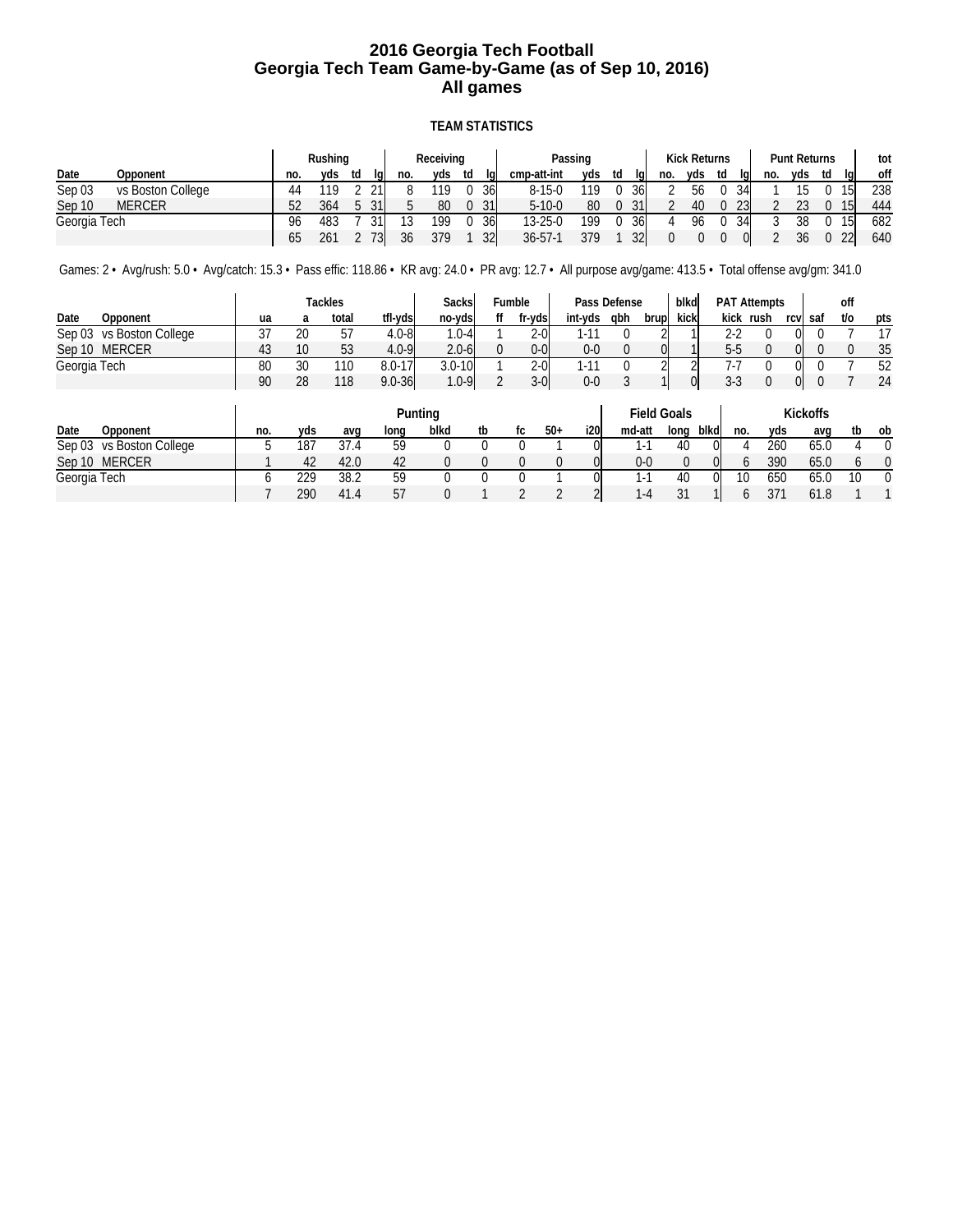# 2016 Georgia Tech Football
## Georgia Tech Team Game-by-Game (as of Sep 10, 2016)
## All games

### TEAM STATISTICS

| | | Rushing | | | | Receiving | | | | Passing | | | | Kick Returns | | | | Punt Returns | | | | tot |
|---|---|---|---|---|---|---|---|---|---|---|---|---|---|---|---|---|---|---|---|---|---|---|
| Date | Opponent | no. | yds | td | lg | no. | yds | td | lg | cmp-att-int | yds | td | lg | no. | yds | td | lg | no. | yds | td | lg | off |
| Sep 03 | vs Boston College | 44 | 119 | 2 | 21 | 8 | 119 | 0 | 36 | 8-15-0 | 119 | 0 | 36 | 2 | 56 | 0 | 34 | 1 | 15 | 0 | 15 | 238 |
| Sep 10 | MERCER | 52 | 364 | 5 | 31 | 5 | 80 | 0 | 31 | 5-10-0 | 80 | 0 | 31 | 2 | 40 | 0 | 23 | 2 | 23 | 0 | 15 | 444 |
| Georgia Tech | | 96 | 483 | 7 | 31 | 13 | 199 | 0 | 36 | 13-25-0 | 199 | 0 | 36 | 4 | 96 | 0 | 34 | 3 | 38 | 0 | 15 | 682 |
| | | 65 | 261 | 2 | 73 | 36 | 379 | 1 | 32 | 36-57-1 | 379 | 1 | 32 | 0 | 0 | 0 | 0 | 2 | 36 | 0 | 22 | 640 |

Games: 2 • Avg/rush: 5.0 • Avg/catch: 15.3 • Pass effic: 118.86 • KR avg: 24.0 • PR avg: 12.7 • All purpose avg/game: 413.5 • Total offense avg/gm: 341.0

| | | Tackles | | | | Sacks | Fumble | | Pass Defense | | | blkd | PAT Attempts | | | | off | |
|---|---|---|---|---|---|---|---|---|---|---|---|---|---|---|---|---|---|---|
| Date | Opponent | ua | a | total | tfl-yds | no-yds | ff | fr-yds | int-yds | qbh | brup | kick | kick | rush | rcv | saf | t/o | pts |
| Sep 03 | vs Boston College | 37 | 20 | 57 | 4.0-8 | 1.0-4 | 1 | 2-0 | 1-11 | 0 | 2 | 1 | 2-2 | 0 | 0 | 0 | 7 | 17 |
| Sep 10 | MERCER | 43 | 10 | 53 | 4.0-9 | 2.0-6 | 0 | 0-0 | 0-0 | 0 | 0 | 1 | 5-5 | 0 | 0 | 0 | 0 | 35 |
| Georgia Tech | | 80 | 30 | 110 | 8.0-17 | 3.0-10 | 1 | 2-0 | 1-11 | 0 | 2 | 2 | 7-7 | 0 | 0 | 0 | 7 | 52 |
| | | 90 | 28 | 118 | 9.0-36 | 1.0-9 | 2 | 3-0 | 0-0 | 3 | 1 | 0 | 3-3 | 0 | 0 | 0 | 7 | 24 |

| | | Punting | | | | | | | | | Field Goals | | | Kickoffs | | | | |
|---|---|---|---|---|---|---|---|---|---|---|---|---|---|---|---|---|---|---|
| Date | Opponent | no. | yds | avg | long | blkd | tb | fc | 50+ | i20 | md-att | long | blkd | no. | yds | avg | tb | ob |
| Sep 03 | vs Boston College | 5 | 187 | 37.4 | 59 | 0 | 0 | 0 | 1 | 0 | 1-1 | 40 | 0 | 4 | 260 | 65.0 | 4 | 0 |
| Sep 10 | MERCER | 1 | 42 | 42.0 | 42 | 0 | 0 | 0 | 0 | 0 | 0-0 | 0 | 0 | 6 | 390 | 65.0 | 6 | 0 |
| Georgia Tech | | 6 | 229 | 38.2 | 59 | 0 | 0 | 0 | 1 | 0 | 1-1 | 40 | 0 | 10 | 650 | 65.0 | 10 | 0 |
| | | 7 | 290 | 41.4 | 57 | 0 | 1 | 2 | 2 | 2 | 1-4 | 31 | 1 | 6 | 371 | 61.8 | 1 | 1 |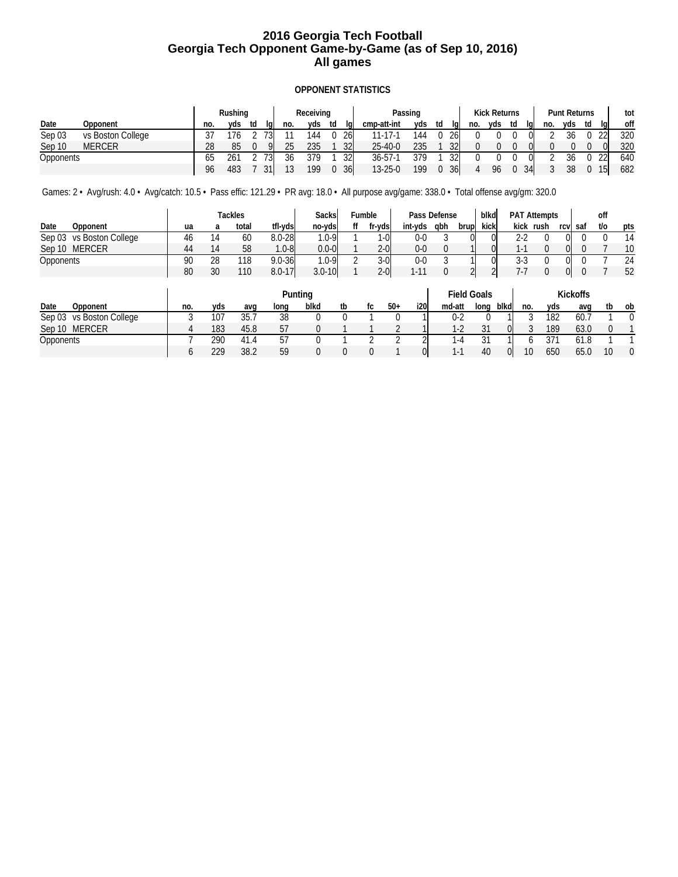# 2016 Georgia Tech Football
## Georgia Tech Opponent Game-by-Game (as of Sep 10, 2016)
## All games

### OPPONENT STATISTICS

| | | Rushing | | | | Receiving | | | | Passing | | | | Kick Returns | | | | Punt Returns | | | | tot |
|---|---|---|---|---|---|---|---|---|---|---|---|---|---|---|---|---|---|---|---|---|---|---|
| Date | Opponent | no. | yds | td | lg | no. | yds | td | lg | cmp-att-int | yds | td | lg | no. | yds | td | lg | no. | yds | td | lg | off |
| Sep 03 | vs Boston College | 37 | 176 | 2 | 73 | 11 | 144 | 0 | 26 | 11-17-1 | 144 | 0 | 26 | 0 | 0 | 0 | 0 | 2 | 36 | 0 | 22 | 320 |
| Sep 10 | MERCER | 28 | 85 | 0 | 9 | 25 | 235 | 1 | 32 | 25-40-0 | 235 | 1 | 32 | 0 | 0 | 0 | 0 | 0 | 0 | 0 | 0 | 320 |
| Opponents | | 65 | 261 | 2 | 73 | 36 | 379 | 1 | 32 | 36-57-1 | 379 | 1 | 32 | 0 | 0 | 0 | 0 | 2 | 36 | 0 | 22 | 640 |
| | | 96 | 483 | 7 | 31 | 13 | 199 | 0 | 36 | 13-25-0 | 199 | 0 | 36 | 4 | 96 | 0 | 34 | 3 | 38 | 0 | 15 | 682 |

Games: 2 • Avg/rush: 4.0 • Avg/catch: 10.5 • Pass effic: 121.29 • PR avg: 18.0 • All purpose avg/game: 338.0 • Total offense avg/gm: 320.0

| | | Tackles | | | | Sacks | Fumble | | Pass Defense | | | blkd | PAT Attempts | | | | off | |
|---|---|---|---|---|---|---|---|---|---|---|---|---|---|---|---|---|---|---|
| Date | Opponent | ua | a | total | tfl-yds | no-yds | ff | fr-yds | int-yds | qbh | brup | kick | kick | rush | rcv | saf | t/o | pts |
| Sep 03 | vs Boston College | 46 | 14 | 60 | 8.0-28 | 1.0-9 | 1 | 1-0 | 0-0 | 3 | 0 | 0 | 2-2 | 0 | 0 | 0 | 0 | 14 |
| Sep 10 | MERCER | 44 | 14 | 58 | 1.0-8 | 0.0-0 | 1 | 2-0 | 0-0 | 0 | 1 | 0 | 1-1 | 0 | 0 | 0 | 7 | 10 |
| Opponents | | 90 | 28 | 118 | 9.0-36 | 1.0-9 | 2 | 3-0 | 0-0 | 3 | 1 | 0 | 3-3 | 0 | 0 | 0 | 7 | 24 |
| | | 80 | 30 | 110 | 8.0-17 | 3.0-10 | 1 | 2-0 | 1-11 | 0 | 2 | 2 | 7-7 | 0 | 0 | 0 | 7 | 52 |

| | | Punting | | | | | | | | | Field Goals | | | Kickoffs | | | | |
|---|---|---|---|---|---|---|---|---|---|---|---|---|---|---|---|---|---|---|
| Date | Opponent | no. | yds | avg | long | blkd | tb | fc | 50+ | i20 | md-att | long | blkd | no. | yds | avg | tb | ob |
| Sep 03 | vs Boston College | 3 | 107 | 35.7 | 38 | 0 | 0 | 1 | 0 | 1 | 0-2 | 0 | 1 | 3 | 182 | 60.7 | 1 | 0 |
| Sep 10 | MERCER | 4 | 183 | 45.8 | 57 | 0 | 1 | 1 | 2 | 1 | 1-2 | 31 | 0 | 3 | 189 | 63.0 | 0 | 1 |
| Opponents | | 7 | 290 | 41.4 | 57 | 0 | 1 | 2 | 2 | 2 | 1-4 | 31 | 1 | 6 | 371 | 61.8 | 1 | 1 |
| | | 6 | 229 | 38.2 | 59 | 0 | 0 | 0 | 1 | 0 | 1-1 | 40 | 0 | 10 | 650 | 65.0 | 10 | 0 |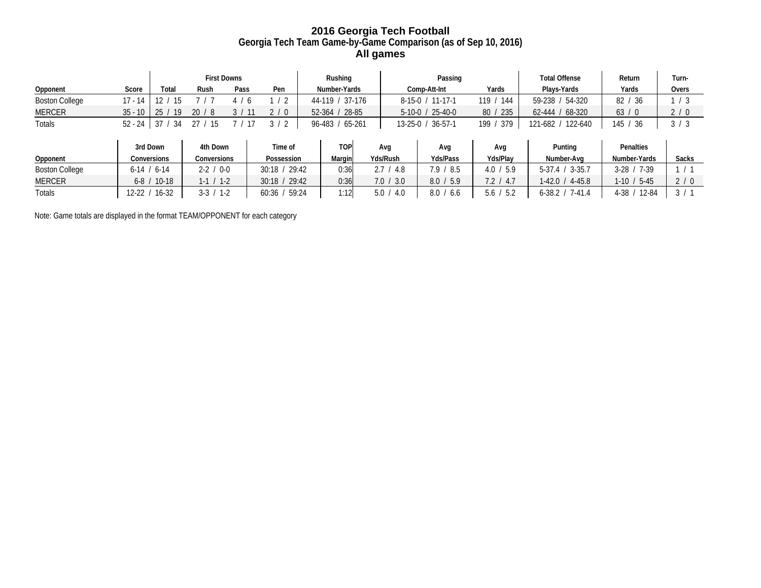# 2016 Georgia Tech Football
## Georgia Tech Team Game-by-Game Comparison (as of Sep 10, 2016)
## All games

| Opponent | Score | First Downs Total | First Downs Rush | First Downs Pass | First Downs Pen | Rushing Number-Yards | Passing Comp-Att-Int | Passing Yards | Total Offense Plays-Yards | Return Yards | Turn-Overs |
|---|---|---|---|---|---|---|---|---|---|---|---|
| Boston College | 17 - 14 | 12 / 15 | 7 / 7 | 4 / 6 | 1 / 2 | 44-119 / 37-176 | 8-15-0 / 11-17-1 | 119 / 144 | 59-238 / 54-320 | 82 / 36 | 1 / 3 |
| MERCER | 35 - 10 | 25 / 19 | 20 / 8 | 3 / 11 | 2 / 0 | 52-364 / 28-85 | 5-10-0 / 25-40-0 | 80 / 235 | 62-444 / 68-320 | 63 / 0 | 2 / 0 |
| Totals | 52 - 24 | 37 / 34 | 27 / 15 | 7 / 17 | 3 / 2 | 96-483 / 65-261 | 13-25-0 / 36-57-1 | 199 / 379 | 121-682 / 122-640 | 145 / 36 | 3 / 3 |

| Opponent | 3rd Down Conversions | 4th Down Conversions | Time of Possession | TOP Margin | Avg Yds/Rush | Avg Yds/Pass | Avg Yds/Play | Punting Number-Avg | Penalties Number-Yards | Sacks |
|---|---|---|---|---|---|---|---|---|---|---|
| Boston College | 6-14 / 6-14 | 2-2 / 0-0 | 30:18 / 29:42 | 0:36 | 2.7 / 4.8 | 7.9 / 8.5 | 4.0 / 5.9 | 5-37.4 / 3-35.7 | 3-28 / 7-39 | 1 / 1 |
| MERCER | 6-8 / 10-18 | 1-1 / 1-2 | 30:18 / 29:42 | 0:36 | 7.0 / 3.0 | 8.0 / 5.9 | 7.2 / 4.7 | 1-42.0 / 4-45.8 | 1-10 / 5-45 | 2 / 0 |
| Totals | 12-22 / 16-32 | 3-3 / 1-2 | 60:36 / 59:24 | 1:12 | 5.0 / 4.0 | 8.0 / 6.6 | 5.6 / 5.2 | 6-38.2 / 7-41.4 | 4-38 / 12-84 | 3 / 1 |

Note: Game totals are displayed in the format TEAM/OPPONENT for each category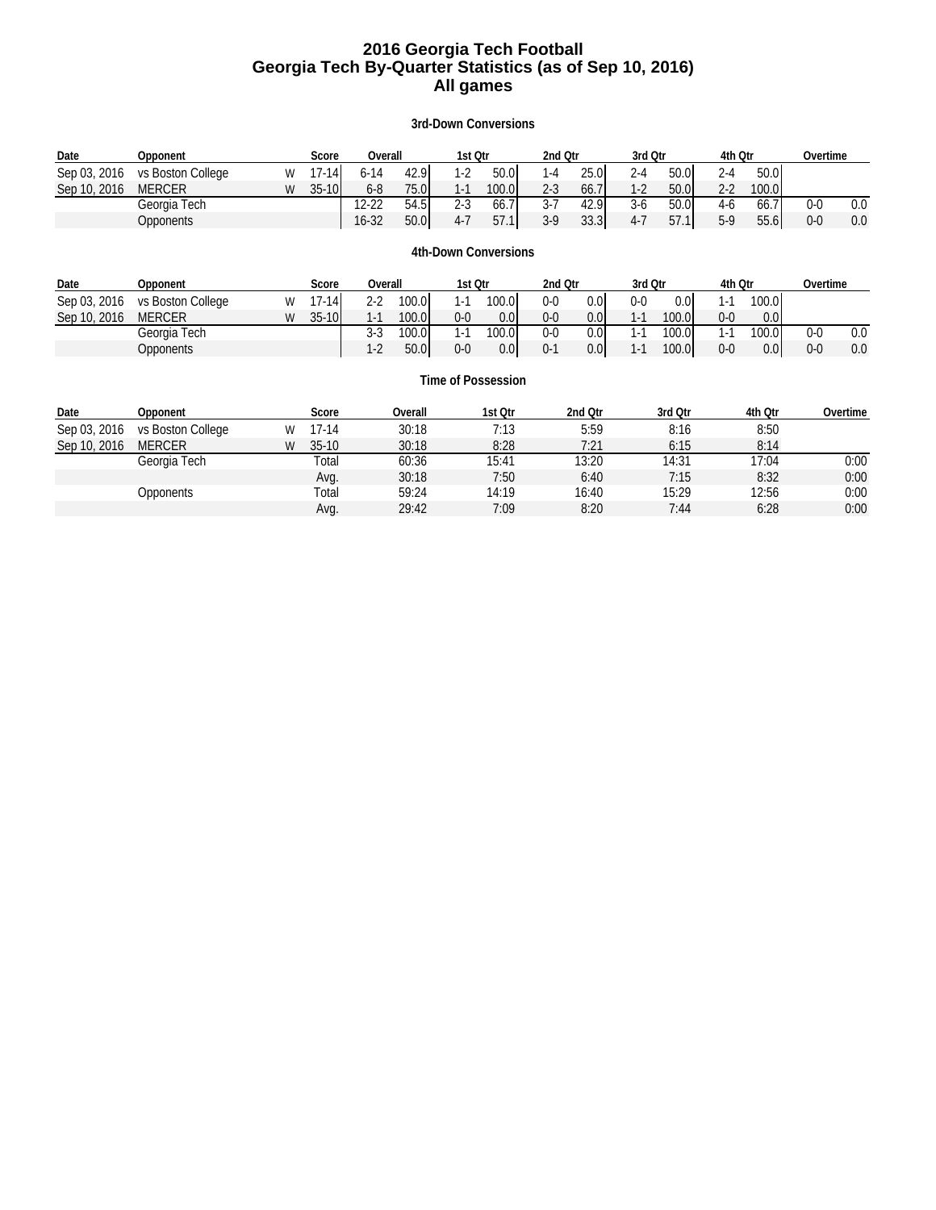# 2016 Georgia Tech Football
# Georgia Tech By-Quarter Statistics (as of Sep 10, 2016)
# All games

### 3rd-Down Conversions

| Date | Opponent | | Score | Overall | | 1st Qtr | | 2nd Qtr | | 3rd Qtr | | 4th Qtr | | Overtime | |
|---|---|---|---|---|---|---|---|---|---|---|---|---|---|---|---|
| Sep 03, 2016 | vs Boston College | W | 17-14 | 6-14 | 42.9 | 1-2 | 50.0 | 1-4 | 25.0 | 2-4 | 50.0 | 2-4 | 50.0 | | |
| Sep 10, 2016 | MERCER | W | 35-10 | 6-8 | 75.0 | 1-1 | 100.0 | 2-3 | 66.7 | 1-2 | 50.0 | 2-2 | 100.0 | | |
| | Georgia Tech | | | 12-22 | 54.5 | 2-3 | 66.7 | 3-7 | 42.9 | 3-6 | 50.0 | 4-6 | 66.7 | 0-0 | 0.0 |
| | Opponents | | | 16-32 | 50.0 | 4-7 | 57.1 | 3-9 | 33.3 | 4-7 | 57.1 | 5-9 | 55.6 | 0-0 | 0.0 |

### 4th-Down Conversions

| Date | Opponent | | Score | Overall | | 1st Qtr | | 2nd Qtr | | 3rd Qtr | | 4th Qtr | | Overtime | |
|---|---|---|---|---|---|---|---|---|---|---|---|---|---|---|---|
| Sep 03, 2016 | vs Boston College | W | 17-14 | 2-2 | 100.0 | 1-1 | 100.0 | 0-0 | 0.0 | 0-0 | 0.0 | 1-1 | 100.0 | | |
| Sep 10, 2016 | MERCER | W | 35-10 | 1-1 | 100.0 | 0-0 | 0.0 | 0-0 | 0.0 | 1-1 | 100.0 | 0-0 | 0.0 | | |
| | Georgia Tech | | | 3-3 | 100.0 | 1-1 | 100.0 | 0-0 | 0.0 | 1-1 | 100.0 | 1-1 | 100.0 | 0-0 | 0.0 |
| | Opponents | | | 1-2 | 50.0 | 0-0 | 0.0 | 0-1 | 0.0 | 1-1 | 100.0 | 0-0 | 0.0 | 0-0 | 0.0 |

### Time of Possession

| Date | Opponent | | Score | Overall | 1st Qtr | 2nd Qtr | 3rd Qtr | 4th Qtr | Overtime |
|---|---|---|---|---|---|---|---|---|---|
| Sep 03, 2016 | vs Boston College | W | 17-14 | 30:18 | 7:13 | 5:59 | 8:16 | 8:50 | |
| Sep 10, 2016 | MERCER | W | 35-10 | 30:18 | 8:28 | 7:21 | 6:15 | 8:14 | |
| | Georgia Tech | | Total | 60:36 | 15:41 | 13:20 | 14:31 | 17:04 | 0:00 |
| | | | Avg. | 30:18 | 7:50 | 6:40 | 7:15 | 8:32 | 0:00 |
| | Opponents | | Total | 59:24 | 14:19 | 16:40 | 15:29 | 12:56 | 0:00 |
| | | | Avg. | 29:42 | 7:09 | 8:20 | 7:44 | 6:28 | 0:00 |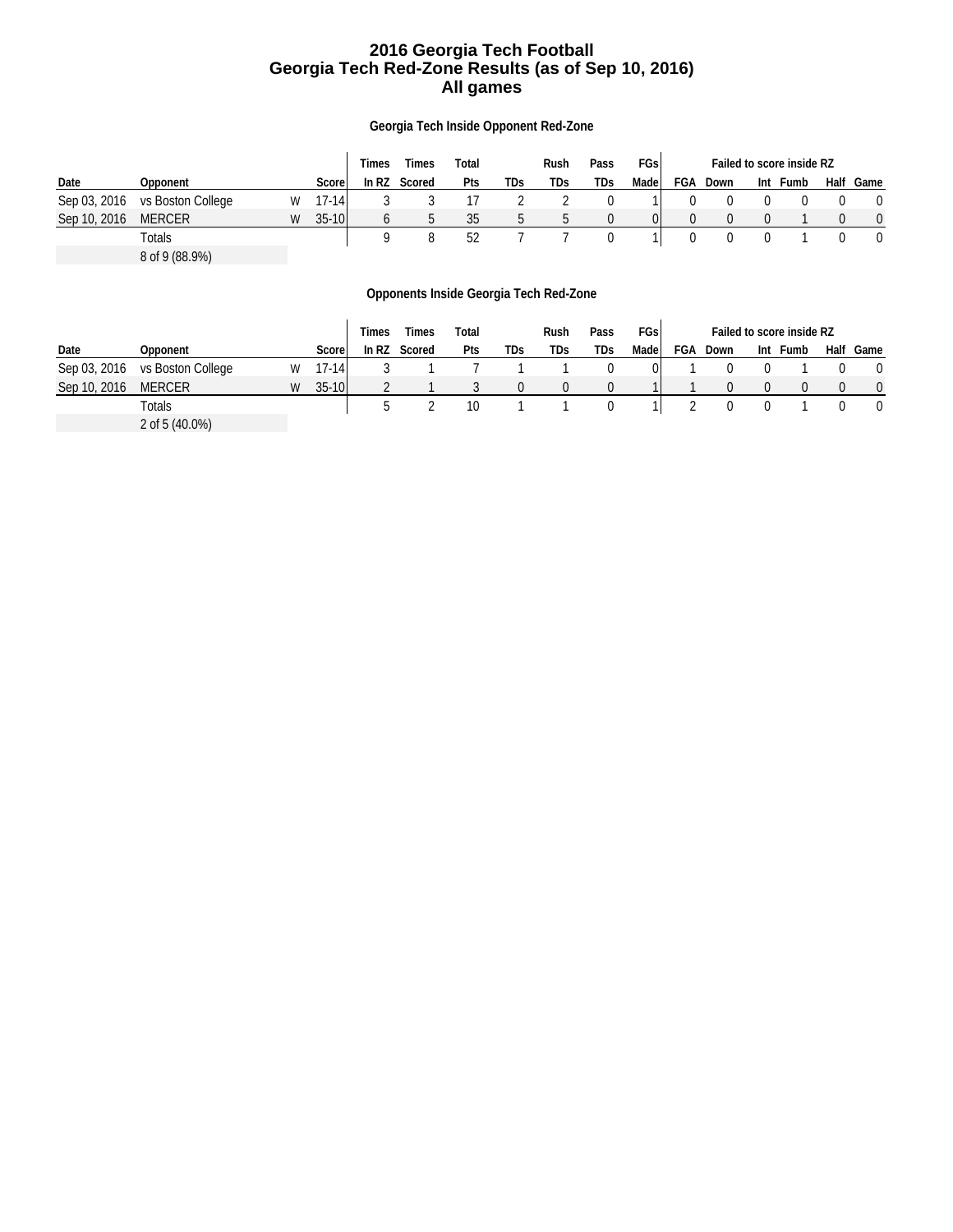# 2016 Georgia Tech Football
# Georgia Tech Red-Zone Results (as of Sep 10, 2016)
# All games

### Georgia Tech Inside Opponent Red-Zone

| Date | Opponent | | Score | Times In RZ | Times Scored | Total Pts | TDs | Rush TDs | Pass TDs | FGs Made | Failed to score inside RZ FGA | Down | Int | Fumb | Half | Game |
|---|---|---|---|---|---|---|---|---|---|---|---|---|---|---|---|---|
| Sep 03, 2016 | vs Boston College | W | 17-14 | 3 | 3 | 17 | 2 | 2 | 0 | 1 | 0 | 0 | 0 | 0 | 0 | 0 |
| Sep 10, 2016 | MERCER | W | 35-10 | 6 | 5 | 35 | 5 | 5 | 0 | 0 | 0 | 0 | 0 | 1 | 0 | 0 |
| | Totals | | | 9 | 8 | 52 | 7 | 7 | 0 | 1 | 0 | 0 | 0 | 1 | 0 | 0 |
| | 8 of 9 (88.9%) | | | | | | | | | | | | | | | |

### Opponents Inside Georgia Tech Red-Zone

| Date | Opponent | | Score | Times In RZ | Times Scored | Total Pts | TDs | Rush TDs | Pass TDs | FGs Made | Failed to score inside RZ FGA | Down | Int | Fumb | Half | Game |
|---|---|---|---|---|---|---|---|---|---|---|---|---|---|---|---|---|
| Sep 03, 2016 | vs Boston College | W | 17-14 | 3 | 1 | 7 | 1 | 1 | 0 | 0 | 1 | 0 | 0 | 1 | 0 | 0 |
| Sep 10, 2016 | MERCER | W | 35-10 | 2 | 1 | 3 | 0 | 0 | 0 | 1 | 1 | 0 | 0 | 0 | 0 | 0 |
| | Totals | | | 5 | 2 | 10 | 1 | 1 | 0 | 1 | 2 | 0 | 0 | 1 | 0 | 0 |
| | 2 of 5 (40.0%) | | | | | | | | | | | | | | | |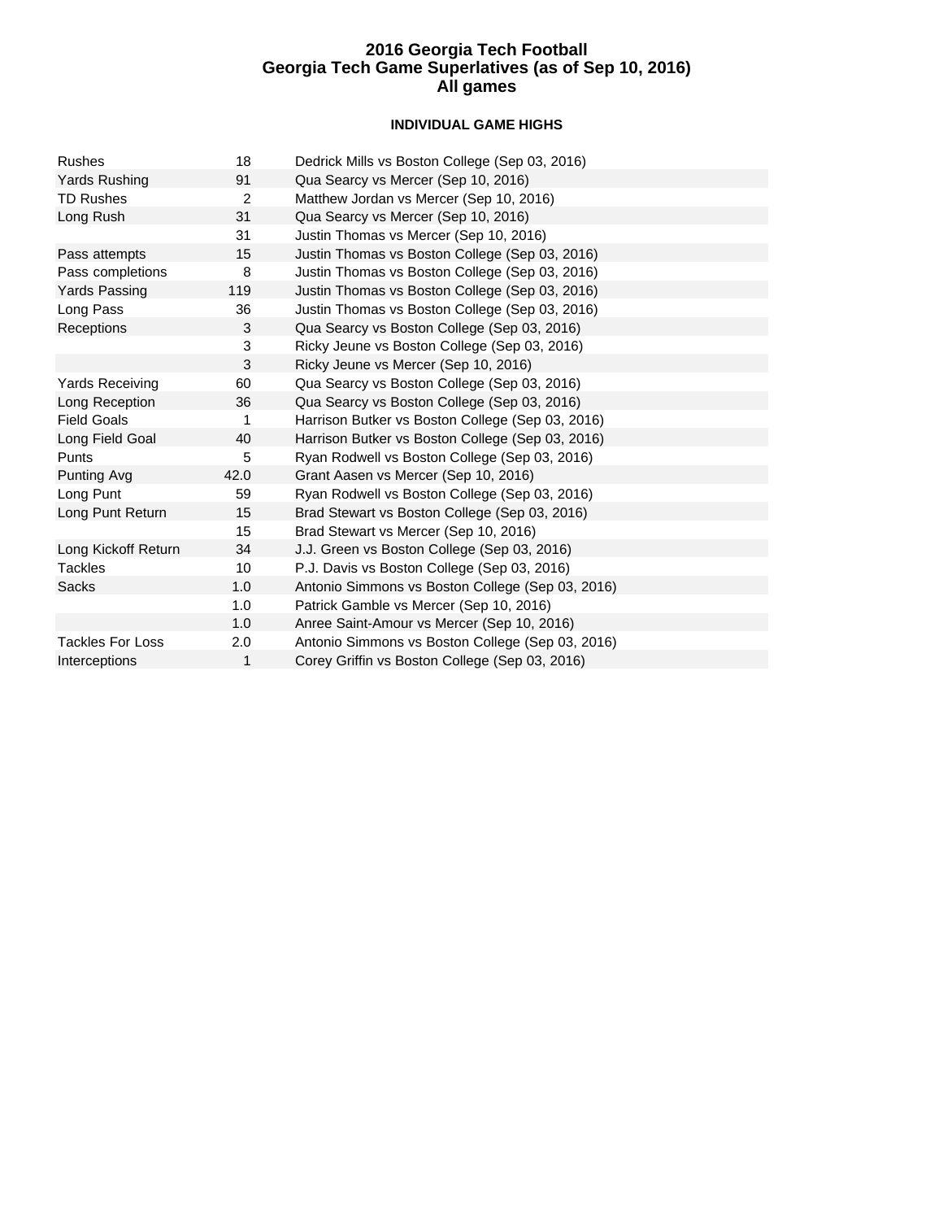# 2016 Georgia Tech Football
## Georgia Tech Game Superlatives (as of Sep 10, 2016)
## All games

### INDIVIDUAL GAME HIGHS

| | | |
|---|---|---|
| Rushes | 18 | Dedrick Mills vs Boston College (Sep 03, 2016) |
| Yards Rushing | 91 | Qua Searcy vs Mercer (Sep 10, 2016) |
| TD Rushes | 2 | Matthew Jordan vs Mercer (Sep 10, 2016) |
| Long Rush | 31 | Qua Searcy vs Mercer (Sep 10, 2016) |
| | 31 | Justin Thomas vs Mercer (Sep 10, 2016) |
| Pass attempts | 15 | Justin Thomas vs Boston College (Sep 03, 2016) |
| Pass completions | 8 | Justin Thomas vs Boston College (Sep 03, 2016) |
| Yards Passing | 119 | Justin Thomas vs Boston College (Sep 03, 2016) |
| Long Pass | 36 | Justin Thomas vs Boston College (Sep 03, 2016) |
| Receptions | 3 | Qua Searcy vs Boston College (Sep 03, 2016) |
| | 3 | Ricky Jeune vs Boston College (Sep 03, 2016) |
| | 3 | Ricky Jeune vs Mercer (Sep 10, 2016) |
| Yards Receiving | 60 | Qua Searcy vs Boston College (Sep 03, 2016) |
| Long Reception | 36 | Qua Searcy vs Boston College (Sep 03, 2016) |
| Field Goals | 1 | Harrison Butker vs Boston College (Sep 03, 2016) |
| Long Field Goal | 40 | Harrison Butker vs Boston College (Sep 03, 2016) |
| Punts | 5 | Ryan Rodwell vs Boston College (Sep 03, 2016) |
| Punting Avg | 42.0 | Grant Aasen vs Mercer (Sep 10, 2016) |
| Long Punt | 59 | Ryan Rodwell vs Boston College (Sep 03, 2016) |
| Long Punt Return | 15 | Brad Stewart vs Boston College (Sep 03, 2016) |
| | 15 | Brad Stewart vs Mercer (Sep 10, 2016) |
| Long Kickoff Return | 34 | J.J. Green vs Boston College (Sep 03, 2016) |
| Tackles | 10 | P.J. Davis vs Boston College (Sep 03, 2016) |
| Sacks | 1.0 | Antonio Simmons vs Boston College (Sep 03, 2016) |
| | 1.0 | Patrick Gamble vs Mercer (Sep 10, 2016) |
| | 1.0 | Anree Saint-Amour vs Mercer (Sep 10, 2016) |
| Tackles For Loss | 2.0 | Antonio Simmons vs Boston College (Sep 03, 2016) |
| Interceptions | 1 | Corey Griffin vs Boston College (Sep 03, 2016) |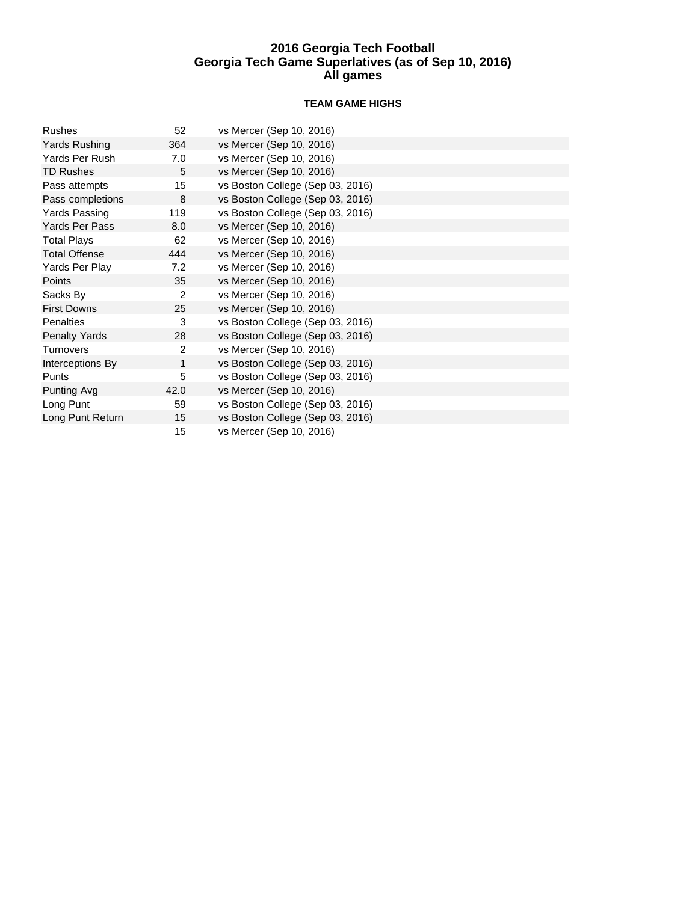# 2016 Georgia Tech Football
# Georgia Tech Game Superlatives (as of Sep 10, 2016)
# All games

### TEAM GAME HIGHS

| | | |
|---|---|---|
| Rushes | 52 | vs Mercer (Sep 10, 2016) |
| Yards Rushing | 364 | vs Mercer (Sep 10, 2016) |
| Yards Per Rush | 7.0 | vs Mercer (Sep 10, 2016) |
| TD Rushes | 5 | vs Mercer (Sep 10, 2016) |
| Pass attempts | 15 | vs Boston College (Sep 03, 2016) |
| Pass completions | 8 | vs Boston College (Sep 03, 2016) |
| Yards Passing | 119 | vs Boston College (Sep 03, 2016) |
| Yards Per Pass | 8.0 | vs Mercer (Sep 10, 2016) |
| Total Plays | 62 | vs Mercer (Sep 10, 2016) |
| Total Offense | 444 | vs Mercer (Sep 10, 2016) |
| Yards Per Play | 7.2 | vs Mercer (Sep 10, 2016) |
| Points | 35 | vs Mercer (Sep 10, 2016) |
| Sacks By | 2 | vs Mercer (Sep 10, 2016) |
| First Downs | 25 | vs Mercer (Sep 10, 2016) |
| Penalties | 3 | vs Boston College (Sep 03, 2016) |
| Penalty Yards | 28 | vs Boston College (Sep 03, 2016) |
| Turnovers | 2 | vs Mercer (Sep 10, 2016) |
| Interceptions By | 1 | vs Boston College (Sep 03, 2016) |
| Punts | 5 | vs Boston College (Sep 03, 2016) |
| Punting Avg | 42.0 | vs Mercer (Sep 10, 2016) |
| Long Punt | 59 | vs Boston College (Sep 03, 2016) |
| Long Punt Return | 15 | vs Boston College (Sep 03, 2016) |
| | 15 | vs Mercer (Sep 10, 2016) |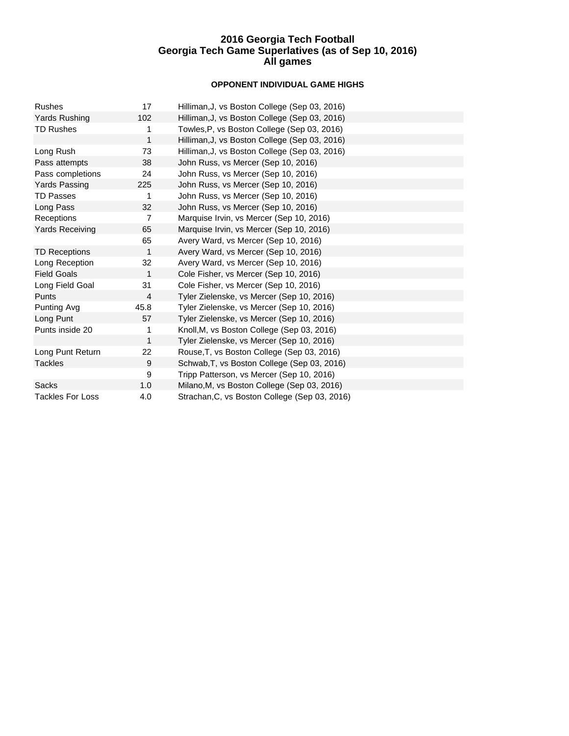# 2016 Georgia Tech Football
## Georgia Tech Game Superlatives (as of Sep 10, 2016)
## All games

### OPPONENT INDIVIDUAL GAME HIGHS

| | | |
|---|---|---|
| Rushes | 17 | Hilliman,J, vs Boston College (Sep 03, 2016) |
| Yards Rushing | 102 | Hilliman,J, vs Boston College (Sep 03, 2016) |
| TD Rushes | 1 | Towles,P, vs Boston College (Sep 03, 2016) |
| | 1 | Hilliman,J, vs Boston College (Sep 03, 2016) |
| Long Rush | 73 | Hilliman,J, vs Boston College (Sep 03, 2016) |
| Pass attempts | 38 | John Russ, vs Mercer (Sep 10, 2016) |
| Pass completions | 24 | John Russ, vs Mercer (Sep 10, 2016) |
| Yards Passing | 225 | John Russ, vs Mercer (Sep 10, 2016) |
| TD Passes | 1 | John Russ, vs Mercer (Sep 10, 2016) |
| Long Pass | 32 | John Russ, vs Mercer (Sep 10, 2016) |
| Receptions | 7 | Marquise Irvin, vs Mercer (Sep 10, 2016) |
| Yards Receiving | 65 | Marquise Irvin, vs Mercer (Sep 10, 2016) |
| | 65 | Avery Ward, vs Mercer (Sep 10, 2016) |
| TD Receptions | 1 | Avery Ward, vs Mercer (Sep 10, 2016) |
| Long Reception | 32 | Avery Ward, vs Mercer (Sep 10, 2016) |
| Field Goals | 1 | Cole Fisher, vs Mercer (Sep 10, 2016) |
| Long Field Goal | 31 | Cole Fisher, vs Mercer (Sep 10, 2016) |
| Punts | 4 | Tyler Zielenske, vs Mercer (Sep 10, 2016) |
| Punting Avg | 45.8 | Tyler Zielenske, vs Mercer (Sep 10, 2016) |
| Long Punt | 57 | Tyler Zielenske, vs Mercer (Sep 10, 2016) |
| Punts inside 20 | 1 | Knoll,M, vs Boston College (Sep 03, 2016) |
| | 1 | Tyler Zielenske, vs Mercer (Sep 10, 2016) |
| Long Punt Return | 22 | Rouse,T, vs Boston College (Sep 03, 2016) |
| Tackles | 9 | Schwab,T, vs Boston College (Sep 03, 2016) |
| | 9 | Tripp Patterson, vs Mercer (Sep 10, 2016) |
| Sacks | 1.0 | Milano,M, vs Boston College (Sep 03, 2016) |
| Tackles For Loss | 4.0 | Strachan,C, vs Boston College (Sep 03, 2016) |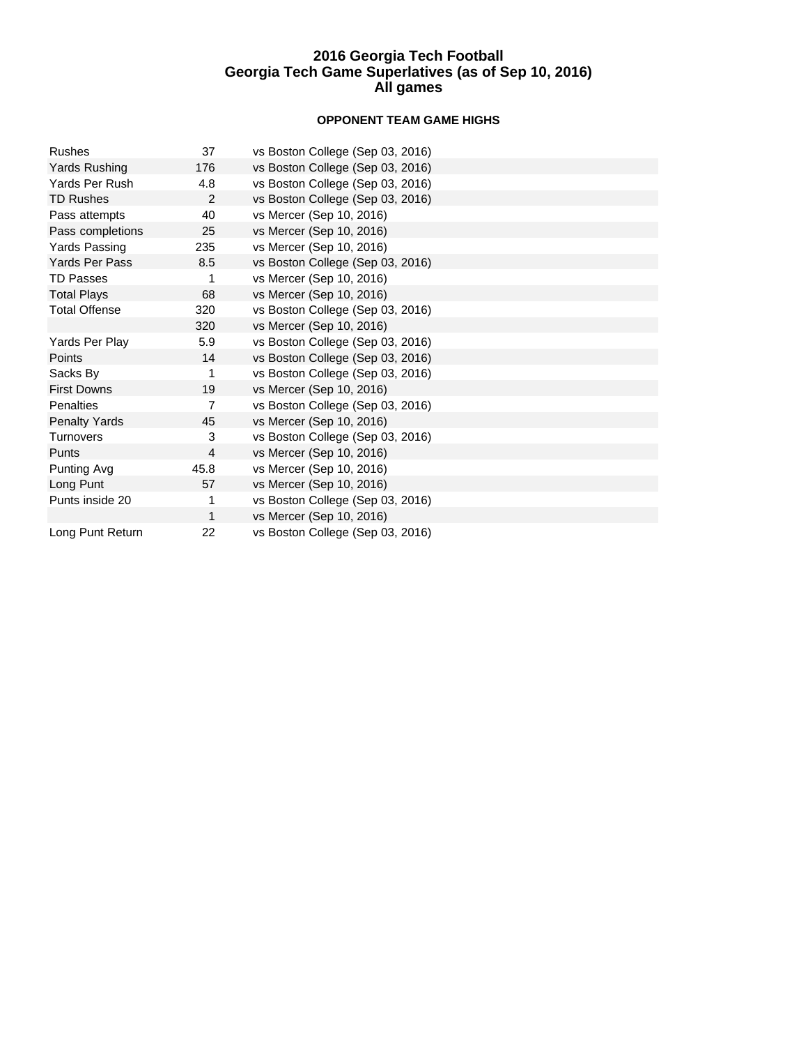# 2016 Georgia Tech Football
# Georgia Tech Game Superlatives (as of Sep 10, 2016)
# All games

## OPPONENT TEAM GAME HIGHS

| | | |
|---|---|---|
| Rushes | 37 | vs Boston College (Sep 03, 2016) |
| Yards Rushing | 176 | vs Boston College (Sep 03, 2016) |
| Yards Per Rush | 4.8 | vs Boston College (Sep 03, 2016) |
| TD Rushes | 2 | vs Boston College (Sep 03, 2016) |
| Pass attempts | 40 | vs Mercer (Sep 10, 2016) |
| Pass completions | 25 | vs Mercer (Sep 10, 2016) |
| Yards Passing | 235 | vs Mercer (Sep 10, 2016) |
| Yards Per Pass | 8.5 | vs Boston College (Sep 03, 2016) |
| TD Passes | 1 | vs Mercer (Sep 10, 2016) |
| Total Plays | 68 | vs Mercer (Sep 10, 2016) |
| Total Offense | 320 | vs Boston College (Sep 03, 2016) |
| | 320 | vs Mercer (Sep 10, 2016) |
| Yards Per Play | 5.9 | vs Boston College (Sep 03, 2016) |
| Points | 14 | vs Boston College (Sep 03, 2016) |
| Sacks By | 1 | vs Boston College (Sep 03, 2016) |
| First Downs | 19 | vs Mercer (Sep 10, 2016) |
| Penalties | 7 | vs Boston College (Sep 03, 2016) |
| Penalty Yards | 45 | vs Mercer (Sep 10, 2016) |
| Turnovers | 3 | vs Boston College (Sep 03, 2016) |
| Punts | 4 | vs Mercer (Sep 10, 2016) |
| Punting Avg | 45.8 | vs Mercer (Sep 10, 2016) |
| Long Punt | 57 | vs Mercer (Sep 10, 2016) |
| Punts inside 20 | 1 | vs Boston College (Sep 03, 2016) |
| | 1 | vs Mercer (Sep 10, 2016) |
| Long Punt Return | 22 | vs Boston College (Sep 03, 2016) |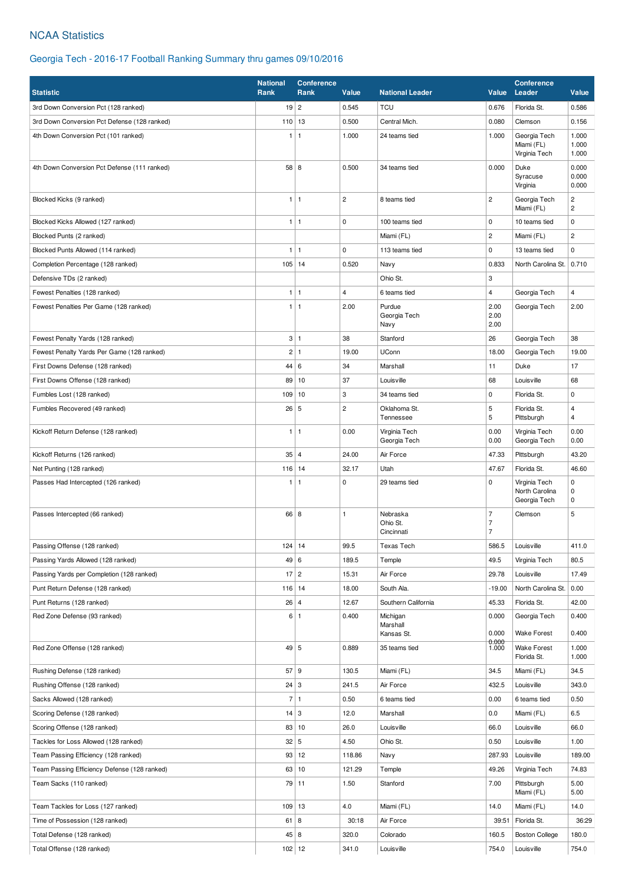## NCAA Statistics

### Georgia Tech - 2016-17 Football Ranking Summary thru games 09/10/2016

| Statistic | National Rank | Conference Rank | Value | National Leader | Value | Conference Leader | Value |
|---|---|---|---|---|---|---|---|
| 3rd Down Conversion Pct (128 ranked) | 19 | 2 | 0.545 | TCU | 0.676 | Florida St. | 0.586 |
| 3rd Down Conversion Pct Defense (128 ranked) | 110 | 13 | 0.500 | Central Mich. | 0.080 | Clemson | 0.156 |
| 4th Down Conversion Pct (101 ranked) | 1 | 1 | 1.000 | 24 teams tied | 1.000 | Georgia Tech<br>Miami (FL)<br>Virginia Tech | 1.000<br>1.000<br>1.000 |
| 4th Down Conversion Pct Defense (111 ranked) | 58 | 8 | 0.500 | 34 teams tied | 0.000 | Duke<br>Syracuse<br>Virginia | 0.000<br>0.000<br>0.000 |
| Blocked Kicks (9 ranked) | 1 | 1 | 2 | 8 teams tied | 2 | Georgia Tech<br>Miami (FL) | 2<br>2 |
| Blocked Kicks Allowed (127 ranked) | 1 | 1 | 0 | 100 teams tied | 0 | 10 teams tied | 0 |
| Blocked Punts (2 ranked) | | | | Miami (FL) | 2 | Miami (FL) | 2 |
| Blocked Punts Allowed (114 ranked) | 1 | 1 | 0 | 113 teams tied | 0 | 13 teams tied | 0 |
| Completion Percentage (128 ranked) | 105 | 14 | 0.520 | Navy | 0.833 | North Carolina St. | 0.710 |
| Defensive TDs (2 ranked) | | | | Ohio St. | 3 | | |
| Fewest Penalties (128 ranked) | 1 | 1 | 4 | 6 teams tied | 4 | Georgia Tech | 4 |
| Fewest Penalties Per Game (128 ranked) | 1 | 1 | 2.00 | Purdue<br>Georgia Tech<br>Navy | 2.00<br>2.00<br>2.00 | Georgia Tech | 2.00 |
| Fewest Penalty Yards (128 ranked) | 3 | 1 | 38 | Stanford | 26 | Georgia Tech | 38 |
| Fewest Penalty Yards Per Game (128 ranked) | 2 | 1 | 19.00 | UConn | 18.00 | Georgia Tech | 19.00 |
| First Downs Defense (128 ranked) | 44 | 6 | 34 | Marshall | 11 | Duke | 17 |
| First Downs Offense (128 ranked) | 89 | 10 | 37 | Louisville | 68 | Louisville | 68 |
| Fumbles Lost (128 ranked) | 109 | 10 | 3 | 34 teams tied | 0 | Florida St. | 0 |
| Fumbles Recovered (49 ranked) | 26 | 5 | 2 | Oklahoma St.<br>Tennessee | 5<br>5 | Florida St.<br>Pittsburgh | 4<br>4 |
| Kickoff Return Defense (128 ranked) | 1 | 1 | 0.00 | Virginia Tech<br>Georgia Tech | 0.00<br>0.00 | Virginia Tech<br>Georgia Tech | 0.00<br>0.00 |
| Kickoff Returns (126 ranked) | 35 | 4 | 24.00 | Air Force | 47.33 | Pittsburgh | 43.20 |
| Net Punting (128 ranked) | 116 | 14 | 32.17 | Utah | 47.67 | Florida St. | 46.60 |
| Passes Had Intercepted (126 ranked) | 1 | 1 | 0 | 29 teams tied | 0 | Virginia Tech<br>North Carolina<br>Georgia Tech | 0<br>0<br>0 |
| Passes Intercepted (66 ranked) | 66 | 8 | 1 | Nebraska<br>Ohio St.<br>Cincinnati | 7<br>7<br>7 | Clemson | 5 |
| Passing Offense (128 ranked) | 124 | 14 | 99.5 | Texas Tech | 586.5 | Louisville | 411.0 |
| Passing Yards Allowed (128 ranked) | 49 | 6 | 189.5 | Temple | 49.5 | Virginia Tech | 80.5 |
| Passing Yards per Completion (128 ranked) | 17 | 2 | 15.31 | Air Force | 29.78 | Louisville | 17.49 |
| Punt Return Defense (128 ranked) | 116 | 14 | 18.00 | South Ala. | -19.00 | North Carolina St. | 0.00 |
| Punt Returns (128 ranked) | 26 | 4 | 12.67 | Southern California | 45.33 | Florida St. | 42.00 |
| Red Zone Defense (93 ranked) | 6 | 1 | 0.400 | Michigan<br>Marshall<br>Kansas St. | 0.000<br>0.000<br>0.000 | Georgia Tech<br>Wake Forest | 0.400<br>0.400 |
| Red Zone Offense (128 ranked) | 49 | 5 | 0.889 | 35 teams tied | 1.000 | Wake Forest<br>Florida St. | 1.000<br>1.000 |
| Rushing Defense (128 ranked) | 57 | 9 | 130.5 | Miami (FL) | 34.5 | Miami (FL) | 34.5 |
| Rushing Offense (128 ranked) | 24 | 3 | 241.5 | Air Force | 432.5 | Louisville | 343.0 |
| Sacks Allowed (128 ranked) | 7 | 1 | 0.50 | 6 teams tied | 0.00 | 6 teams tied | 0.50 |
| Scoring Defense (128 ranked) | 14 | 3 | 12.0 | Marshall | 0.0 | Miami (FL) | 6.5 |
| Scoring Offense (128 ranked) | 83 | 10 | 26.0 | Louisville | 66.0 | Louisville | 66.0 |
| Tackles for Loss Allowed (128 ranked) | 32 | 5 | 4.50 | Ohio St. | 0.50 | Louisville | 1.00 |
| Team Passing Efficiency (128 ranked) | 93 | 12 | 118.86 | Navy | 287.93 | Louisville | 189.00 |
| Team Passing Efficiency Defense (128 ranked) | 63 | 10 | 121.29 | Temple | 49.26 | Virginia Tech | 74.83 |
| Team Sacks (110 ranked) | 79 | 11 | 1.50 | Stanford | 7.00 | Pittsburgh<br>Miami (FL) | 5.00<br>5.00 |
| Team Tackles for Loss (127 ranked) | 109 | 13 | 4.0 | Miami (FL) | 14.0 | Miami (FL) | 14.0 |
| Time of Possession (128 ranked) | 61 | 8 | 30:18 | Air Force | 39:51 | Florida St. | 36:29 |
| Total Defense (128 ranked) | 45 | 8 | 320.0 | Colorado | 160.5 | Boston College | 180.0 |
| Total Offense (128 ranked) | 102 | 12 | 341.0 | Louisville | 754.0 | Louisville | 754.0 |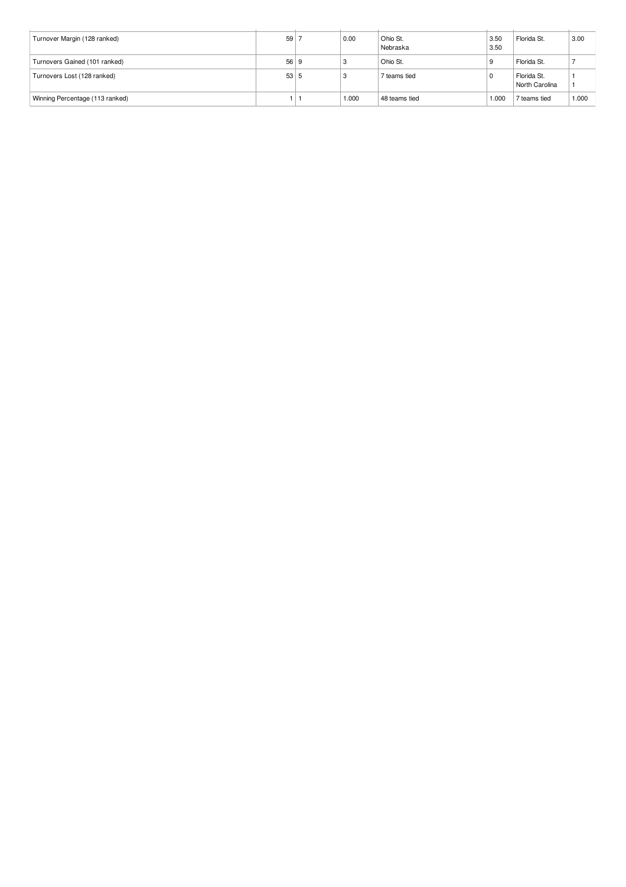| Turnover Margin (128 ranked) | 59 | 7 | 0.00 | Ohio St.<br>Nebraska | 3.50<br>3.50 | Florida St. | 3.00 |
|---|---|---|---|---|---|---|---|
| Turnovers Gained (101 ranked) | 56 | 9 | 3 | Ohio St. | 9 | Florida St. | 7 |
| Turnovers Lost (128 ranked) | 53 | 5 | 3 | 7 teams tied | 0 | Florida St.<br>North Carolina | 1<br>1 |
| Winning Percentage (113 ranked) | 1 | 1 | 1.000 | 48 teams tied | 1.000 | 7 teams tied | 1.000 |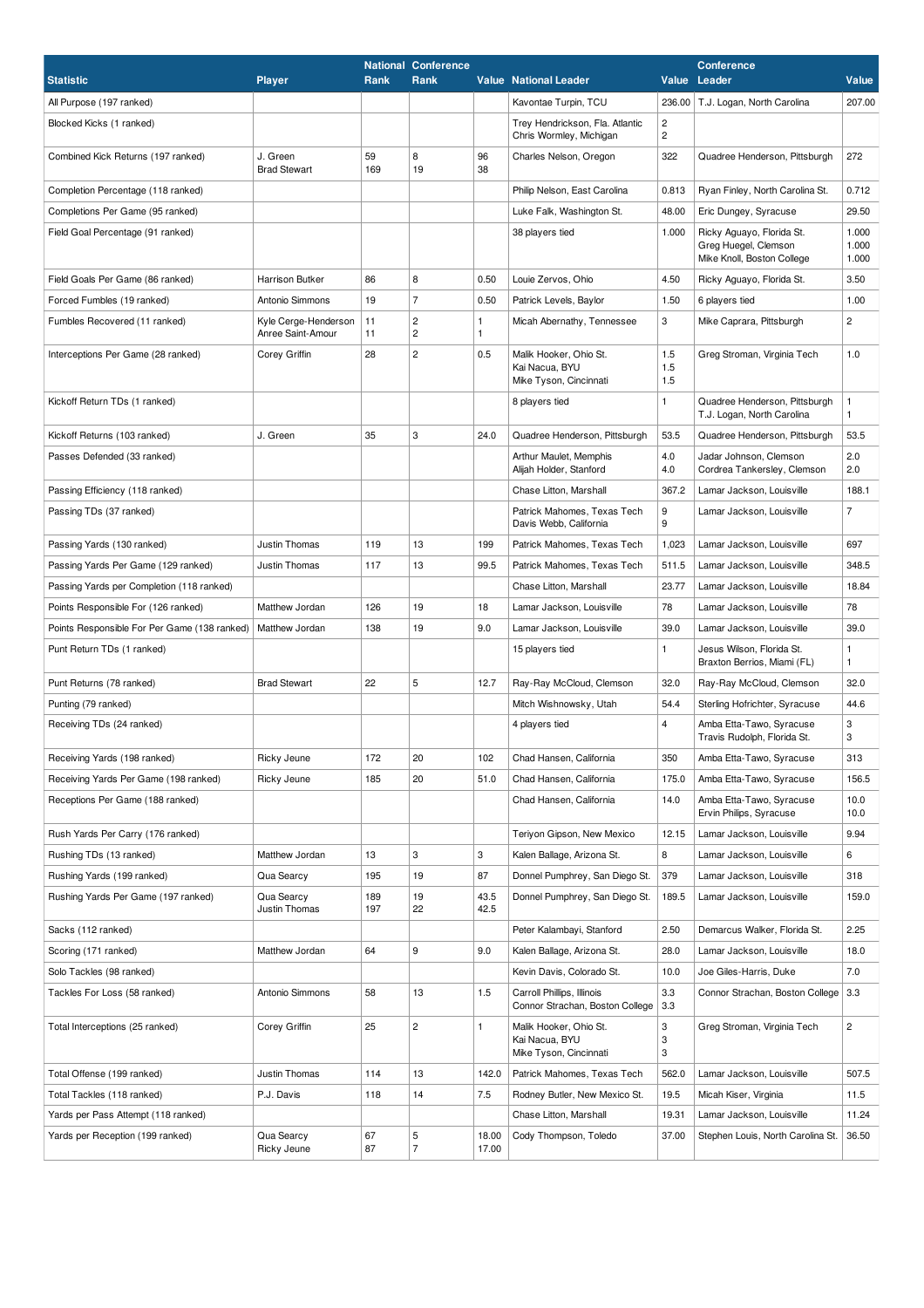| Statistic | Player | National Rank | Conference Rank | Value | National Leader | Value | Conference Leader | Value |
|---|---|---|---|---|---|---|---|---|
| All Purpose (197 ranked) | | | | | Kavontae Turpin, TCU | 236.00 | T.J. Logan, North Carolina | 207.00 |
| Blocked Kicks (1 ranked) | | | | | Trey Hendrickson, Fla. Atlantic<br>Chris Wormley, Michigan | 2<br>2 | | |
| Combined Kick Returns (197 ranked) | J. Green<br>Brad Stewart | 59<br>169 | 8<br>19 | 96<br>38 | Charles Nelson, Oregon | 322 | Quadree Henderson, Pittsburgh | 272 |
| Completion Percentage (118 ranked) | | | | | Philip Nelson, East Carolina | 0.813 | Ryan Finley, North Carolina St. | 0.712 |
| Completions Per Game (95 ranked) | | | | | Luke Falk, Washington St. | 48.00 | Eric Dungey, Syracuse | 29.50 |
| Field Goal Percentage (91 ranked) | | | | | 38 players tied | 1.000 | Ricky Aguayo, Florida St.<br>Greg Huegel, Clemson<br>Mike Knoll, Boston College | 1.000<br>1.000<br>1.000 |
| Field Goals Per Game (86 ranked) | Harrison Butker | 86 | 8 | 0.50 | Louie Zervos, Ohio | 4.50 | Ricky Aguayo, Florida St. | 3.50 |
| Forced Fumbles (19 ranked) | Antonio Simmons | 19 | 7 | 0.50 | Patrick Levels, Baylor | 1.50 | 6 players tied | 1.00 |
| Fumbles Recovered (11 ranked) | Kyle Cerge-Henderson<br>Anree Saint-Amour | 11<br>11 | 2<br>2 | 1<br>1 | Micah Abernathy, Tennessee | 3 | Mike Caprara, Pittsburgh | 2 |
| Interceptions Per Game (28 ranked) | Corey Griffin | 28 | 2 | 0.5 | Malik Hooker, Ohio St.<br>Kai Nacua, BYU<br>Mike Tyson, Cincinnati | 1.5<br>1.5<br>1.5 | Greg Stroman, Virginia Tech | 1.0 |
| Kickoff Return TDs (1 ranked) | | | | | 8 players tied | 1 | Quadree Henderson, Pittsburgh<br>T.J. Logan, North Carolina | 1<br>1 |
| Kickoff Returns (103 ranked) | J. Green | 35 | 3 | 24.0 | Quadree Henderson, Pittsburgh | 53.5 | Quadree Henderson, Pittsburgh | 53.5 |
| Passes Defended (33 ranked) | | | | | Arthur Maulet, Memphis<br>Alijah Holder, Stanford | 4.0<br>4.0 | Jadar Johnson, Clemson<br>Cordrea Tankersley, Clemson | 2.0<br>2.0 |
| Passing Efficiency (118 ranked) | | | | | Chase Litton, Marshall | 367.2 | Lamar Jackson, Louisville | 188.1 |
| Passing TDs (37 ranked) | | | | | Patrick Mahomes, Texas Tech<br>Davis Webb, California | 9<br>9 | Lamar Jackson, Louisville | 7 |
| Passing Yards (130 ranked) | Justin Thomas | 119 | 13 | 199 | Patrick Mahomes, Texas Tech | 1,023 | Lamar Jackson, Louisville | 697 |
| Passing Yards Per Game (129 ranked) | Justin Thomas | 117 | 13 | 99.5 | Patrick Mahomes, Texas Tech | 511.5 | Lamar Jackson, Louisville | 348.5 |
| Passing Yards per Completion (118 ranked) | | | | | Chase Litton, Marshall | 23.77 | Lamar Jackson, Louisville | 18.84 |
| Points Responsible For (126 ranked) | Matthew Jordan | 126 | 19 | 18 | Lamar Jackson, Louisville | 78 | Lamar Jackson, Louisville | 78 |
| Points Responsible For Per Game (138 ranked) | Matthew Jordan | 138 | 19 | 9.0 | Lamar Jackson, Louisville | 39.0 | Lamar Jackson, Louisville | 39.0 |
| Punt Return TDs (1 ranked) | | | | | 15 players tied | 1 | Jesus Wilson, Florida St.<br>Braxton Berrios, Miami (FL) | 1<br>1 |
| Punt Returns (78 ranked) | Brad Stewart | 22 | 5 | 12.7 | Ray-Ray McCloud, Clemson | 32.0 | Ray-Ray McCloud, Clemson | 32.0 |
| Punting (79 ranked) | | | | | Mitch Wishnowsky, Utah | 54.4 | Sterling Hofrichter, Syracuse | 44.6 |
| Receiving TDs (24 ranked) | | | | | 4 players tied | 4 | Amba Etta-Tawo, Syracuse<br>Travis Rudolph, Florida St. | 3<br>3 |
| Receiving Yards (198 ranked) | Ricky Jeune | 172 | 20 | 102 | Chad Hansen, California | 350 | Amba Etta-Tawo, Syracuse | 313 |
| Receiving Yards Per Game (198 ranked) | Ricky Jeune | 185 | 20 | 51.0 | Chad Hansen, California | 175.0 | Amba Etta-Tawo, Syracuse | 156.5 |
| Receptions Per Game (188 ranked) | | | | | Chad Hansen, California | 14.0 | Amba Etta-Tawo, Syracuse<br>Ervin Philips, Syracuse | 10.0<br>10.0 |
| Rush Yards Per Carry (176 ranked) | | | | | Teriyon Gipson, New Mexico | 12.15 | Lamar Jackson, Louisville | 9.94 |
| Rushing TDs (13 ranked) | Matthew Jordan | 13 | 3 | 3 | Kalen Ballage, Arizona St. | 8 | Lamar Jackson, Louisville | 6 |
| Rushing Yards (199 ranked) | Qua Searcy | 195 | 19 | 87 | Donnel Pumphrey, San Diego St. | 379 | Lamar Jackson, Louisville | 318 |
| Rushing Yards Per Game (197 ranked) | Qua Searcy<br>Justin Thomas | 189<br>197 | 19<br>22 | 43.5<br>42.5 | Donnel Pumphrey, San Diego St. | 189.5 | Lamar Jackson, Louisville | 159.0 |
| Sacks (112 ranked) | | | | | Peter Kalambayi, Stanford | 2.50 | Demarcus Walker, Florida St. | 2.25 |
| Scoring (171 ranked) | Matthew Jordan | 64 | 9 | 9.0 | Kalen Ballage, Arizona St. | 28.0 | Lamar Jackson, Louisville | 18.0 |
| Solo Tackles (98 ranked) | | | | | Kevin Davis, Colorado St. | 10.0 | Joe Giles-Harris, Duke | 7.0 |
| Tackles For Loss (58 ranked) | Antonio Simmons | 58 | 13 | 1.5 | Carroll Phillips, Illinois<br>Connor Strachan, Boston College | 3.3<br>3.3 | Connor Strachan, Boston College | 3.3 |
| Total Interceptions (25 ranked) | Corey Griffin | 25 | 2 | 1 | Malik Hooker, Ohio St.<br>Kai Nacua, BYU<br>Mike Tyson, Cincinnati | 3<br>3<br>3 | Greg Stroman, Virginia Tech | 2 |
| Total Offense (199 ranked) | Justin Thomas | 114 | 13 | 142.0 | Patrick Mahomes, Texas Tech | 562.0 | Lamar Jackson, Louisville | 507.5 |
| Total Tackles (118 ranked) | P.J. Davis | 118 | 14 | 7.5 | Rodney Butler, New Mexico St. | 19.5 | Micah Kiser, Virginia | 11.5 |
| Yards per Pass Attempt (118 ranked) | | | | | Chase Litton, Marshall | 19.31 | Lamar Jackson, Louisville | 11.24 |
| Yards per Reception (199 ranked) | Qua Searcy<br>Ricky Jeune | 67<br>87 | 5<br>7 | 18.00<br>17.00 | Cody Thompson, Toledo | 37.00 | Stephen Louis, North Carolina St. | 36.50 |